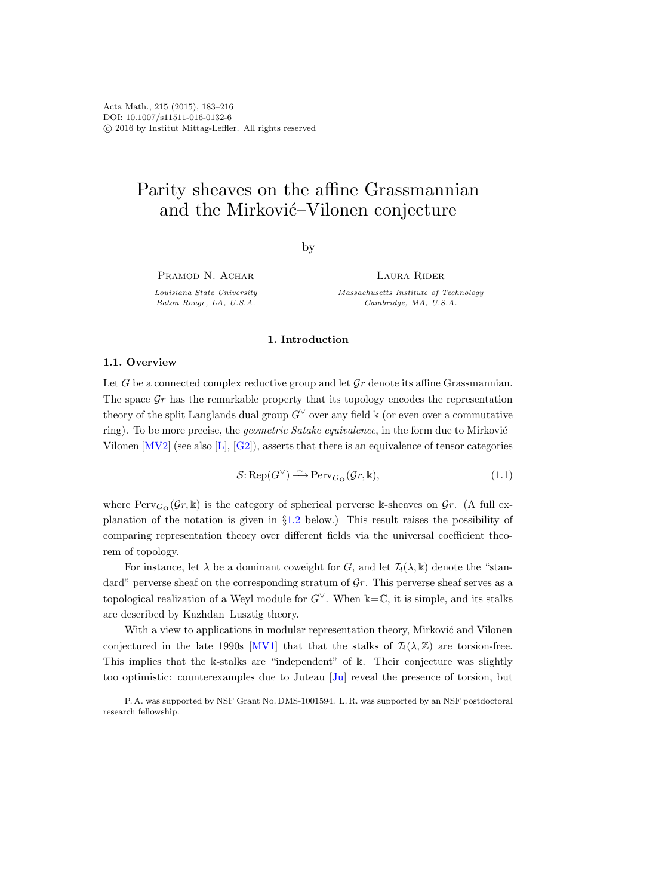Acta Math., 215 (2015), 183–216
DOI: 10.1007/s11511-016-0132-6
© 2016 by Institut Mittag-Leffler. All rights reserved

# Parity sheaves on the affine Grassmannian and the Mirković–Vilonen conjecture

by

Pramod N. Achar
*Louisiana State University*
*Baton Rouge, LA, U.S.A.*

Laura Rider
*Massachusetts Institute of Technology*
*Cambridge, MA, U.S.A.*

## 1. Introduction

### 1.1. Overview

Let $G$ be a connected complex reductive group and let $\mathcal{G}r$ denote its affine Grassmannian. The space $\mathcal{G}r$ has the remarkable property that its topology encodes the representation theory of the split Langlands dual group $G^\vee$ over any field $\Bbbk$ (or even over a commutative ring). To be more precise, the *geometric Satake equivalence*, in the form due to Mirković–Vilonen [MV2] (see also [L], [G2]), asserts that there is an equivalence of tensor categories

$$\mathcal{S}\colon \mathrm{Rep}(G^\vee) \xrightarrow{\sim} \mathrm{Perv}_{G_{\mathbf{O}}}(\mathcal{G}r, \Bbbk), \tag{1.1}$$

where $\mathrm{Perv}_{G_{\mathbf{O}}}(\mathcal{G}r, \Bbbk)$ is the category of spherical perverse $\Bbbk$-sheaves on $\mathcal{G}r$. (A full explanation of the notation is given in §1.2 below.) This result raises the possibility of comparing representation theory over different fields via the universal coefficient theorem of topology.

For instance, let $\lambda$ be a dominant coweight for $G$, and let $\mathcal{I}_!(\lambda, \Bbbk)$ denote the "standard" perverse sheaf on the corresponding stratum of $\mathcal{G}r$. This perverse sheaf serves as a topological realization of a Weyl module for $G^\vee$. When $\Bbbk=\mathbb{C}$, it is simple, and its stalks are described by Kazhdan–Lusztig theory.

With a view to applications in modular representation theory, Mirković and Vilonen conjectured in the late 1990s [MV1] that that the stalks of $\mathcal{I}_!(\lambda, \mathbb{Z})$ are torsion-free. This implies that the $\Bbbk$-stalks are "independent" of $\Bbbk$. Their conjecture was slightly too optimistic: counterexamples due to Juteau [Ju] reveal the presence of torsion, but

P. A. was supported by NSF Grant No. DMS-1001594. L. R. was supported by an NSF postdoctoral research fellowship.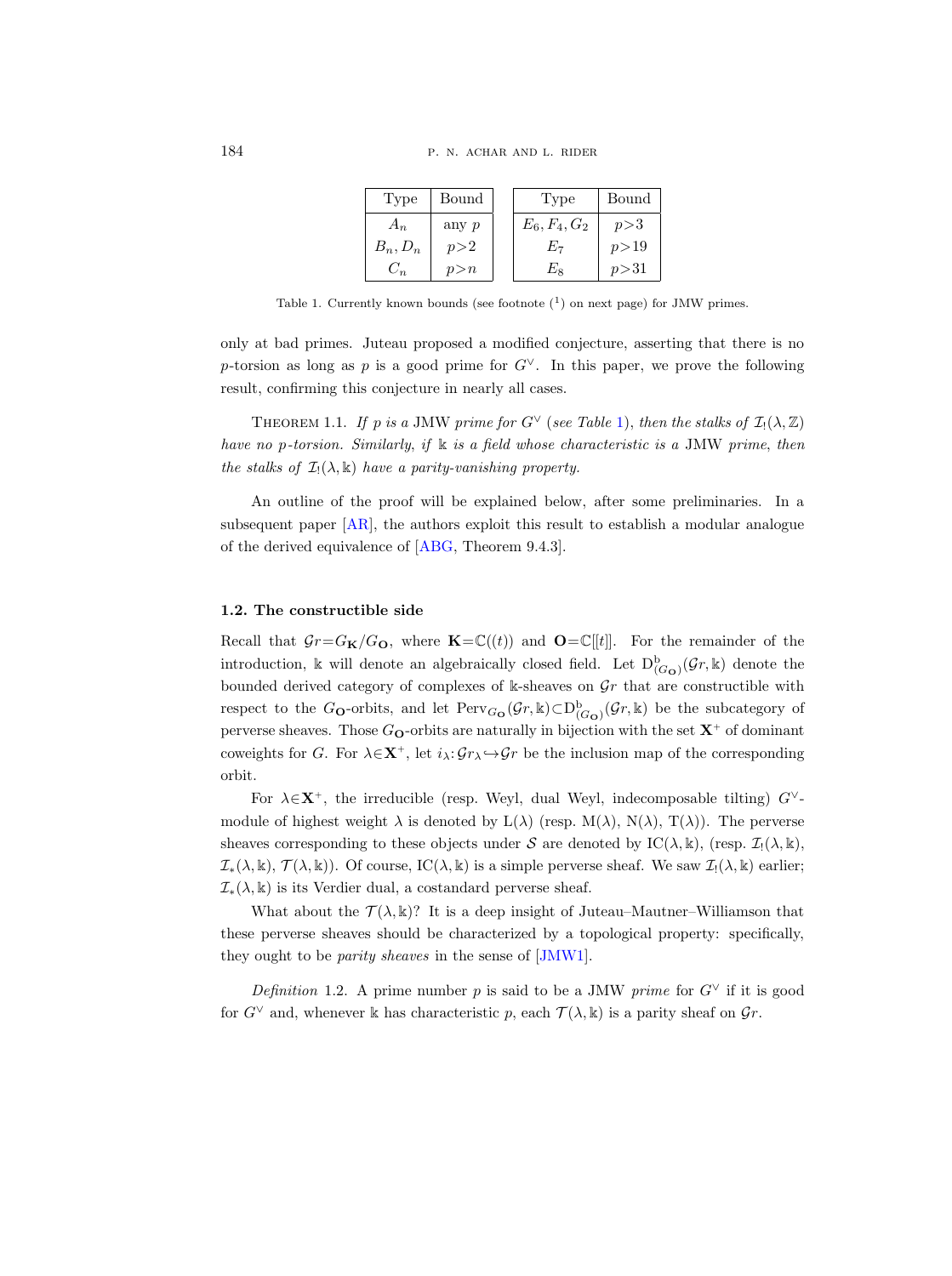| Type | Bound | | Type | Bound |
|---|---|---|---|---|
| $A_n$ | any $p$ | | $E_6, F_4, G_2$ | $p>3$ |
| $B_n, D_n$ | $p>2$ | | $E_7$ | $p>19$ |
| $C_n$ | $p>n$ | | $E_8$ | $p>31$ |

Table 1. Currently known bounds (see footnote (1) on next page) for JMW primes.

only at bad primes. Juteau proposed a modified conjecture, asserting that there is no $p$-torsion as long as $p$ is a good prime for $G^\vee$. In this paper, we prove the following result, confirming this conjecture in nearly all cases.

THEOREM 1.1. *If $p$ is a* JMW *prime for $G^\vee$ (see Table 1), then the stalks of $\mathcal{I}_!(\lambda, \mathbb{Z})$ have no $p$-torsion. Similarly, if $\Bbbk$ is a field whose characteristic is a* JMW *prime, then the stalks of $\mathcal{I}_!(\lambda, \Bbbk)$ have a parity-vanishing property.*

An outline of the proof will be explained below, after some preliminaries. In a subsequent paper [AR], the authors exploit this result to establish a modular analogue of the derived equivalence of [ABG, Theorem 9.4.3].

### 1.2. The constructible side

Recall that $\mathcal{G}r = G_{\mathbf{K}}/G_{\mathbf{O}}$, where $\mathbf{K} = \mathbb{C}((t))$ and $\mathbf{O} = \mathbb{C}[[t]]$. For the remainder of the introduction, $\Bbbk$ will denote an algebraically closed field. Let $\mathrm{D}^{\mathrm{b}}_{(G_{\mathbf{O}})}(\mathcal{G}r, \Bbbk)$ denote the bounded derived category of complexes of $\Bbbk$-sheaves on $\mathcal{G}r$ that are constructible with respect to the $G_{\mathbf{O}}$-orbits, and let $\mathrm{Perv}_{G_{\mathbf{O}}}(\mathcal{G}r, \Bbbk) \subset \mathrm{D}^{\mathrm{b}}_{(G_{\mathbf{O}})}(\mathcal{G}r, \Bbbk)$ be the subcategory of perverse sheaves. Those $G_{\mathbf{O}}$-orbits are naturally in bijection with the set $\mathbf{X}^+$ of dominant coweights for $G$. For $\lambda \in \mathbf{X}^+$, let $i_\lambda : \mathcal{G}r_\lambda \hookrightarrow \mathcal{G}r$ be the inclusion map of the corresponding orbit.

For $\lambda \in \mathbf{X}^+$, the irreducible (resp. Weyl, dual Weyl, indecomposable tilting) $G^\vee$-module of highest weight $\lambda$ is denoted by $\mathrm{L}(\lambda)$ (resp. $\mathrm{M}(\lambda)$, $\mathrm{N}(\lambda)$, $\mathrm{T}(\lambda)$). The perverse sheaves corresponding to these objects under $\mathcal{S}$ are denoted by $\mathrm{IC}(\lambda, \Bbbk)$, (resp. $\mathcal{I}_!(\lambda, \Bbbk)$, $\mathcal{I}_*(\lambda, \Bbbk)$, $\mathcal{T}(\lambda, \Bbbk)$). Of course, $\mathrm{IC}(\lambda, \Bbbk)$ is a simple perverse sheaf. We saw $\mathcal{I}_!(\lambda, \Bbbk)$ earlier; $\mathcal{I}_*(\lambda, \Bbbk)$ is its Verdier dual, a costandard perverse sheaf.

What about the $\mathcal{T}(\lambda, \Bbbk)$? It is a deep insight of Juteau–Mautner–Williamson that these perverse sheaves should be characterized by a topological property: specifically, they ought to be *parity sheaves* in the sense of [JMW1].

*Definition* 1.2. A prime number $p$ is said to be a JMW *prime* for $G^\vee$ if it is good for $G^\vee$ and, whenever $\Bbbk$ has characteristic $p$, each $\mathcal{T}(\lambda, \Bbbk)$ is a parity sheaf on $\mathcal{G}r$.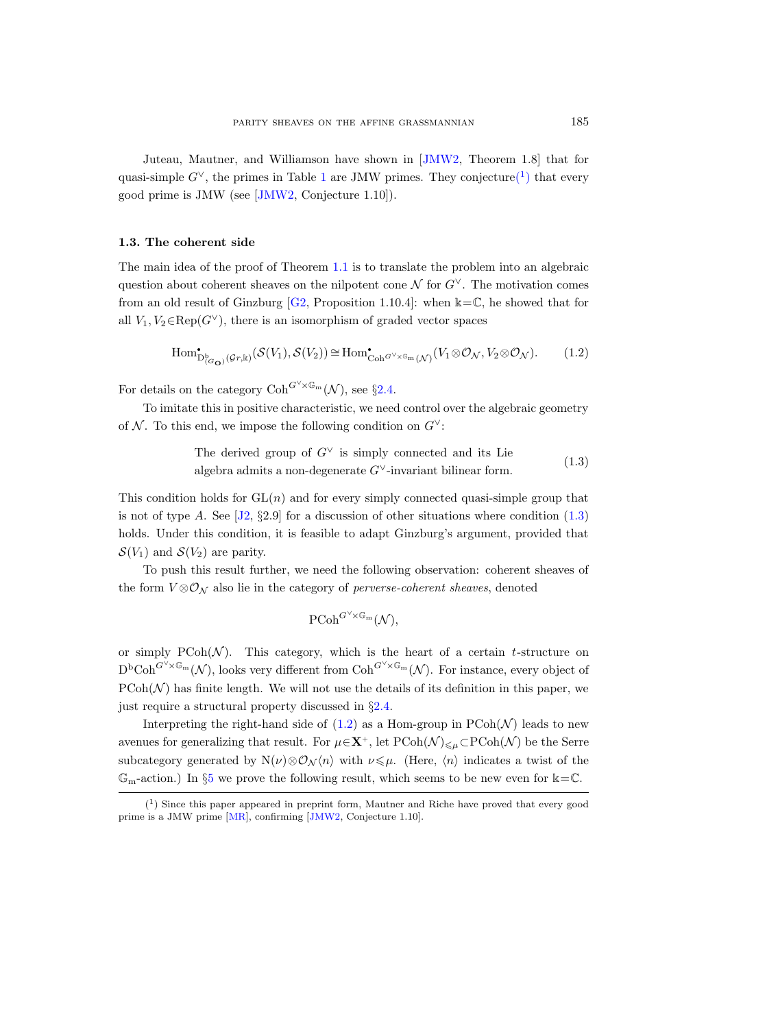Juteau, Mautner, and Williamson have shown in [JMW2, Theorem 1.8] that for quasi-simple $G^\vee$, the primes in Table 1 are JMW primes. They conjecture[1] that every good prime is JMW (see [JMW2, Conjecture 1.10]).

### 1.3. The coherent side

The main idea of the proof of Theorem 1.1 is to translate the problem into an algebraic question about coherent sheaves on the nilpotent cone $\mathcal{N}$ for $G^\vee$. The motivation comes from an old result of Ginzburg [G2, Proposition 1.10.4]: when $\Bbbk=\mathbb{C}$, he showed that for all $V_1, V_2 \in \mathrm{Rep}(G^\vee)$, there is an isomorphism of graded vector spaces

$$\mathrm{Hom}^\bullet_{\mathrm{D}^{\mathrm{b}}_{(G_{\mathbf{O}})}(\mathcal{G}r,\Bbbk)}(\mathcal{S}(V_1), \mathcal{S}(V_2)) \cong \mathrm{Hom}^\bullet_{\mathrm{Coh}^{G^\vee \times \mathbb{G}_{\mathrm{m}}}(\mathcal{N})}(V_1 \otimes \mathcal{O}_{\mathcal{N}}, V_2 \otimes \mathcal{O}_{\mathcal{N}}). \tag{1.2}$$

For details on the category $\mathrm{Coh}^{G^\vee \times \mathbb{G}_{\mathrm{m}}}(\mathcal{N})$, see §2.4.

To imitate this in positive characteristic, we need control over the algebraic geometry of $\mathcal{N}$. To this end, we impose the following condition on $G^\vee$:

$$\text{The derived group of } G^\vee \text{ is simply connected and its Lie algebra admits a non-degenerate } G^\vee\text{-invariant bilinear form.} \tag{1.3}$$

This condition holds for $\mathrm{GL}(n)$ and for every simply connected quasi-simple group that is not of type $A$. See [J2, §2.9] for a discussion of other situations where condition (1.3) holds. Under this condition, it is feasible to adapt Ginzburg's argument, provided that $\mathcal{S}(V_1)$ and $\mathcal{S}(V_2)$ are parity.

To push this result further, we need the following observation: coherent sheaves of the form $V \otimes \mathcal{O}_{\mathcal{N}}$ also lie in the category of *perverse-coherent sheaves*, denoted

$$\mathrm{PCoh}^{G^\vee \times \mathbb{G}_{\mathrm{m}}}(\mathcal{N}),$$

or simply $\mathrm{PCoh}(\mathcal{N})$. This category, which is the heart of a certain $t$-structure on $\mathrm{D}^{\mathrm{b}}\mathrm{Coh}^{G^\vee \times \mathbb{G}_{\mathrm{m}}}(\mathcal{N})$, looks very different from $\mathrm{Coh}^{G^\vee \times \mathbb{G}_{\mathrm{m}}}(\mathcal{N})$. For instance, every object of $\mathrm{PCoh}(\mathcal{N})$ has finite length. We will not use the details of its definition in this paper, we just require a structural property discussed in §2.4.

Interpreting the right-hand side of (1.2) as a Hom-group in $\mathrm{PCoh}(\mathcal{N})$ leads to new avenues for generalizing that result. For $\mu \in \mathbf{X}^+$, let $\mathrm{PCoh}(\mathcal{N})_{\leqslant \mu} \subset \mathrm{PCoh}(\mathcal{N})$ be the Serre subcategory generated by $\mathrm{N}(\nu) \otimes \mathcal{O}_{\mathcal{N}}\langle n \rangle$ with $\nu \leqslant \mu$. (Here, $\langle n \rangle$ indicates a twist of the $\mathbb{G}_{\mathrm{m}}$-action.) In §5 we prove the following result, which seems to be new even for $\Bbbk=\mathbb{C}$.

---

[1] Since this paper appeared in preprint form, Mautner and Riche have proved that every good prime is a JMW prime [MR], confirming [JMW2, Conjecture 1.10].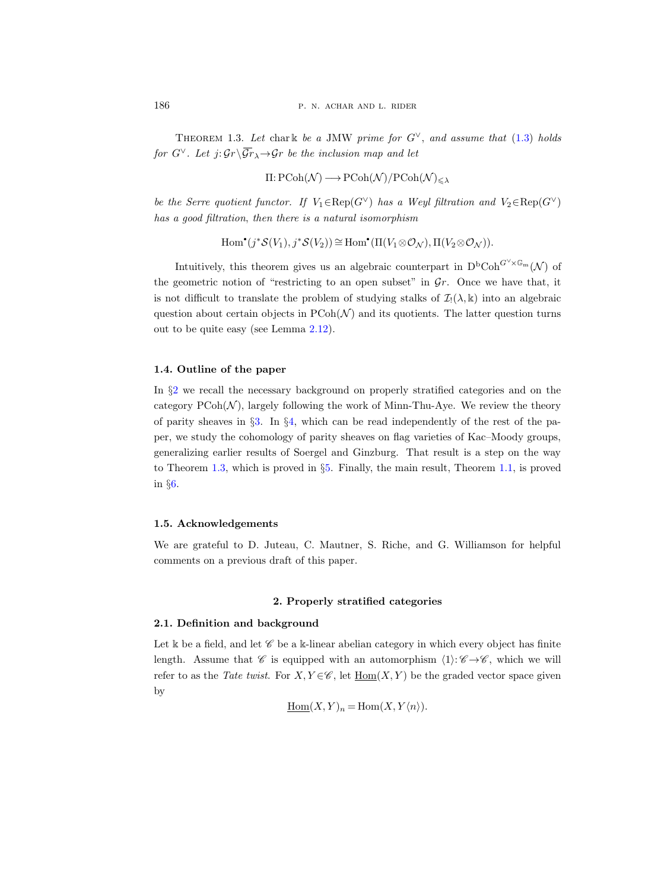THEOREM 1.3. *Let* $\operatorname{char} \Bbbk$ *be a* JMW *prime for* $G^\vee$, *and assume that* (1.3) *holds for* $G^\vee$. *Let* $j: \mathcal{G}r \setminus \overline{\mathcal{G}r}_\lambda \to \mathcal{G}r$ *be the inclusion map and let*

$$\Pi: \mathrm{PCoh}(\mathcal{N}) \longrightarrow \mathrm{PCoh}(\mathcal{N})/\mathrm{PCoh}(\mathcal{N})_{\leqslant \lambda}$$

*be the Serre quotient functor. If* $V_1 \in \mathrm{Rep}(G^\vee)$ *has a Weyl filtration and* $V_2 \in \mathrm{Rep}(G^\vee)$ *has a good filtration, then there is a natural isomorphism*

$$\mathrm{Hom}^\bullet(j^*\mathcal{S}(V_1), j^*\mathcal{S}(V_2)) \cong \mathrm{Hom}^\bullet(\Pi(V_1 \otimes \mathcal{O}_\mathcal{N}), \Pi(V_2 \otimes \mathcal{O}_\mathcal{N})).$$

Intuitively, this theorem gives us an algebraic counterpart in $\mathrm{D^bCoh}^{G^\vee \times \mathbb{G}_\mathrm{m}}(\mathcal{N})$ of the geometric notion of "restricting to an open subset" in $\mathcal{G}r$. Once we have that, it is not difficult to translate the problem of studying stalks of $\mathcal{I}_!(\lambda, \Bbbk)$ into an algebraic question about certain objects in $\mathrm{PCoh}(\mathcal{N})$ and its quotients. The latter question turns out to be quite easy (see Lemma 2.12).

### 1.4. Outline of the paper

In §2 we recall the necessary background on properly stratified categories and on the category $\mathrm{PCoh}(\mathcal{N})$, largely following the work of Minn-Thu-Aye. We review the theory of parity sheaves in §3. In §4, which can be read independently of the rest of the paper, we study the cohomology of parity sheaves on flag varieties of Kac–Moody groups, generalizing earlier results of Soergel and Ginzburg. That result is a step on the way to Theorem 1.3, which is proved in §5. Finally, the main result, Theorem 1.1, is proved in §6.

### 1.5. Acknowledgements

We are grateful to D. Juteau, C. Mautner, S. Riche, and G. Williamson for helpful comments on a previous draft of this paper.

## 2. Properly stratified categories

### 2.1. Definition and background

Let $\Bbbk$ be a field, and let $\mathscr{C}$ be a $\Bbbk$-linear abelian category in which every object has finite length. Assume that $\mathscr{C}$ is equipped with an automorphism $\langle 1 \rangle: \mathscr{C} \to \mathscr{C}$, which we will refer to as the *Tate twist*. For $X, Y \in \mathscr{C}$, let $\underline{\mathrm{Hom}}(X, Y)$ be the graded vector space given by

$$\underline{\mathrm{Hom}}(X, Y)_n = \mathrm{Hom}(X, Y\langle n \rangle).$$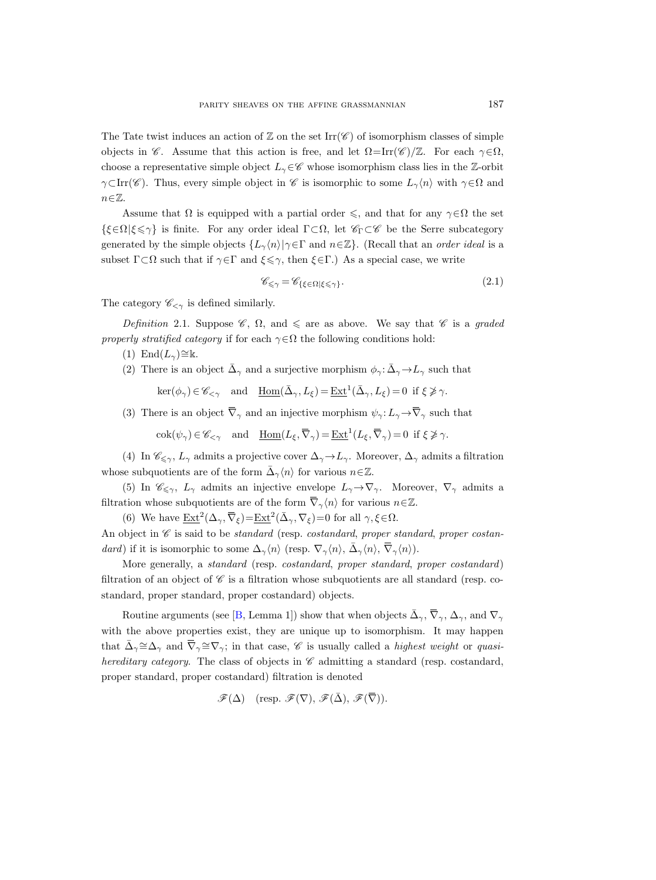The Tate twist induces an action of $\mathbb{Z}$ on the set $\mathrm{Irr}(\mathscr{C})$ of isomorphism classes of simple objects in $\mathscr{C}$. Assume that this action is free, and let $\Omega = \mathrm{Irr}(\mathscr{C})/\mathbb{Z}$. For each $\gamma \in \Omega$, choose a representative simple object $L_\gamma \in \mathscr{C}$ whose isomorphism class lies in the $\mathbb{Z}$-orbit $\gamma \subset \mathrm{Irr}(\mathscr{C})$. Thus, every simple object in $\mathscr{C}$ is isomorphic to some $L_\gamma\langle n\rangle$ with $\gamma \in \Omega$ and $n \in \mathbb{Z}$.

Assume that $\Omega$ is equipped with a partial order $\leqslant$, and that for any $\gamma \in \Omega$ the set $\{\xi \in \Omega \mid \xi \leqslant \gamma\}$ is finite. For any order ideal $\Gamma \subset \Omega$, let $\mathscr{C}_\Gamma \subset \mathscr{C}$ be the Serre subcategory generated by the simple objects $\{L_\gamma\langle n\rangle \mid \gamma \in \Gamma \text{ and } n \in \mathbb{Z}\}$. (Recall that an *order ideal* is a subset $\Gamma \subset \Omega$ such that if $\gamma \in \Gamma$ and $\xi \leqslant \gamma$, then $\xi \in \Gamma$.) As a special case, we write

$$\mathscr{C}_{\leqslant \gamma} = \mathscr{C}_{\{\xi \in \Omega \mid \xi \leqslant \gamma\}}. \tag{2.1}$$

The category $\mathscr{C}_{<\gamma}$ is defined similarly.

*Definition* 2.1. Suppose $\mathscr{C}$, $\Omega$, and $\leqslant$ are as above. We say that $\mathscr{C}$ is a *graded properly stratified category* if for each $\gamma \in \Omega$ the following conditions hold:

(1) $\mathrm{End}(L_\gamma) \cong \Bbbk$.

(2) There is an object $\bar{\Delta}_\gamma$ and a surjective morphism $\phi_\gamma : \bar{\Delta}_\gamma \to L_\gamma$ such that

$$\ker(\phi_\gamma) \in \mathscr{C}_{<\gamma} \quad \text{and} \quad \underline{\mathrm{Hom}}(\bar{\Delta}_\gamma, L_\xi) = \underline{\mathrm{Ext}}^1(\bar{\Delta}_\gamma, L_\xi) = 0 \ \text{ if } \xi \not\geqslant \gamma.$$

(3) There is an object $\overline{\nabla}_\gamma$ and an injective morphism $\psi_\gamma : L_\gamma \to \overline{\nabla}_\gamma$ such that

$$\mathrm{cok}(\psi_\gamma) \in \mathscr{C}_{<\gamma} \quad \text{and} \quad \underline{\mathrm{Hom}}(L_\xi, \overline{\nabla}_\gamma) = \underline{\mathrm{Ext}}^1(L_\xi, \overline{\nabla}_\gamma) = 0 \ \text{ if } \xi \not\geqslant \gamma.$$

(4) In $\mathscr{C}_{\leqslant\gamma}$, $L_\gamma$ admits a projective cover $\Delta_\gamma \to L_\gamma$. Moreover, $\Delta_\gamma$ admits a filtration whose subquotients are of the form $\bar{\Delta}_\gamma\langle n\rangle$ for various $n \in \mathbb{Z}$.

(5) In $\mathscr{C}_{\leqslant\gamma}$, $L_\gamma$ admits an injective envelope $L_\gamma \to \nabla_\gamma$. Moreover, $\nabla_\gamma$ admits a filtration whose subquotients are of the form $\overline{\nabla}_\gamma\langle n\rangle$ for various $n \in \mathbb{Z}$.

(6) We have $\underline{\mathrm{Ext}}^2(\Delta_\gamma, \overline{\nabla}_\xi) = \underline{\mathrm{Ext}}^2(\bar{\Delta}_\gamma, \nabla_\xi) = 0$ for all $\gamma, \xi \in \Omega$.

An object in $\mathscr{C}$ is said to be *standard* (resp. *costandard*, *proper standard*, *proper costandard*) if it is isomorphic to some $\Delta_\gamma\langle n\rangle$ (resp. $\nabla_\gamma\langle n\rangle$, $\bar{\Delta}_\gamma\langle n\rangle$, $\overline{\nabla}_\gamma\langle n\rangle$).

More generally, a *standard* (resp. *costandard*, *proper standard*, *proper costandard*) filtration of an object of $\mathscr{C}$ is a filtration whose subquotients are all standard (resp. costandard, proper standard, proper costandard) objects.

Routine arguments (see [B, Lemma 1]) show that when objects $\bar{\Delta}_\gamma$, $\overline{\nabla}_\gamma$, $\Delta_\gamma$, and $\nabla_\gamma$ with the above properties exist, they are unique up to isomorphism. It may happen that $\bar{\Delta}_\gamma \cong \Delta_\gamma$ and $\overline{\nabla}_\gamma \cong \nabla_\gamma$; in that case, $\mathscr{C}$ is usually called a *highest weight* or *quasi-hereditary category*. The class of objects in $\mathscr{C}$ admitting a standard (resp. costandard, proper standard, proper costandard) filtration is denoted

$$\mathscr{F}(\Delta) \quad (\text{resp. } \mathscr{F}(\nabla),\ \mathscr{F}(\bar{\Delta}),\ \mathscr{F}(\overline{\nabla})).$$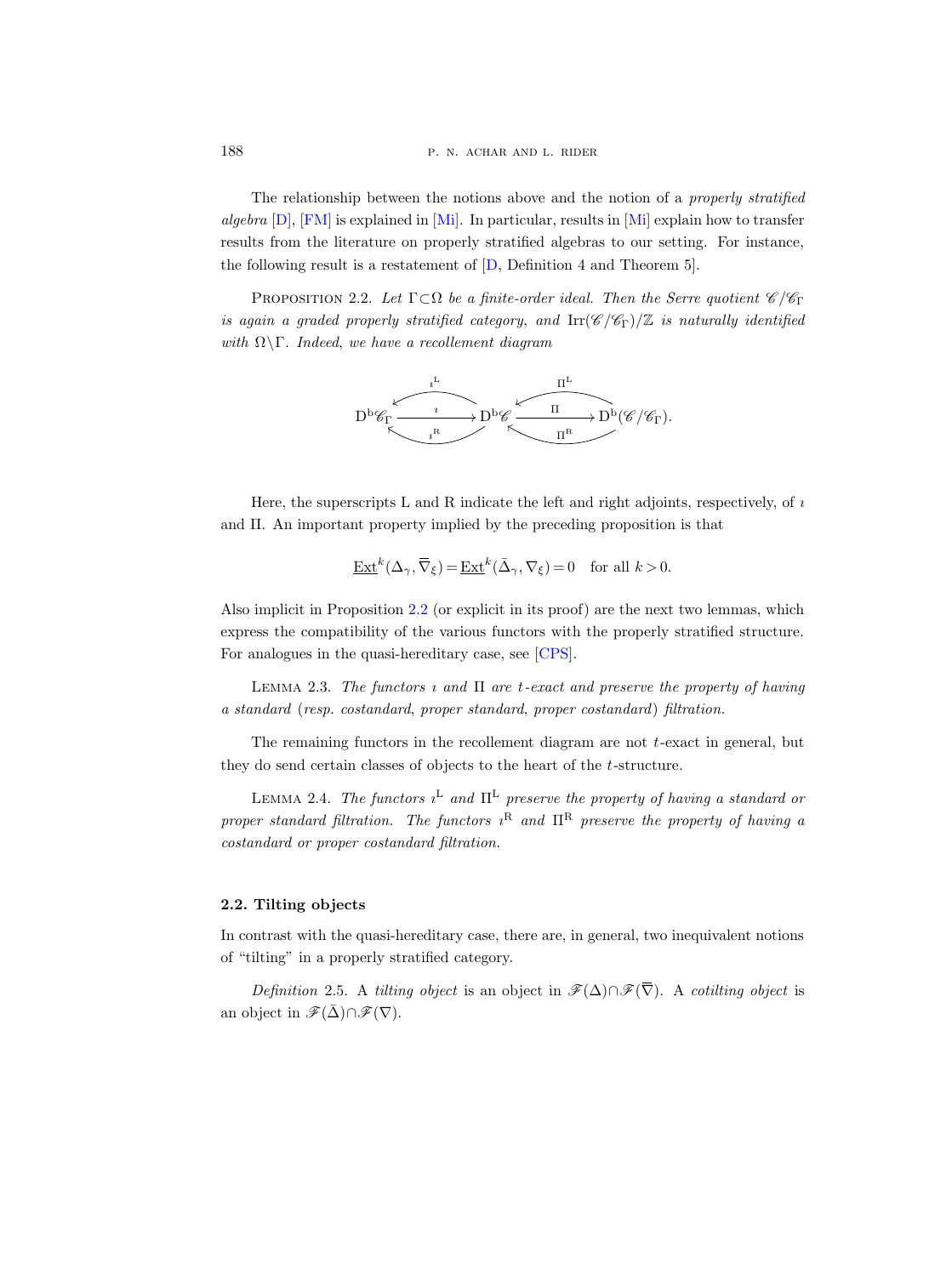The relationship between the notions above and the notion of a *properly stratified algebra* [D], [FM] is explained in [Mi]. In particular, results in [Mi] explain how to transfer results from the literature on properly stratified algebras to our setting. For instance, the following result is a restatement of [D, Definition 4 and Theorem 5].

Proposition 2.2. *Let $\Gamma \subset \Omega$ be a finite-order ideal. Then the Serre quotient $\mathscr{C}/\mathscr{C}_\Gamma$ is again a graded properly stratified category, and $\mathrm{Irr}(\mathscr{C}/\mathscr{C}_\Gamma)/\mathbb{Z}$ is naturally identified with $\Omega \backslash \Gamma$. Indeed, we have a recollement diagram*

$$\mathrm{D^b}\mathscr{C}_\Gamma \xrightarrow{\;\imath\;} \mathrm{D^b}\mathscr{C} \xrightarrow{\;\Pi\;} \mathrm{D^b}(\mathscr{C}/\mathscr{C}_\Gamma).$$

(with left adjoints $\imath^{\mathrm{L}}$, $\Pi^{\mathrm{L}}$ and right adjoints $\imath^{\mathrm{R}}$, $\Pi^{\mathrm{R}}$ pointing in the reverse direction)

Here, the superscripts L and R indicate the left and right adjoints, respectively, of $\imath$ and $\Pi$. An important property implied by the preceding proposition is that

$$\underline{\mathrm{Ext}}^k(\Delta_\gamma, \overline{\nabla}_\xi) = \underline{\mathrm{Ext}}^k(\bar{\Delta}_\gamma, \nabla_\xi) = 0 \quad \text{for all } k > 0.$$

Also implicit in Proposition 2.2 (or explicit in its proof) are the next two lemmas, which express the compatibility of the various functors with the properly stratified structure. For analogues in the quasi-hereditary case, see [CPS].

Lemma 2.3. *The functors $\imath$ and $\Pi$ are $t$-exact and preserve the property of having a standard (resp. costandard, proper standard, proper costandard) filtration.*

The remaining functors in the recollement diagram are not $t$-exact in general, but they do send certain classes of objects to the heart of the $t$-structure.

Lemma 2.4. *The functors $\imath^{\mathrm{L}}$ and $\Pi^{\mathrm{L}}$ preserve the property of having a standard or proper standard filtration. The functors $\imath^{\mathrm{R}}$ and $\Pi^{\mathrm{R}}$ preserve the property of having a costandard or proper costandard filtration.*

## 2.2. Tilting objects

In contrast with the quasi-hereditary case, there are, in general, two inequivalent notions of "tilting" in a properly stratified category.

*Definition* 2.5. A *tilting object* is an object in $\mathscr{F}(\Delta) \cap \mathscr{F}(\overline{\nabla})$. A *cotilting object* is an object in $\mathscr{F}(\bar{\Delta}) \cap \mathscr{F}(\nabla)$.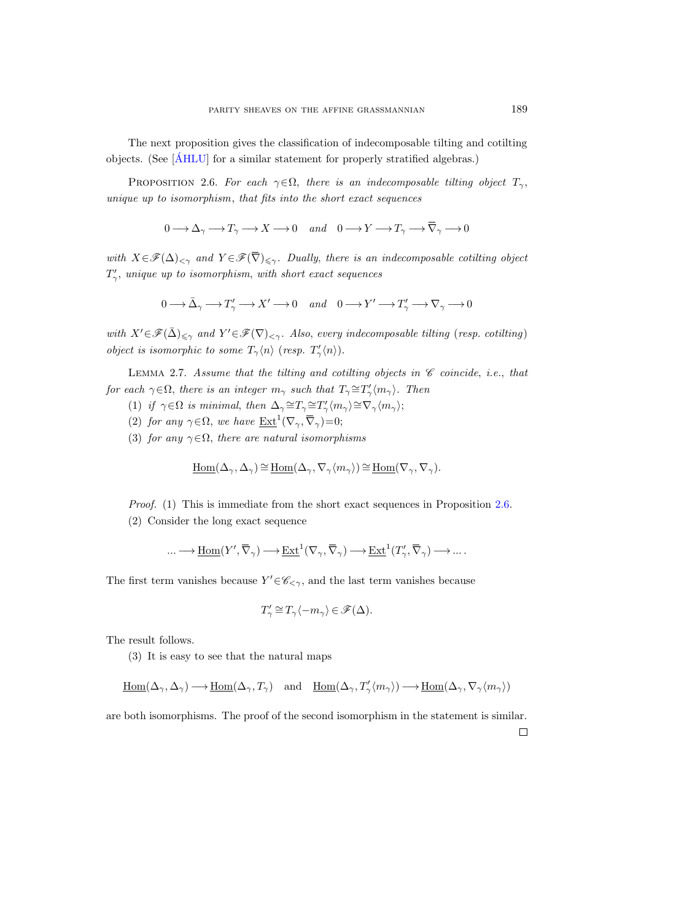The next proposition gives the classification of indecomposable tilting and cotilting objects. (See [ÁHLU] for a similar statement for properly stratified algebras.)

Proposition 2.6. *For each* $\gamma \in \Omega$, *there is an indecomposable tilting object* $T_\gamma$, *unique up to isomorphism*, *that fits into the short exact sequences*

$$0 \longrightarrow \Delta_\gamma \longrightarrow T_\gamma \longrightarrow X \longrightarrow 0 \quad \textit{and} \quad 0 \longrightarrow Y \longrightarrow T_\gamma \longrightarrow \overline{\overline{\nabla}}_\gamma \longrightarrow 0$$

*with* $X \in \mathscr{F}(\Delta)_{<\gamma}$ *and* $Y \in \mathscr{F}(\overline{\overline{\nabla}})_{\leqslant \gamma}$. *Dually, there is an indecomposable cotilting object* $T'_\gamma$, *unique up to isomorphism, with short exact sequences*

$$0 \longrightarrow \bar{\Delta}_\gamma \longrightarrow T'_\gamma \longrightarrow X' \longrightarrow 0 \quad \textit{and} \quad 0 \longrightarrow Y' \longrightarrow T'_\gamma \longrightarrow \nabla_\gamma \longrightarrow 0$$

*with* $X' \in \mathscr{F}(\bar{\Delta})_{\leqslant \gamma}$ *and* $Y' \in \mathscr{F}(\nabla)_{<\gamma}$. *Also, every indecomposable tilting* (*resp. cotilting*) *object is isomorphic to some* $T_\gamma\langle n\rangle$ (*resp.* $T'_\gamma\langle n\rangle$).

Lemma 2.7. *Assume that the tilting and cotilting objects in* $\mathscr{C}$ *coincide*, *i.e.*, *that for each* $\gamma \in \Omega$, *there is an integer* $m_\gamma$ *such that* $T_\gamma \cong T'_\gamma\langle m_\gamma\rangle$. *Then*

(1) *if* $\gamma \in \Omega$ *is minimal*, *then* $\Delta_\gamma \cong T_\gamma \cong T'_\gamma\langle m_\gamma\rangle \cong \nabla_\gamma\langle m_\gamma\rangle$;

(2) *for any* $\gamma \in \Omega$, *we have* $\underline{\mathrm{Ext}}^1(\nabla_\gamma, \overline{\overline{\nabla}}_\gamma) = 0$;

(3) *for any* $\gamma \in \Omega$, *there are natural isomorphisms*

$$\underline{\mathrm{Hom}}(\Delta_\gamma, \Delta_\gamma) \cong \underline{\mathrm{Hom}}(\Delta_\gamma, \nabla_\gamma\langle m_\gamma\rangle) \cong \underline{\mathrm{Hom}}(\nabla_\gamma, \nabla_\gamma).$$

*Proof.* (1) This is immediate from the short exact sequences in Proposition 2.6.

(2) Consider the long exact sequence

$$\ldots \longrightarrow \underline{\mathrm{Hom}}(Y', \overline{\overline{\nabla}}_\gamma) \longrightarrow \underline{\mathrm{Ext}}^1(\nabla_\gamma, \overline{\overline{\nabla}}_\gamma) \longrightarrow \underline{\mathrm{Ext}}^1(T'_\gamma, \overline{\overline{\nabla}}_\gamma) \longrightarrow \ldots.$$

The first term vanishes because $Y' \in \mathscr{C}_{<\gamma}$, and the last term vanishes because

$$T'_\gamma \cong T_\gamma\langle -m_\gamma\rangle \in \mathscr{F}(\Delta).$$

The result follows.

(3) It is easy to see that the natural maps

$$\underline{\mathrm{Hom}}(\Delta_\gamma, \Delta_\gamma) \longrightarrow \underline{\mathrm{Hom}}(\Delta_\gamma, T_\gamma) \quad \text{and} \quad \underline{\mathrm{Hom}}(\Delta_\gamma, T'_\gamma\langle m_\gamma\rangle) \longrightarrow \underline{\mathrm{Hom}}(\Delta_\gamma, \nabla_\gamma\langle m_\gamma\rangle)$$

are both isomorphisms. The proof of the second isomorphism in the statement is similar. □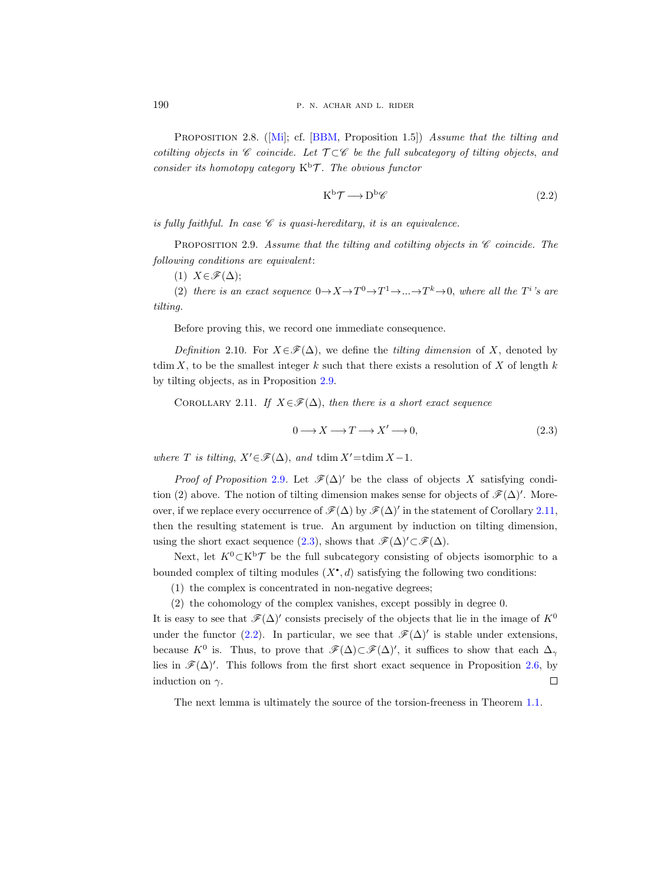**Proposition 2.8.** ([Mi]; cf. [BBM, Proposition 1.5]) *Assume that the tilting and cotilting objects in $\mathscr{C}$ coincide. Let $\mathcal{T} \subset \mathscr{C}$ be the full subcategory of tilting objects, and consider its homotopy category $\mathrm{K^b}\mathcal{T}$. The obvious functor*

$$\mathrm{K^b}\mathcal{T} \longrightarrow \mathrm{D^b}\mathscr{C} \tag{2.2}$$

*is fully faithful. In case $\mathscr{C}$ is quasi-hereditary, it is an equivalence.*

**Proposition 2.9.** *Assume that the tilting and cotilting objects in $\mathscr{C}$ coincide. The following conditions are equivalent*:

(1) $X \in \mathscr{F}(\Delta)$;

(2) *there is an exact sequence $0 \to X \to T^0 \to T^1 \to \ldots \to T^k \to 0$, where all the $T^i$'s are tilting.*

Before proving this, we record one immediate consequence.

*Definition* 2.10. For $X \in \mathscr{F}(\Delta)$, we define the *tilting dimension* of $X$, denoted by $\operatorname{tdim} X$, to be the smallest integer $k$ such that there exists a resolution of $X$ of length $k$ by tilting objects, as in Proposition 2.9.

**Corollary 2.11.** *If $X \in \mathscr{F}(\Delta)$, then there is a short exact sequence*

$$0 \longrightarrow X \longrightarrow T \longrightarrow X' \longrightarrow 0, \tag{2.3}$$

*where $T$ is tilting, $X' \in \mathscr{F}(\Delta)$, and $\operatorname{tdim} X' = \operatorname{tdim} X - 1$.*

*Proof of Proposition* 2.9. Let $\mathscr{F}(\Delta)'$ be the class of objects $X$ satisfying condition (2) above. The notion of tilting dimension makes sense for objects of $\mathscr{F}(\Delta)'$. Moreover, if we replace every occurrence of $\mathscr{F}(\Delta)$ by $\mathscr{F}(\Delta)'$ in the statement of Corollary 2.11, then the resulting statement is true. An argument by induction on tilting dimension, using the short exact sequence (2.3), shows that $\mathscr{F}(\Delta)' \subset \mathscr{F}(\Delta)$.

Next, let $K^0 \subset \mathrm{K^b}\mathcal{T}$ be the full subcategory consisting of objects isomorphic to a bounded complex of tilting modules $(X^\bullet, d)$ satisfying the following two conditions:

(1) the complex is concentrated in non-negative degrees;

(2) the cohomology of the complex vanishes, except possibly in degree 0.

It is easy to see that $\mathscr{F}(\Delta)'$ consists precisely of the objects that lie in the image of $K^0$ under the functor (2.2). In particular, we see that $\mathscr{F}(\Delta)'$ is stable under extensions, because $K^0$ is. Thus, to prove that $\mathscr{F}(\Delta) \subset \mathscr{F}(\Delta)'$, it suffices to show that each $\Delta_\gamma$ lies in $\mathscr{F}(\Delta)'$. This follows from the first short exact sequence in Proposition 2.6, by induction on $\gamma$. $\square$

The next lemma is ultimately the source of the torsion-freeness in Theorem 1.1.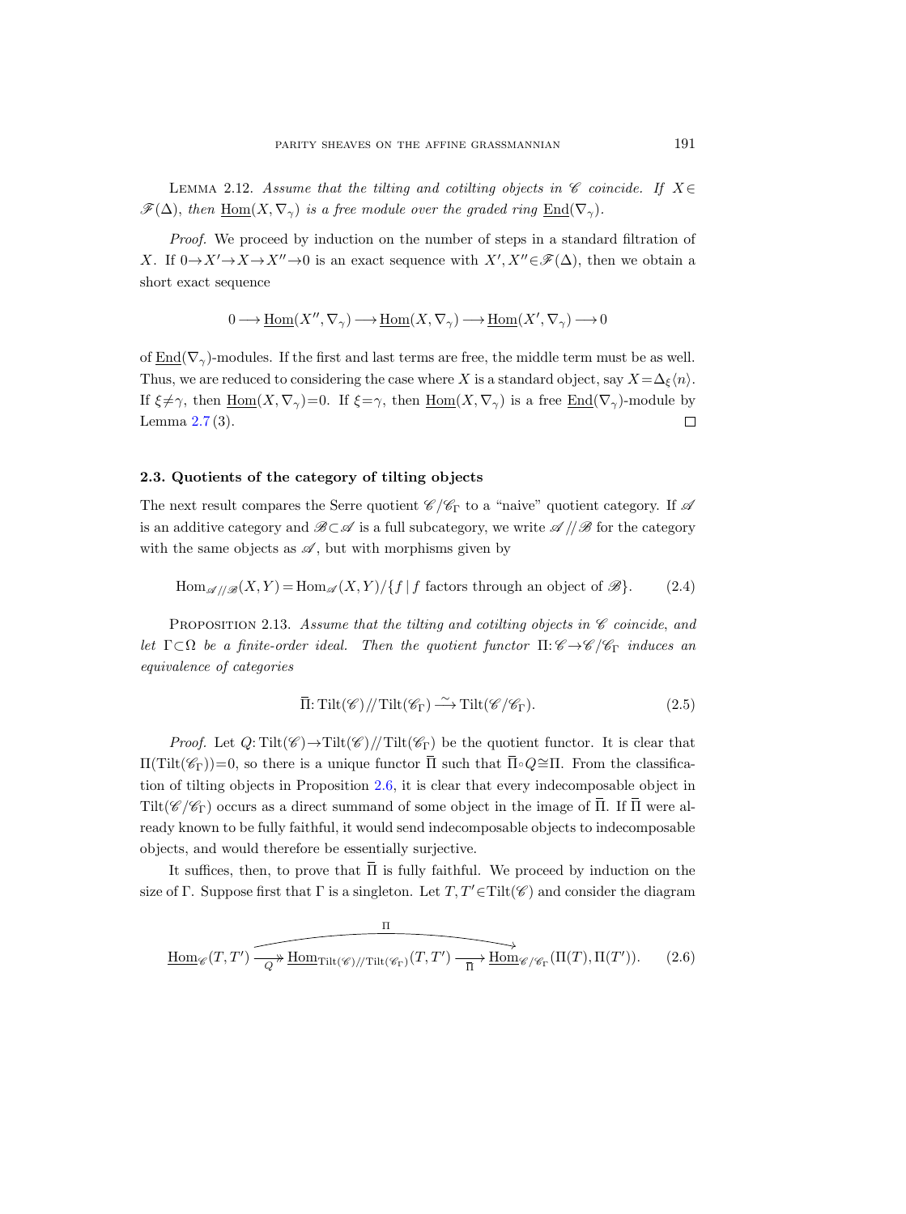Lemma 2.12. *Assume that the tilting and cotilting objects in $\mathscr{C}$ coincide. If $X \in \mathscr{F}(\Delta)$, then $\underline{\mathrm{Hom}}(X, \nabla_\gamma)$ is a free module over the graded ring $\underline{\mathrm{End}}(\nabla_\gamma)$.*

*Proof.* We proceed by induction on the number of steps in a standard filtration of $X$. If $0 \to X' \to X \to X'' \to 0$ is an exact sequence with $X', X'' \in \mathscr{F}(\Delta)$, then we obtain a short exact sequence

$$0 \longrightarrow \underline{\mathrm{Hom}}(X'', \nabla_\gamma) \longrightarrow \underline{\mathrm{Hom}}(X, \nabla_\gamma) \longrightarrow \underline{\mathrm{Hom}}(X', \nabla_\gamma) \longrightarrow 0$$

of $\underline{\mathrm{End}}(\nabla_\gamma)$-modules. If the first and last terms are free, the middle term must be as well. Thus, we are reduced to considering the case where $X$ is a standard object, say $X = \Delta_\xi\langle n \rangle$. If $\xi \neq \gamma$, then $\underline{\mathrm{Hom}}(X, \nabla_\gamma) = 0$. If $\xi = \gamma$, then $\underline{\mathrm{Hom}}(X, \nabla_\gamma)$ is a free $\underline{\mathrm{End}}(\nabla_\gamma)$-module by Lemma 2.7 (3). $\square$

### 2.3. Quotients of the category of tilting objects

The next result compares the Serre quotient $\mathscr{C}/\mathscr{C}_\Gamma$ to a "naive" quotient category. If $\mathscr{A}$ is an additive category and $\mathscr{B} \subset \mathscr{A}$ is a full subcategory, we write $\mathscr{A} /\!/ \mathscr{B}$ for the category with the same objects as $\mathscr{A}$, but with morphisms given by

$$\mathrm{Hom}_{\mathscr{A}/\!/\mathscr{B}}(X, Y) = \mathrm{Hom}_{\mathscr{A}}(X, Y)/\{f \mid f \text{ factors through an object of } \mathscr{B}\}. \tag{2.4}$$

Proposition 2.13. *Assume that the tilting and cotilting objects in $\mathscr{C}$ coincide, and let $\Gamma \subset \Omega$ be a finite-order ideal. Then the quotient functor $\Pi: \mathscr{C} \to \mathscr{C}/\mathscr{C}_\Gamma$ induces an equivalence of categories*

$$\overline{\Pi}: \mathrm{Tilt}(\mathscr{C}) /\!/ \mathrm{Tilt}(\mathscr{C}_\Gamma) \xrightarrow{\sim} \mathrm{Tilt}(\mathscr{C}/\mathscr{C}_\Gamma). \tag{2.5}$$

*Proof.* Let $Q: \mathrm{Tilt}(\mathscr{C}) \to \mathrm{Tilt}(\mathscr{C}) /\!/ \mathrm{Tilt}(\mathscr{C}_\Gamma)$ be the quotient functor. It is clear that $\Pi(\mathrm{Tilt}(\mathscr{C}_\Gamma)) = 0$, so there is a unique functor $\overline{\Pi}$ such that $\overline{\Pi} \circ Q \cong \Pi$. From the classification of tilting objects in Proposition 2.6, it is clear that every indecomposable object in $\mathrm{Tilt}(\mathscr{C}/\mathscr{C}_\Gamma)$ occurs as a direct summand of some object in the image of $\overline{\Pi}$. If $\overline{\Pi}$ were already known to be fully faithful, it would send indecomposable objects to indecomposable objects, and would therefore be essentially surjective.

It suffices, then, to prove that $\overline{\Pi}$ is fully faithful. We proceed by induction on the size of $\Gamma$. Suppose first that $\Gamma$ is a singleton. Let $T, T' \in \mathrm{Tilt}(\mathscr{C})$ and consider the diagram

$$\underline{\mathrm{Hom}}_{\mathscr{C}}(T, T') \xrightarrow[Q]{} \underline{\mathrm{Hom}}_{\mathrm{Tilt}(\mathscr{C})/\!/\mathrm{Tilt}(\mathscr{C}_\Gamma)}(T, T') \xrightarrow[\overline{\Pi}]{} \underline{\mathrm{Hom}}_{\mathscr{C}/\mathscr{C}_\Gamma}(\Pi(T), \Pi(T')). \tag{2.6}$$

(where the composite of the two arrows is $\Pi$, and $Q$ is surjective.)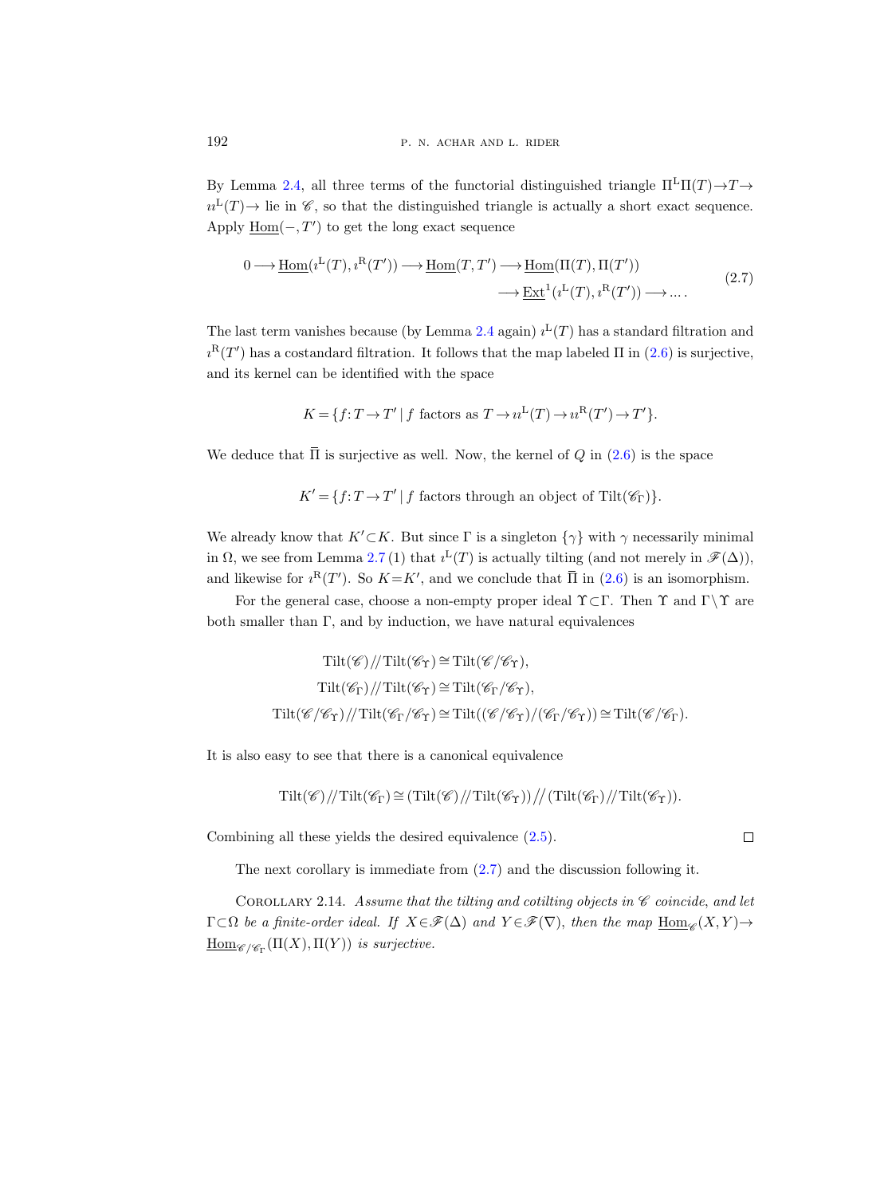By Lemma 2.4, all three terms of the functorial distinguished triangle $\Pi^{\mathrm{L}}\Pi(T)\to T\to \imath\imath^{\mathrm{L}}(T)\to$ lie in $\mathscr{C}$, so that the distinguished triangle is actually a short exact sequence. Apply $\underline{\mathrm{Hom}}(-,T')$ to get the long exact sequence

$$
\begin{aligned}
0 \longrightarrow \underline{\mathrm{Hom}}(\imath^{\mathrm{L}}(T), \imath^{\mathrm{R}}(T')) \longrightarrow \underline{\mathrm{Hom}}(T,T') \longrightarrow \underline{\mathrm{Hom}}(\Pi(T),\Pi(T'))& \\
\longrightarrow \underline{\mathrm{Ext}}^1(\imath^{\mathrm{L}}(T), \imath^{\mathrm{R}}(T')) \longrightarrow \dots .&
\end{aligned}
\tag{2.7}
$$

The last term vanishes because (by Lemma 2.4 again) $\imath^{\mathrm{L}}(T)$ has a standard filtration and $\imath^{\mathrm{R}}(T')$ has a costandard filtration. It follows that the map labeled $\Pi$ in (2.6) is surjective, and its kernel can be identified with the space

$$
K = \{f\colon T\to T' \mid f \text{ factors as } T\to \imath\imath^{\mathrm{L}}(T)\to \imath\imath^{\mathrm{R}}(T')\to T'\}.
$$

We deduce that $\overline{\Pi}$ is surjective as well. Now, the kernel of $Q$ in (2.6) is the space

$$
K' = \{f\colon T\to T' \mid f \text{ factors through an object of } \mathrm{Tilt}(\mathscr{C}_\Gamma)\}.
$$

We already know that $K'\subset K$. But since $\Gamma$ is a singleton $\{\gamma\}$ with $\gamma$ necessarily minimal in $\Omega$, we see from Lemma 2.7 (1) that $\imath^{\mathrm{L}}(T)$ is actually tilting (and not merely in $\mathscr{F}(\Delta)$), and likewise for $\imath^{\mathrm{R}}(T')$. So $K=K'$, and we conclude that $\overline{\Pi}$ in (2.6) is an isomorphism.

For the general case, choose a non-empty proper ideal $\Upsilon\subset\Gamma$. Then $\Upsilon$ and $\Gamma\setminus\Upsilon$ are both smaller than $\Gamma$, and by induction, we have natural equivalences

$$
\begin{aligned}
\mathrm{Tilt}(\mathscr{C})/\!/\mathrm{Tilt}(\mathscr{C}_\Upsilon) &\cong \mathrm{Tilt}(\mathscr{C}/\mathscr{C}_\Upsilon),\\
\mathrm{Tilt}(\mathscr{C}_\Gamma)/\!/\mathrm{Tilt}(\mathscr{C}_\Upsilon) &\cong \mathrm{Tilt}(\mathscr{C}_\Gamma/\mathscr{C}_\Upsilon),\\
\mathrm{Tilt}(\mathscr{C}/\mathscr{C}_\Upsilon)/\!/\mathrm{Tilt}(\mathscr{C}_\Gamma/\mathscr{C}_\Upsilon) &\cong \mathrm{Tilt}((\mathscr{C}/\mathscr{C}_\Upsilon)/(\mathscr{C}_\Gamma/\mathscr{C}_\Upsilon)) \cong \mathrm{Tilt}(\mathscr{C}/\mathscr{C}_\Gamma).
\end{aligned}
$$

It is also easy to see that there is a canonical equivalence

$$
\mathrm{Tilt}(\mathscr{C})/\!/\mathrm{Tilt}(\mathscr{C}_\Gamma) \cong (\mathrm{Tilt}(\mathscr{C})/\!/\mathrm{Tilt}(\mathscr{C}_\Upsilon))/\!/(\mathrm{Tilt}(\mathscr{C}_\Gamma)/\!/\mathrm{Tilt}(\mathscr{C}_\Upsilon)).
$$

Combining all these yields the desired equivalence (2.5). ∎

The next corollary is immediate from (2.7) and the discussion following it.

Corollary 2.14. *Assume that the tilting and cotilting objects in $\mathscr{C}$ coincide, and let $\Gamma\subset\Omega$ be a finite-order ideal. If $X\in\mathscr{F}(\Delta)$ and $Y\in\mathscr{F}(\nabla)$, then the map $\underline{\mathrm{Hom}}_{\mathscr{C}}(X,Y)\to \underline{\mathrm{Hom}}_{\mathscr{C}/\mathscr{C}_\Gamma}(\Pi(X),\Pi(Y))$ is surjective.*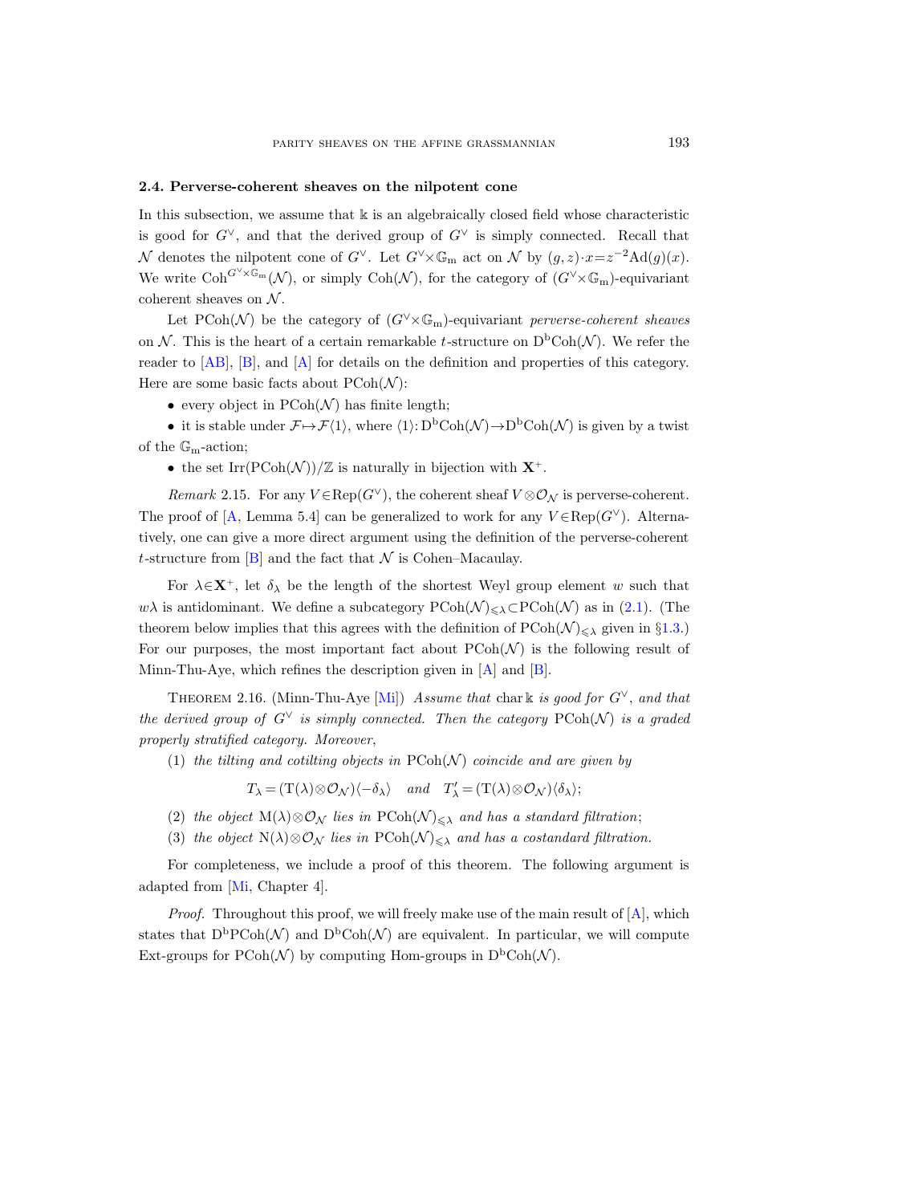### 2.4. Perverse-coherent sheaves on the nilpotent cone

In this subsection, we assume that $\Bbbk$ is an algebraically closed field whose characteristic is good for $G^\vee$, and that the derived group of $G^\vee$ is simply connected. Recall that $\mathcal{N}$ denotes the nilpotent cone of $G^\vee$. Let $G^\vee \times \mathbb{G}_m$ act on $\mathcal{N}$ by $(g,z)\cdot x = z^{-2}\mathrm{Ad}(g)(x)$. We write $\mathrm{Coh}^{G^\vee \times \mathbb{G}_m}(\mathcal{N})$, or simply $\mathrm{Coh}(\mathcal{N})$, for the category of $(G^\vee \times \mathbb{G}_m)$-equivariant coherent sheaves on $\mathcal{N}$.

Let $\mathrm{PCoh}(\mathcal{N})$ be the category of $(G^\vee \times \mathbb{G}_m)$-equivariant *perverse-coherent sheaves* on $\mathcal{N}$. This is the heart of a certain remarkable $t$-structure on $\mathrm{D^bCoh}(\mathcal{N})$. We refer the reader to [AB], [B], and [A] for details on the definition and properties of this category. Here are some basic facts about $\mathrm{PCoh}(\mathcal{N})$:

- every object in $\mathrm{PCoh}(\mathcal{N})$ has finite length;
- it is stable under $\mathcal{F} \mapsto \mathcal{F}\langle 1 \rangle$, where $\langle 1 \rangle : \mathrm{D^bCoh}(\mathcal{N}) \to \mathrm{D^bCoh}(\mathcal{N})$ is given by a twist of the $\mathbb{G}_m$-action;
- the set $\mathrm{Irr}(\mathrm{PCoh}(\mathcal{N}))/\mathbb{Z}$ is naturally in bijection with $\mathbf{X}^+$.

*Remark* 2.15. For any $V \in \mathrm{Rep}(G^\vee)$, the coherent sheaf $V \otimes \mathcal{O}_\mathcal{N}$ is perverse-coherent. The proof of [A, Lemma 5.4] can be generalized to work for any $V \in \mathrm{Rep}(G^\vee)$. Alternatively, one can give a more direct argument using the definition of the perverse-coherent $t$-structure from [B] and the fact that $\mathcal{N}$ is Cohen–Macaulay.

For $\lambda \in \mathbf{X}^+$, let $\delta_\lambda$ be the length of the shortest Weyl group element $w$ such that $w\lambda$ is antidominant. We define a subcategory $\mathrm{PCoh}(\mathcal{N})_{\leqslant \lambda} \subset \mathrm{PCoh}(\mathcal{N})$ as in (2.1). (The theorem below implies that this agrees with the definition of $\mathrm{PCoh}(\mathcal{N})_{\leqslant \lambda}$ given in §1.3.) For our purposes, the most important fact about $\mathrm{PCoh}(\mathcal{N})$ is the following result of Minn-Thu-Aye, which refines the description given in [A] and [B].

THEOREM 2.16. (Minn-Thu-Aye [Mi]) *Assume that* $\operatorname{char} \Bbbk$ *is good for* $G^\vee$, *and that the derived group of* $G^\vee$ *is simply connected. Then the category* $\mathrm{PCoh}(\mathcal{N})$ *is a graded properly stratified category. Moreover,*

(1) *the tilting and cotilting objects in* $\mathrm{PCoh}(\mathcal{N})$ *coincide and are given by*

$$T_\lambda = (\mathrm{T}(\lambda) \otimes \mathcal{O}_\mathcal{N})\langle -\delta_\lambda \rangle \quad \textit{and} \quad T'_\lambda = (\mathrm{T}(\lambda) \otimes \mathcal{O}_\mathcal{N})\langle \delta_\lambda \rangle;$$

(2) *the object* $\mathrm{M}(\lambda) \otimes \mathcal{O}_\mathcal{N}$ *lies in* $\mathrm{PCoh}(\mathcal{N})_{\leqslant \lambda}$ *and has a standard filtration*;

(3) *the object* $\mathrm{N}(\lambda) \otimes \mathcal{O}_\mathcal{N}$ *lies in* $\mathrm{PCoh}(\mathcal{N})_{\leqslant \lambda}$ *and has a costandard filtration.*

For completeness, we include a proof of this theorem. The following argument is adapted from [Mi, Chapter 4].

*Proof.* Throughout this proof, we will freely make use of the main result of [A], which states that $\mathrm{D^bPCoh}(\mathcal{N})$ and $\mathrm{D^bCoh}(\mathcal{N})$ are equivalent. In particular, we will compute Ext-groups for $\mathrm{PCoh}(\mathcal{N})$ by computing Hom-groups in $\mathrm{D^bCoh}(\mathcal{N})$.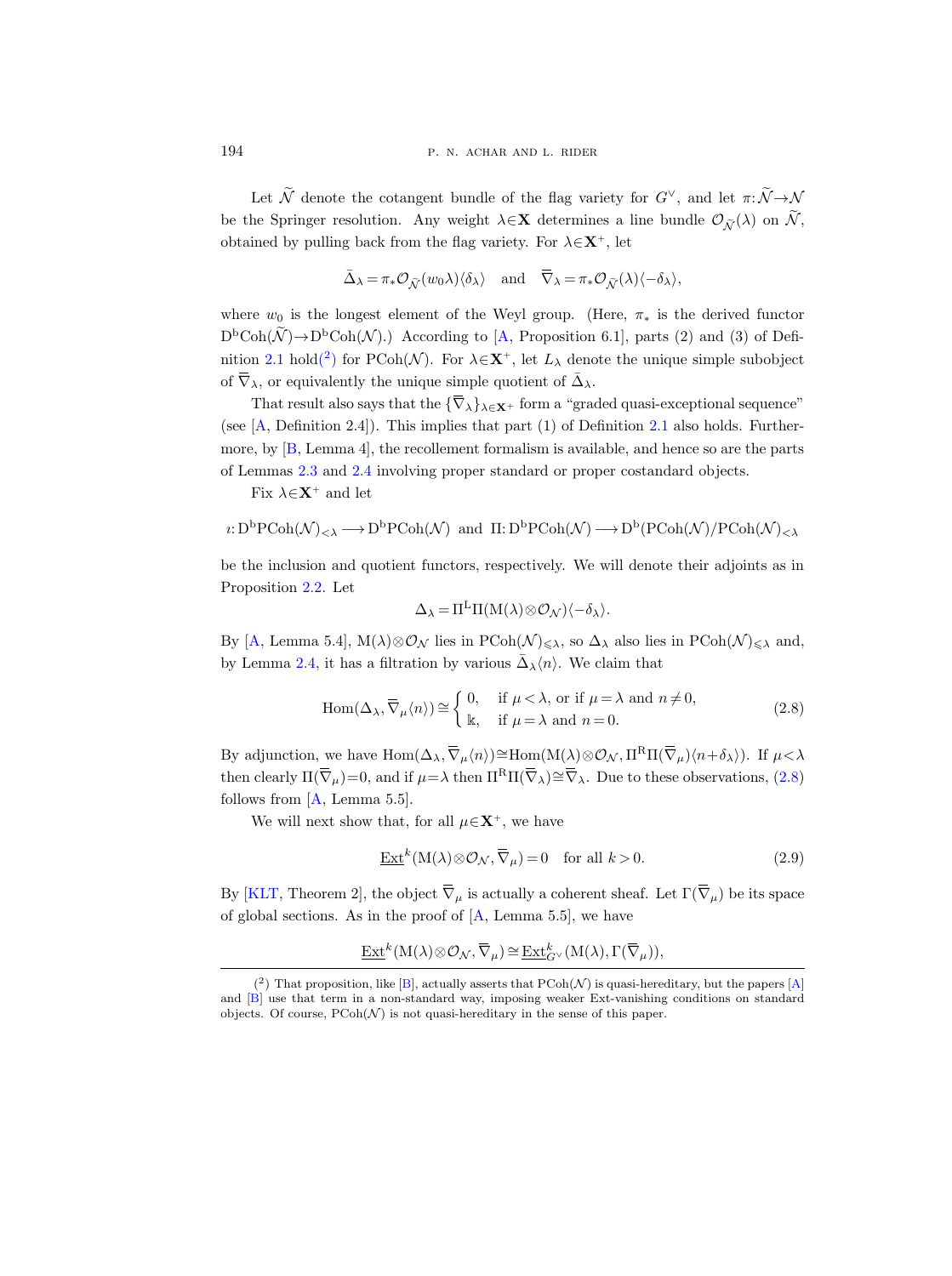Let $\widetilde{\mathcal{N}}$ denote the cotangent bundle of the flag variety for $G^\vee$, and let $\pi\colon \widetilde{\mathcal{N}} \to \mathcal{N}$ be the Springer resolution. Any weight $\lambda \in \mathbf{X}$ determines a line bundle $\mathcal{O}_{\widetilde{\mathcal{N}}}(\lambda)$ on $\widetilde{\mathcal{N}}$, obtained by pulling back from the flag variety. For $\lambda \in \mathbf{X}^+$, let

$$\bar{\Delta}_\lambda = \pi_* \mathcal{O}_{\widetilde{\mathcal{N}}}(w_0\lambda)\langle \delta_\lambda\rangle \quad \text{and} \quad \overline{\nabla}_\lambda = \pi_* \mathcal{O}_{\widetilde{\mathcal{N}}}(\lambda)\langle -\delta_\lambda\rangle,$$

where $w_0$ is the longest element of the Weyl group. (Here, $\pi_*$ is the derived functor $\mathrm{D^b Coh}(\widetilde{\mathcal{N}}) \to \mathrm{D^b Coh}(\mathcal{N})$.) According to [A, Proposition 6.1], parts (2) and (3) of Definition 2.1 hold[2] for $\mathrm{PCoh}(\mathcal{N})$. For $\lambda \in \mathbf{X}^+$, let $L_\lambda$ denote the unique simple subobject of $\overline{\nabla}_\lambda$, or equivalently the unique simple quotient of $\bar{\Delta}_\lambda$.

That result also says that the $\{\overline{\nabla}_\lambda\}_{\lambda \in \mathbf{X}^+}$ form a "graded quasi-exceptional sequence" (see [A, Definition 2.4]). This implies that part (1) of Definition 2.1 also holds. Furthermore, by [B, Lemma 4], the recollement formalism is available, and hence so are the parts of Lemmas 2.3 and 2.4 involving proper standard or proper costandard objects.

Fix $\lambda \in \mathbf{X}^+$ and let

$$\imath\colon \mathrm{D^b PCoh}(\mathcal{N})_{<\lambda} \longrightarrow \mathrm{D^b PCoh}(\mathcal{N}) \quad \text{and} \quad \Pi\colon \mathrm{D^b PCoh}(\mathcal{N}) \longrightarrow \mathrm{D^b}(\mathrm{PCoh}(\mathcal{N})/\mathrm{PCoh}(\mathcal{N})_{<\lambda}$$

be the inclusion and quotient functors, respectively. We will denote their adjoints as in Proposition 2.2. Let

$$\Delta_\lambda = \Pi^{\mathrm{L}}\Pi(\mathrm{M}(\lambda) \otimes \mathcal{O}_{\mathcal{N}})\langle -\delta_\lambda\rangle.$$

By [A, Lemma 5.4], $\mathrm{M}(\lambda) \otimes \mathcal{O}_{\mathcal{N}}$ lies in $\mathrm{PCoh}(\mathcal{N})_{\leqslant \lambda}$, so $\Delta_\lambda$ also lies in $\mathrm{PCoh}(\mathcal{N})_{\leqslant\lambda}$ and, by Lemma 2.4, it has a filtration by various $\bar{\Delta}_\lambda\langle n\rangle$. We claim that

$$\mathrm{Hom}(\Delta_\lambda, \overline{\nabla}_\mu\langle n\rangle) \cong \begin{cases} 0, & \text{if } \mu < \lambda, \text{ or if } \mu = \lambda \text{ and } n \neq 0, \\ \Bbbk, & \text{if } \mu = \lambda \text{ and } n = 0. \end{cases} \tag{2.8}$$

By adjunction, we have $\mathrm{Hom}(\Delta_\lambda, \overline{\nabla}_\mu\langle n\rangle) \cong \mathrm{Hom}(\mathrm{M}(\lambda) \otimes \mathcal{O}_{\mathcal{N}}, \Pi^{\mathrm{R}}\Pi(\overline{\nabla}_\mu)\langle n + \delta_\lambda\rangle)$. If $\mu < \lambda$ then clearly $\Pi(\overline{\nabla}_\mu) = 0$, and if $\mu = \lambda$ then $\Pi^{\mathrm{R}}\Pi(\overline{\nabla}_\lambda) \cong \overline{\nabla}_\lambda$. Due to these observations, (2.8) follows from [A, Lemma 5.5].

We will next show that, for all $\mu \in \mathbf{X}^+$, we have

$$\underline{\mathrm{Ext}}^k(\mathrm{M}(\lambda) \otimes \mathcal{O}_{\mathcal{N}}, \overline{\nabla}_\mu) = 0 \quad \text{for all } k > 0. \tag{2.9}$$

By [KLT, Theorem 2], the object $\overline{\nabla}_\mu$ is actually a coherent sheaf. Let $\Gamma(\overline{\nabla}_\mu)$ be its space of global sections. As in the proof of [A, Lemma 5.5], we have

$$\underline{\mathrm{Ext}}^k(\mathrm{M}(\lambda) \otimes \mathcal{O}_{\mathcal{N}}, \overline{\nabla}_\mu) \cong \underline{\mathrm{Ext}}^k_{G^\vee}(\mathrm{M}(\lambda), \Gamma(\overline{\nabla}_\mu)),$$

---

[2] That proposition, like [B], actually asserts that $\mathrm{PCoh}(\mathcal{N})$ is quasi-hereditary, but the papers [A] and [B] use that term in a non-standard way, imposing weaker Ext-vanishing conditions on standard objects. Of course, $\mathrm{PCoh}(\mathcal{N})$ is not quasi-hereditary in the sense of this paper.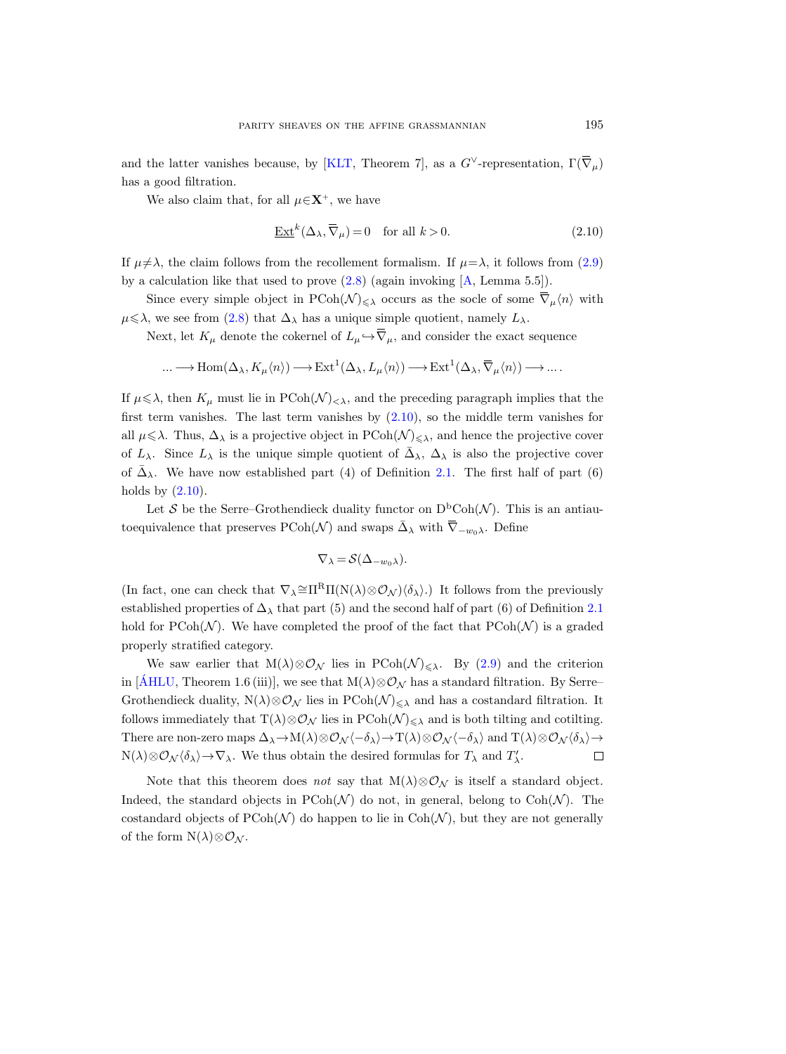and the latter vanishes because, by [KLT, Theorem 7], as a $G^\vee$-representation, $\Gamma(\overline{\overline{\nabla}}_\mu)$ has a good filtration.

We also claim that, for all $\mu \in \mathbf{X}^+$, we have

$$\underline{\mathrm{Ext}}^k(\Delta_\lambda, \overline{\overline{\nabla}}_\mu) = 0 \quad \text{for all } k > 0. \tag{2.10}$$

If $\mu \neq \lambda$, the claim follows from the recollement formalism. If $\mu = \lambda$, it follows from (2.9) by a calculation like that used to prove (2.8) (again invoking [A, Lemma 5.5]).

Since every simple object in $\mathrm{PCoh}(\mathcal{N})_{\leqslant \lambda}$ occurs as the socle of some $\overline{\overline{\nabla}}_\mu\langle n\rangle$ with $\mu \leqslant \lambda$, we see from (2.8) that $\Delta_\lambda$ has a unique simple quotient, namely $L_\lambda$.

Next, let $K_\mu$ denote the cokernel of $L_\mu \hookrightarrow \overline{\overline{\nabla}}_\mu$, and consider the exact sequence

$$\ldots \longrightarrow \mathrm{Hom}(\Delta_\lambda, K_\mu\langle n\rangle) \longrightarrow \mathrm{Ext}^1(\Delta_\lambda, L_\mu\langle n\rangle) \longrightarrow \mathrm{Ext}^1(\Delta_\lambda, \overline{\overline{\nabla}}_\mu\langle n\rangle) \longrightarrow \ldots.$$

If $\mu \leqslant \lambda$, then $K_\mu$ must lie in $\mathrm{PCoh}(\mathcal{N})_{<\lambda}$, and the preceding paragraph implies that the first term vanishes. The last term vanishes by (2.10), so the middle term vanishes for all $\mu \leqslant \lambda$. Thus, $\Delta_\lambda$ is a projective object in $\mathrm{PCoh}(\mathcal{N})_{\leqslant \lambda}$, and hence the projective cover of $L_\lambda$. Since $L_\lambda$ is the unique simple quotient of $\bar{\Delta}_\lambda$, $\Delta_\lambda$ is also the projective cover of $\bar{\Delta}_\lambda$. We have now established part (4) of Definition 2.1. The first half of part (6) holds by (2.10).

Let $\mathcal{S}$ be the Serre–Grothendieck duality functor on $\mathrm{D^b Coh}(\mathcal{N})$. This is an antiautoequivalence that preserves $\mathrm{PCoh}(\mathcal{N})$ and swaps $\bar{\Delta}_\lambda$ with $\overline{\overline{\nabla}}_{-w_0\lambda}$. Define

$$\nabla_\lambda = \mathcal{S}(\Delta_{-w_0\lambda}).$$

(In fact, one can check that $\nabla_\lambda \cong \Pi^{\mathrm{R}}\Pi(\mathrm{N}(\lambda) \otimes \mathcal{O}_\mathcal{N})\langle \delta_\lambda\rangle$.) It follows from the previously established properties of $\Delta_\lambda$ that part (5) and the second half of part (6) of Definition 2.1 hold for $\mathrm{PCoh}(\mathcal{N})$. We have completed the proof of the fact that $\mathrm{PCoh}(\mathcal{N})$ is a graded properly stratified category.

We saw earlier that $\mathrm{M}(\lambda) \otimes \mathcal{O}_\mathcal{N}$ lies in $\mathrm{PCoh}(\mathcal{N})_{\leqslant \lambda}$. By (2.9) and the criterion in [ÁHLU, Theorem 1.6 (iii)], we see that $\mathrm{M}(\lambda) \otimes \mathcal{O}_\mathcal{N}$ has a standard filtration. By Serre–Grothendieck duality, $\mathrm{N}(\lambda) \otimes \mathcal{O}_\mathcal{N}$ lies in $\mathrm{PCoh}(\mathcal{N})_{\leqslant \lambda}$ and has a costandard filtration. It follows immediately that $\mathrm{T}(\lambda) \otimes \mathcal{O}_\mathcal{N}$ lies in $\mathrm{PCoh}(\mathcal{N})_{\leqslant \lambda}$ and is both tilting and cotilting. There are non-zero maps $\Delta_\lambda \to \mathrm{M}(\lambda) \otimes \mathcal{O}_\mathcal{N}\langle -\delta_\lambda\rangle \to \mathrm{T}(\lambda) \otimes \mathcal{O}_\mathcal{N}\langle -\delta_\lambda\rangle$ and $\mathrm{T}(\lambda) \otimes \mathcal{O}_\mathcal{N}\langle \delta_\lambda\rangle \to \mathrm{N}(\lambda) \otimes \mathcal{O}_\mathcal{N}\langle \delta_\lambda\rangle \to \nabla_\lambda$. We thus obtain the desired formulas for $T_\lambda$ and $T'_\lambda$. $\square$

Note that this theorem does *not* say that $\mathrm{M}(\lambda) \otimes \mathcal{O}_\mathcal{N}$ is itself a standard object. Indeed, the standard objects in $\mathrm{PCoh}(\mathcal{N})$ do not, in general, belong to $\mathrm{Coh}(\mathcal{N})$. The costandard objects of $\mathrm{PCoh}(\mathcal{N})$ do happen to lie in $\mathrm{Coh}(\mathcal{N})$, but they are not generally of the form $\mathrm{N}(\lambda) \otimes \mathcal{O}_\mathcal{N}$.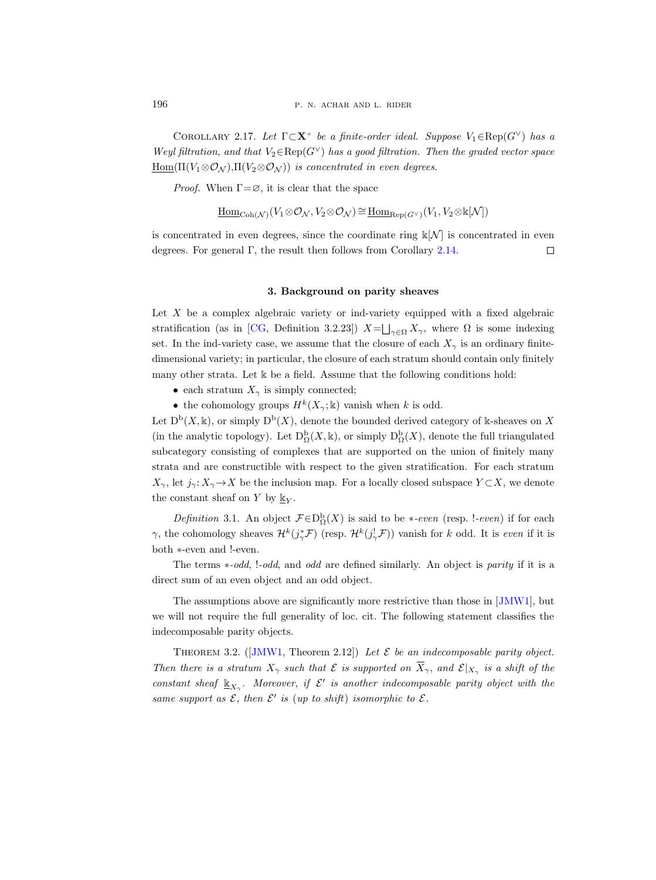Corollary 2.17. *Let $\Gamma\subset\mathbf{X}^+$ be a finite-order ideal. Suppose $V_1\in\mathrm{Rep}(G^\vee)$ has a Weyl filtration, and that $V_2\in\mathrm{Rep}(G^\vee)$ has a good filtration. Then the graded vector space $\underline{\mathrm{Hom}}(\Pi(V_1\otimes\mathcal{O}_\mathcal{N}),\Pi(V_2\otimes\mathcal{O}_\mathcal{N}))$ is concentrated in even degrees.*

*Proof.* When $\Gamma=\varnothing$, it is clear that the space

$$\underline{\mathrm{Hom}}_{\mathrm{Coh}(\mathcal{N})}(V_1\otimes\mathcal{O}_\mathcal{N},V_2\otimes\mathcal{O}_\mathcal{N})\cong\underline{\mathrm{Hom}}_{\mathrm{Rep}(G^\vee)}(V_1,V_2\otimes\Bbbk[\mathcal{N}])$$

is concentrated in even degrees, since the coordinate ring $\Bbbk[\mathcal{N}]$ is concentrated in even degrees. For general $\Gamma$, the result then follows from Corollary 2.14. $\square$

### 3. Background on parity sheaves

Let $X$ be a complex algebraic variety or ind-variety equipped with a fixed algebraic stratification (as in [CG, Definition 3.2.23]) $X=\bigsqcup_{\gamma\in\Omega}X_\gamma$, where $\Omega$ is some indexing set. In the ind-variety case, we assume that the closure of each $X_\gamma$ is an ordinary finite-dimensional variety; in particular, the closure of each stratum should contain only finitely many other strata. Let $\Bbbk$ be a field. Assume that the following conditions hold:

- each stratum $X_\gamma$ is simply connected;
- the cohomology groups $H^k(X_\gamma;\Bbbk)$ vanish when $k$ is odd.

Let $\mathrm{D^b}(X,\Bbbk)$, or simply $\mathrm{D^b}(X)$, denote the bounded derived category of $\Bbbk$-sheaves on $X$ (in the analytic topology). Let $\mathrm{D}^{\mathrm{b}}_\Omega(X,\Bbbk)$, or simply $\mathrm{D}^{\mathrm{b}}_\Omega(X)$, denote the full triangulated subcategory consisting of complexes that are supported on the union of finitely many strata and are constructible with respect to the given stratification. For each stratum $X_\gamma$, let $j_\gamma\colon X_\gamma\to X$ be the inclusion map. For a locally closed subspace $Y\subset X$, we denote the constant sheaf on $Y$ by $\underline{\Bbbk}_Y$.

*Definition* 3.1. An object $\mathcal{F}\in\mathrm{D}^{\mathrm{b}}_\Omega(X)$ is said to be $*$-*even* (resp. $!$-*even*) if for each $\gamma$, the cohomology sheaves $\mathcal{H}^k(j_\gamma^*\mathcal{F})$ (resp. $\mathcal{H}^k(j_\gamma^!\mathcal{F})$) vanish for $k$ odd. It is *even* if it is both $*$-even and $!$-even.

The terms $*$-*odd*, $!$-*odd*, and *odd* are defined similarly. An object is *parity* if it is a direct sum of an even object and an odd object.

The assumptions above are significantly more restrictive than those in [JMW1], but we will not require the full generality of loc. cit. The following statement classifies the indecomposable parity objects.

Theorem 3.2. ([JMW1, Theorem 2.12]) *Let $\mathcal{E}$ be an indecomposable parity object. Then there is a stratum $X_\gamma$ such that $\mathcal{E}$ is supported on $\overline{X}_\gamma$, and $\mathcal{E}|_{X_\gamma}$ is a shift of the constant sheaf $\underline{\Bbbk}_{X_\gamma}$. Moreover, if $\mathcal{E}'$ is another indecomposable parity object with the same support as $\mathcal{E}$, then $\mathcal{E}'$ is (up to shift) isomorphic to $\mathcal{E}$.*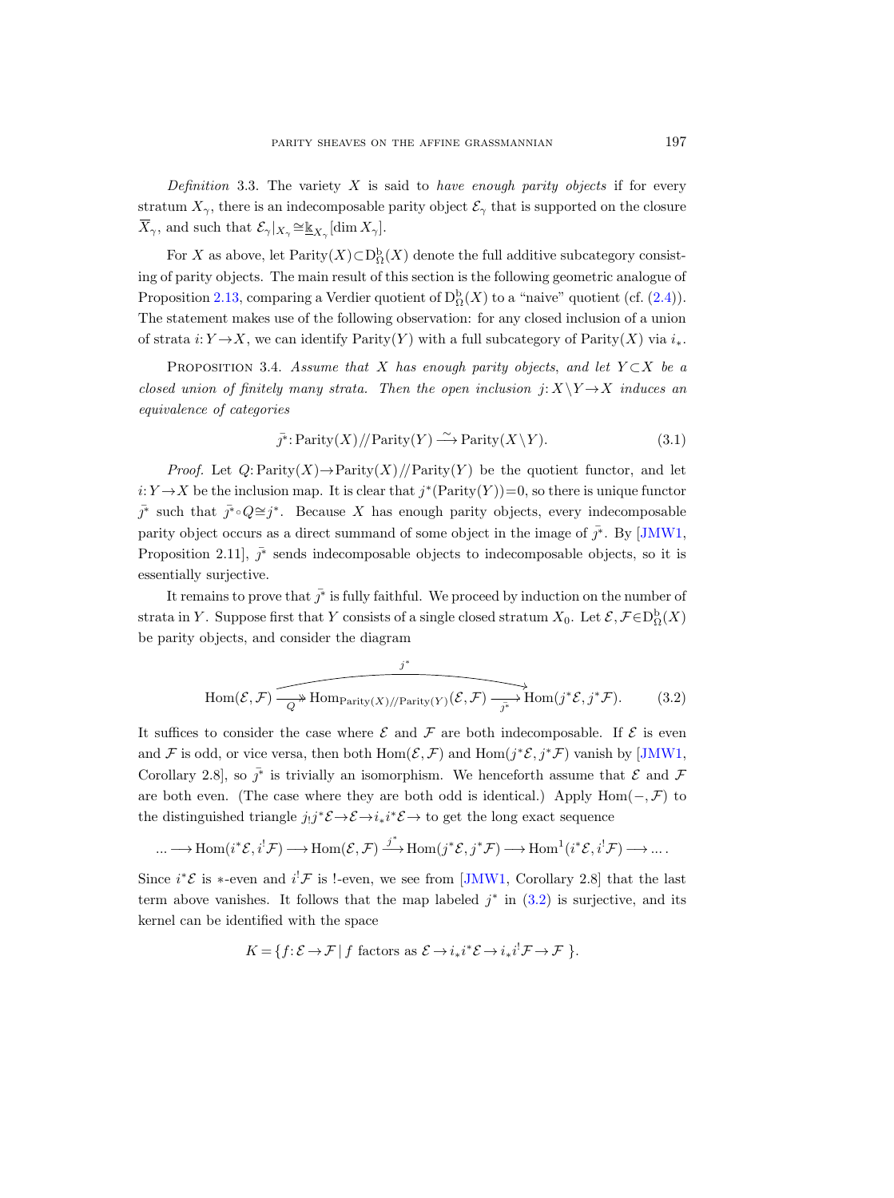*Definition* 3.3. The variety $X$ is said to *have enough parity objects* if for every stratum $X_\gamma$, there is an indecomposable parity object $\mathcal{E}_\gamma$ that is supported on the closure $\overline{X}_\gamma$, and such that $\mathcal{E}_\gamma|_{X_\gamma} \cong \underline{\Bbbk}_{X_\gamma}[\dim X_\gamma]$.

For $X$ as above, let $\mathrm{Parity}(X) \subset \mathrm{D}^{\mathrm{b}}_{\Omega}(X)$ denote the full additive subcategory consisting of parity objects. The main result of this section is the following geometric analogue of Proposition 2.13, comparing a Verdier quotient of $\mathrm{D}^{\mathrm{b}}_{\Omega}(X)$ to a "naive" quotient (cf. (2.4)). The statement makes use of the following observation: for any closed inclusion of a union of strata $i: Y \to X$, we can identify $\mathrm{Parity}(Y)$ with a full subcategory of $\mathrm{Parity}(X)$ via $i_*$.

Proposition 3.4. *Assume that $X$ has enough parity objects, and let $Y \subset X$ be a closed union of finitely many strata. Then the open inclusion $j: X \setminus Y \to X$ induces an equivalence of categories*

$$\bar{j^*}: \mathrm{Parity}(X) /\!/ \mathrm{Parity}(Y) \xrightarrow{\sim} \mathrm{Parity}(X \setminus Y). \tag{3.1}$$

*Proof.* Let $Q: \mathrm{Parity}(X) \to \mathrm{Parity}(X) /\!/ \mathrm{Parity}(Y)$ be the quotient functor, and let $i: Y \to X$ be the inclusion map. It is clear that $j^*(\mathrm{Parity}(Y)) = 0$, so there is unique functor $\bar{j^*}$ such that $\bar{j^*} \circ Q \cong j^*$. Because $X$ has enough parity objects, every indecomposable parity object occurs as a direct summand of some object in the image of $\bar{j^*}$. By [JMW1, Proposition 2.11], $\bar{j^*}$ sends indecomposable objects to indecomposable objects, so it is essentially surjective.

It remains to prove that $\bar{j^*}$ is fully faithful. We proceed by induction on the number of strata in $Y$. Suppose first that $Y$ consists of a single closed stratum $X_0$. Let $\mathcal{E}, \mathcal{F} \in \mathrm{D}^{\mathrm{b}}_{\Omega}(X)$ be parity objects, and consider the diagram

$$\mathrm{Hom}(\mathcal{E}, \mathcal{F}) \xrightarrow[Q]{} \mathrm{Hom}_{\mathrm{Parity}(X)/\!/\mathrm{Parity}(Y)}(\mathcal{E}, \mathcal{F}) \xrightarrow[\bar{j^*}]{} \mathrm{Hom}(j^*\mathcal{E}, j^*\mathcal{F}). \tag{3.2}$$

(with the composite arrow $\mathrm{Hom}(\mathcal{E}, \mathcal{F}) \to \mathrm{Hom}(j^*\mathcal{E}, j^*\mathcal{F})$ labeled $j^*$, and $Q$ surjective.)

It suffices to consider the case where $\mathcal{E}$ and $\mathcal{F}$ are both indecomposable. If $\mathcal{E}$ is even and $\mathcal{F}$ is odd, or vice versa, then both $\mathrm{Hom}(\mathcal{E}, \mathcal{F})$ and $\mathrm{Hom}(j^*\mathcal{E}, j^*\mathcal{F})$ vanish by [JMW1, Corollary 2.8], so $\bar{j^*}$ is trivially an isomorphism. We henceforth assume that $\mathcal{E}$ and $\mathcal{F}$ are both even. (The case where they are both odd is identical.) Apply $\mathrm{Hom}(-, \mathcal{F})$ to the distinguished triangle $j_! j^* \mathcal{E} \to \mathcal{E} \to i_* i^* \mathcal{E} \to$ to get the long exact sequence

$$\ldots \longrightarrow \mathrm{Hom}(i^*\mathcal{E}, i^!\mathcal{F}) \longrightarrow \mathrm{Hom}(\mathcal{E}, \mathcal{F}) \xrightarrow{j^*} \mathrm{Hom}(j^*\mathcal{E}, j^*\mathcal{F}) \longrightarrow \mathrm{Hom}^1(i^*\mathcal{E}, i^!\mathcal{F}) \longrightarrow \ldots .$$

Since $i^*\mathcal{E}$ is $*$-even and $i^!\mathcal{F}$ is $!$-even, we see from [JMW1, Corollary 2.8] that the last term above vanishes. It follows that the map labeled $j^*$ in (3.2) is surjective, and its kernel can be identified with the space

$$K = \{ f: \mathcal{E} \to \mathcal{F} \mid f \text{ factors as } \mathcal{E} \to i_* i^* \mathcal{E} \to i_* i^! \mathcal{F} \to \mathcal{F} \}.$$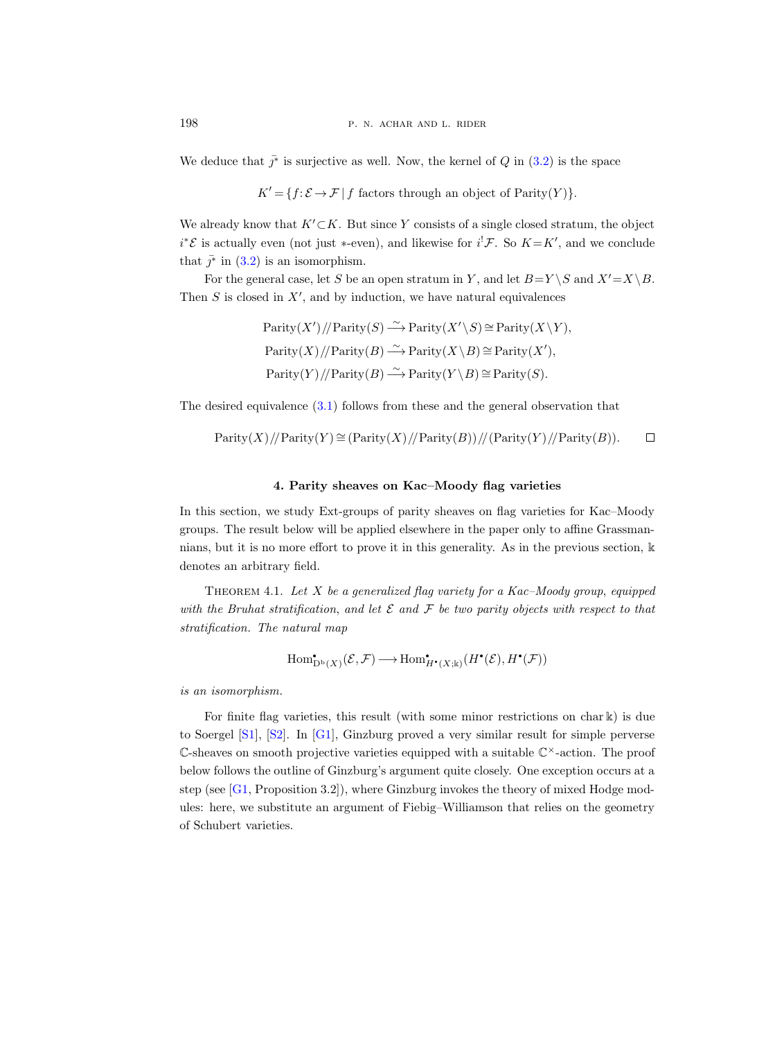We deduce that $\bar{\jmath}^*$ is surjective as well. Now, the kernel of $Q$ in (3.2) is the space

$$K' = \{f : \mathcal{E} \to \mathcal{F} \mid f \text{ factors through an object of } \mathrm{Parity}(Y)\}.$$

We already know that $K' \subset K$. But since $Y$ consists of a single closed stratum, the object $i^*\mathcal{E}$ is actually even (not just $*$-even), and likewise for $i^!\mathcal{F}$. So $K = K'$, and we conclude that $\bar{\jmath}^*$ in (3.2) is an isomorphism.

For the general case, let $S$ be an open stratum in $Y$, and let $B = Y \setminus S$ and $X' = X \setminus B$. Then $S$ is closed in $X'$, and by induction, we have natural equivalences

$$\mathrm{Parity}(X') /\!/ \mathrm{Parity}(S) \xrightarrow{\sim} \mathrm{Parity}(X' \setminus S) \cong \mathrm{Parity}(X \setminus Y),$$
$$\mathrm{Parity}(X) /\!/ \mathrm{Parity}(B) \xrightarrow{\sim} \mathrm{Parity}(X \setminus B) \cong \mathrm{Parity}(X'),$$
$$\mathrm{Parity}(Y) /\!/ \mathrm{Parity}(B) \xrightarrow{\sim} \mathrm{Parity}(Y \setminus B) \cong \mathrm{Parity}(S).$$

The desired equivalence (3.1) follows from these and the general observation that

$$\mathrm{Parity}(X) /\!/ \mathrm{Parity}(Y) \cong (\mathrm{Parity}(X) /\!/ \mathrm{Parity}(B)) /\!/ (\mathrm{Parity}(Y) /\!/ \mathrm{Parity}(B)). \qquad \square$$

## 4. Parity sheaves on Kac–Moody flag varieties

In this section, we study Ext-groups of parity sheaves on flag varieties for Kac–Moody groups. The result below will be applied elsewhere in the paper only to affine Grassmannians, but it is no more effort to prove it in this generality. As in the previous section, $\Bbbk$ denotes an arbitrary field.

**Theorem 4.1.** *Let $X$ be a generalized flag variety for a Kac–Moody group, equipped with the Bruhat stratification, and let $\mathcal{E}$ and $\mathcal{F}$ be two parity objects with respect to that stratification. The natural map*

$$\mathrm{Hom}^\bullet_{\mathrm{D^b}(X)}(\mathcal{E}, \mathcal{F}) \longrightarrow \mathrm{Hom}^\bullet_{H^\bullet(X;\Bbbk)}(H^\bullet(\mathcal{E}), H^\bullet(\mathcal{F}))$$

*is an isomorphism.*

For finite flag varieties, this result (with some minor restrictions on $\mathrm{char}\,\Bbbk$) is due to Soergel [S1], [S2]. In [G1], Ginzburg proved a very similar result for simple perverse $\mathbb{C}$-sheaves on smooth projective varieties equipped with a suitable $\mathbb{C}^\times$-action. The proof below follows the outline of Ginzburg's argument quite closely. One exception occurs at a step (see [G1, Proposition 3.2]), where Ginzburg invokes the theory of mixed Hodge modules: here, we substitute an argument of Fiebig–Williamson that relies on the geometry of Schubert varieties.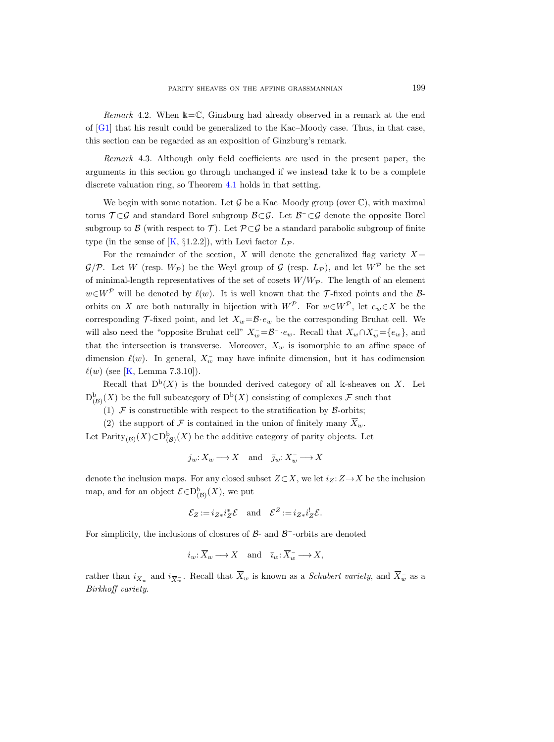*Remark* 4.2. When $\Bbbk=\mathbb{C}$, Ginzburg had already observed in a remark at the end of [G1] that his result could be generalized to the Kac–Moody case. Thus, in that case, this section can be regarded as an exposition of Ginzburg's remark.

*Remark* 4.3. Although only field coefficients are used in the present paper, the arguments in this section go through unchanged if we instead take $\Bbbk$ to be a complete discrete valuation ring, so Theorem 4.1 holds in that setting.

We begin with some notation. Let $\mathcal{G}$ be a Kac–Moody group (over $\mathbb{C}$), with maximal torus $\mathcal{T}\subset\mathcal{G}$ and standard Borel subgroup $\mathcal{B}\subset\mathcal{G}$. Let $\mathcal{B}^-\subset\mathcal{G}$ denote the opposite Borel subgroup to $\mathcal{B}$ (with respect to $\mathcal{T}$). Let $\mathcal{P}\subset\mathcal{G}$ be a standard parabolic subgroup of finite type (in the sense of [K, §1.2.2]), with Levi factor $L_{\mathcal{P}}$.

For the remainder of the section, $X$ will denote the generalized flag variety $X=\mathcal{G}/\mathcal{P}$. Let $W$ (resp. $W_{\mathcal{P}}$) be the Weyl group of $\mathcal{G}$ (resp. $L_{\mathcal{P}}$), and let $W^{\mathcal{P}}$ be the set of minimal-length representatives of the set of cosets $W/W_{\mathcal{P}}$. The length of an element $w\in W^{\mathcal{P}}$ will be denoted by $\ell(w)$. It is well known that the $\mathcal{T}$-fixed points and the $\mathcal{B}$-orbits on $X$ are both naturally in bijection with $W^{\mathcal{P}}$. For $w\in W^{\mathcal{P}}$, let $e_w\in X$ be the corresponding $\mathcal{T}$-fixed point, and let $X_w=\mathcal{B}\cdot e_w$ be the corresponding Bruhat cell. We will also need the "opposite Bruhat cell" $X_w^-=\mathcal{B}^-\cdot e_w$. Recall that $X_w\cap X_w^-=\{e_w\}$, and that the intersection is transverse. Moreover, $X_w$ is isomorphic to an affine space of dimension $\ell(w)$. In general, $X_w^-$ may have infinite dimension, but it has codimension $\ell(w)$ (see [K, Lemma 7.3.10]).

Recall that $\mathrm{D}^{\mathrm{b}}(X)$ is the bounded derived category of all $\Bbbk$-sheaves on $X$. Let $\mathrm{D}^{\mathrm{b}}_{(\mathcal{B})}(X)$ be the full subcategory of $\mathrm{D}^{\mathrm{b}}(X)$ consisting of complexes $\mathcal{F}$ such that

(1) $\mathcal{F}$ is constructible with respect to the stratification by $\mathcal{B}$-orbits;

(2) the support of $\mathcal{F}$ is contained in the union of finitely many $\overline{X}_w$.

Let $\mathrm{Parity}_{(\mathcal{B})}(X)\subset\mathrm{D}^{\mathrm{b}}_{(\mathcal{B})}(X)$ be the additive category of parity objects. Let

$$j_w\colon X_w\longrightarrow X \quad\text{and}\quad \bar{\jmath}_w\colon X_w^-\longrightarrow X$$

denote the inclusion maps. For any closed subset $Z\subset X$, we let $i_Z\colon Z\to X$ be the inclusion map, and for an object $\mathcal{E}\in\mathrm{D}^{\mathrm{b}}_{(\mathcal{B})}(X)$, we put

$$\mathcal{E}_Z:=i_{Z*}i_Z^*\mathcal{E}\quad\text{and}\quad \mathcal{E}^Z:=i_{Z*}i_Z^!\mathcal{E}.$$

For simplicity, the inclusions of closures of $\mathcal{B}$- and $\mathcal{B}^-$-orbits are denoted

$$i_w\colon \overline{X}_w\longrightarrow X \quad\text{and}\quad \bar{\imath}_w\colon \overline{X}_w^-\longrightarrow X,$$

rather than $i_{\overline{X}_w}$ and $i_{\overline{X}_w^-}$. Recall that $\overline{X}_w$ is known as a *Schubert variety*, and $\overline{X}_w^-$ as a *Birkhoff variety*.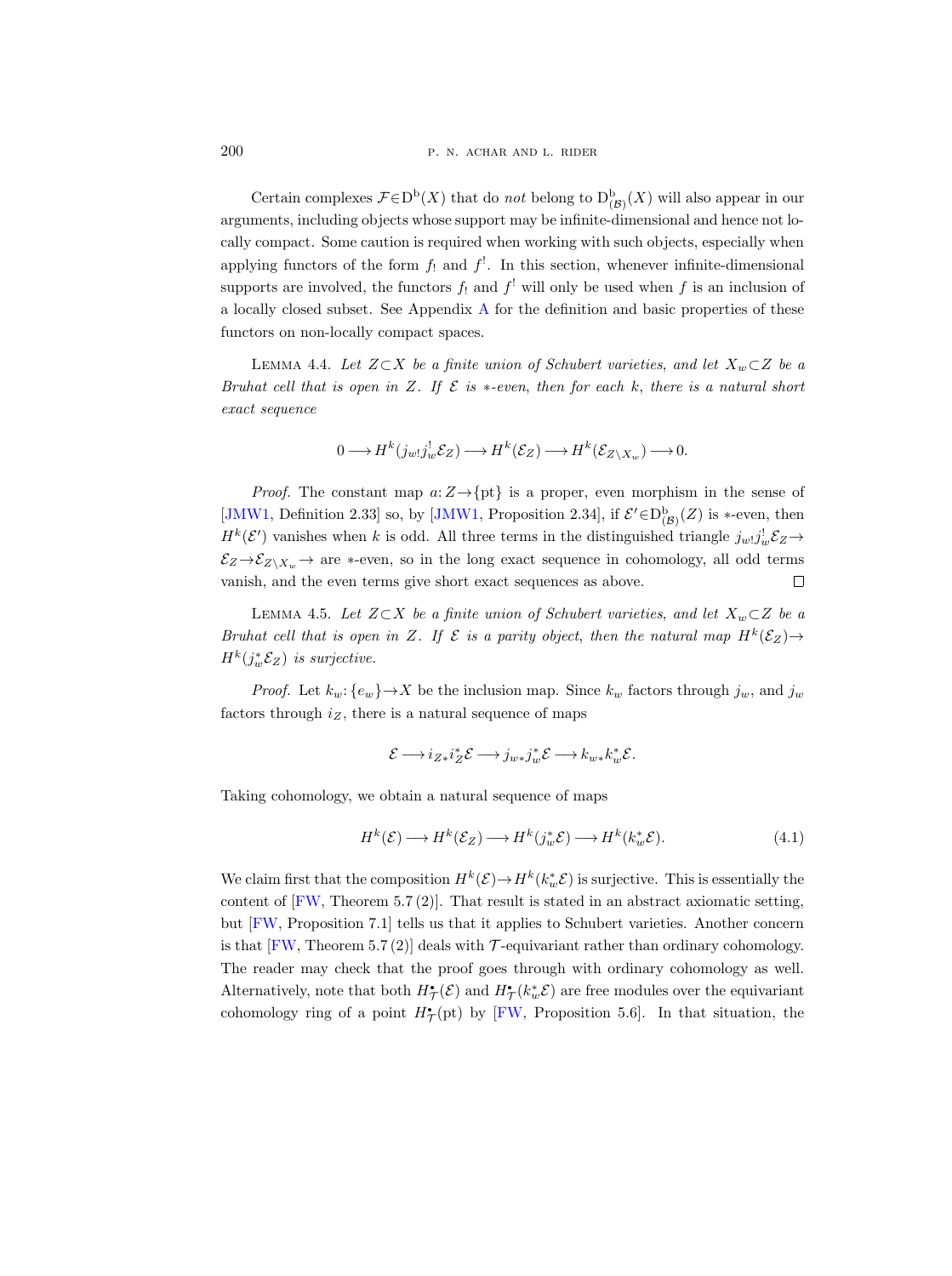Certain complexes $\mathcal{F} \in \mathrm{D}^{\mathrm{b}}(X)$ that do *not* belong to $\mathrm{D}^{\mathrm{b}}_{(\mathcal{B})}(X)$ will also appear in our arguments, including objects whose support may be infinite-dimensional and hence not locally compact. Some caution is required when working with such objects, especially when applying functors of the form $f_!$ and $f^!$. In this section, whenever infinite-dimensional supports are involved, the functors $f_!$ and $f^!$ will only be used when $f$ is an inclusion of a locally closed subset. See Appendix A for the definition and basic properties of these functors on non-locally compact spaces.

Lemma 4.4. *Let $Z \subset X$ be a finite union of Schubert varieties, and let $X_w \subset Z$ be a Bruhat cell that is open in $Z$. If $\mathcal{E}$ is $*$-even, then for each $k$, there is a natural short exact sequence*

$$0 \longrightarrow H^k(j_{w!}j_w^! \mathcal{E}_Z) \longrightarrow H^k(\mathcal{E}_Z) \longrightarrow H^k(\mathcal{E}_{Z \setminus X_w}) \longrightarrow 0.$$

*Proof.* The constant map $a: Z \to \{\mathrm{pt}\}$ is a proper, even morphism in the sense of [JMW1, Definition 2.33] so, by [JMW1, Proposition 2.34], if $\mathcal{E}' \in \mathrm{D}^{\mathrm{b}}_{(\mathcal{B})}(Z)$ is $*$-even, then $H^k(\mathcal{E}')$ vanishes when $k$ is odd. All three terms in the distinguished triangle $j_{w!}j_w^! \mathcal{E}_Z \to \mathcal{E}_Z \to \mathcal{E}_{Z \setminus X_w} \to$ are $*$-even, so in the long exact sequence in cohomology, all odd terms vanish, and the even terms give short exact sequences as above. $\square$

Lemma 4.5. *Let $Z \subset X$ be a finite union of Schubert varieties, and let $X_w \subset Z$ be a Bruhat cell that is open in $Z$. If $\mathcal{E}$ is a parity object, then the natural map $H^k(\mathcal{E}_Z) \to H^k(j_w^* \mathcal{E}_Z)$ is surjective.*

*Proof.* Let $k_w: \{e_w\} \to X$ be the inclusion map. Since $k_w$ factors through $j_w$, and $j_w$ factors through $i_Z$, there is a natural sequence of maps

$$\mathcal{E} \longrightarrow i_{Z*}i_Z^* \mathcal{E} \longrightarrow j_{w*}j_w^* \mathcal{E} \longrightarrow k_{w*}k_w^* \mathcal{E}.$$

Taking cohomology, we obtain a natural sequence of maps

$$H^k(\mathcal{E}) \longrightarrow H^k(\mathcal{E}_Z) \longrightarrow H^k(j_w^* \mathcal{E}) \longrightarrow H^k(k_w^* \mathcal{E}). \tag{4.1}$$

We claim first that the composition $H^k(\mathcal{E}) \to H^k(k_w^* \mathcal{E})$ is surjective. This is essentially the content of [FW, Theorem 5.7 (2)]. That result is stated in an abstract axiomatic setting, but [FW, Proposition 7.1] tells us that it applies to Schubert varieties. Another concern is that [FW, Theorem 5.7 (2)] deals with $\mathcal{T}$-equivariant rather than ordinary cohomology. The reader may check that the proof goes through with ordinary cohomology as well. Alternatively, note that both $H^\bullet_{\mathcal{T}}(\mathcal{E})$ and $H^\bullet_{\mathcal{T}}(k_w^* \mathcal{E})$ are free modules over the equivariant cohomology ring of a point $H^\bullet_{\mathcal{T}}(\mathrm{pt})$ by [FW, Proposition 5.6]. In that situation, the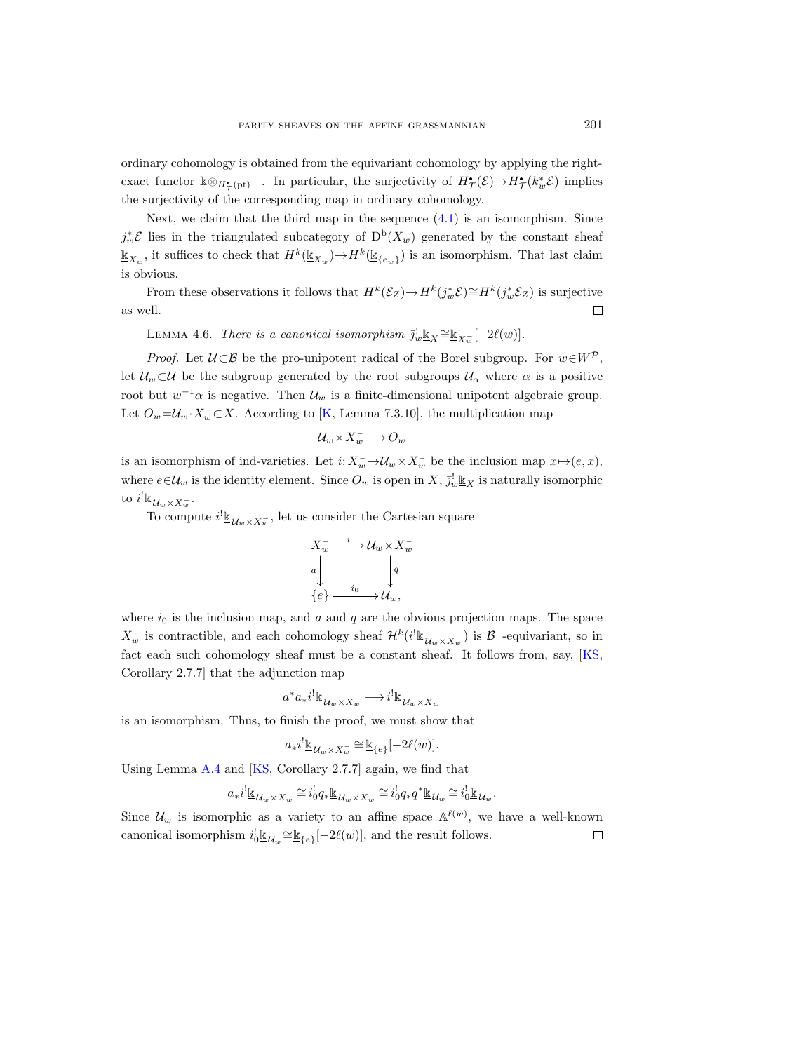ordinary cohomology is obtained from the equivariant cohomology by applying the right-exact functor $\Bbbk\otimes_{H^\bullet_{\mathcal{T}}(\mathrm{pt})}-$. In particular, the surjectivity of $H^\bullet_{\mathcal{T}}(\mathcal{E})\to H^\bullet_{\mathcal{T}}(k_w^*\mathcal{E})$ implies the surjectivity of the corresponding map in ordinary cohomology.

Next, we claim that the third map in the sequence (4.1) is an isomorphism. Since $j_w^*\mathcal{E}$ lies in the triangulated subcategory of $\mathrm{D}^\mathrm{b}(X_w)$ generated by the constant sheaf $\underline{\Bbbk}_{X_w}$, it suffices to check that $H^k(\underline{\Bbbk}_{X_w})\to H^k(\underline{\Bbbk}_{\{e_w\}})$ is an isomorphism. That last claim is obvious.

From these observations it follows that $H^k(\mathcal{E}_Z)\to H^k(j_w^*\mathcal{E})\cong H^k(j_w^*\mathcal{E}_Z)$ is surjective as well. $\square$

Lemma 4.6. *There is a canonical isomorphism* $\bar{\jmath}_w^!\underline{\Bbbk}_X\cong\underline{\Bbbk}_{X_w^-}[-2\ell(w)]$.

*Proof.* Let $\mathcal{U}\subset\mathcal{B}$ be the pro-unipotent radical of the Borel subgroup. For $w\in W^{\mathcal{P}}$, let $\mathcal{U}_w\subset\mathcal{U}$ be the subgroup generated by the root subgroups $\mathcal{U}_\alpha$ where $\alpha$ is a positive root but $w^{-1}\alpha$ is negative. Then $\mathcal{U}_w$ is a finite-dimensional unipotent algebraic group. Let $O_w=\mathcal{U}_w\cdot X_w^-\subset X$. According to [K, Lemma 7.3.10], the multiplication map

$$\mathcal{U}_w\times X_w^-\longrightarrow O_w$$

is an isomorphism of ind-varieties. Let $i\colon X_w^-\to\mathcal{U}_w\times X_w^-$ be the inclusion map $x\mapsto(e,x)$, where $e\in\mathcal{U}_w$ is the identity element. Since $O_w$ is open in $X$, $\bar{\jmath}_w^!\underline{\Bbbk}_X$ is naturally isomorphic to $i^!\underline{\Bbbk}_{\mathcal{U}_w\times X_w^-}$.

To compute $i^!\underline{\Bbbk}_{\mathcal{U}_w\times X_w^-}$, let us consider the Cartesian square

$$\begin{array}{ccc} X_w^- & \xrightarrow{\;i\;} & \mathcal{U}_w\times X_w^- \\ {\scriptstyle a}\downarrow & & \downarrow{\scriptstyle q} \\ \{e\} & \xrightarrow{\;i_0\;} & \mathcal{U}_w, \end{array}$$

where $i_0$ is the inclusion map, and $a$ and $q$ are the obvious projection maps. The space $X_w^-$ is contractible, and each cohomology sheaf $\mathcal{H}^k(i^!\underline{\Bbbk}_{\mathcal{U}_w\times X_w^-})$ is $\mathcal{B}^-$-equivariant, so in fact each such cohomology sheaf must be a constant sheaf. It follows from, say, [KS, Corollary 2.7.7] that the adjunction map

$$a^*a_*i^!\underline{\Bbbk}_{\mathcal{U}_w\times X_w^-}\longrightarrow i^!\underline{\Bbbk}_{\mathcal{U}_w\times X_w^-}$$

is an isomorphism. Thus, to finish the proof, we must show that

$$a_*i^!\underline{\Bbbk}_{\mathcal{U}_w\times X_w^-}\cong\underline{\Bbbk}_{\{e\}}[-2\ell(w)].$$

Using Lemma A.4 and [KS, Corollary 2.7.7] again, we find that

$$a_*i^!\underline{\Bbbk}_{\mathcal{U}_w\times X_w^-}\cong i_0^!q_*\underline{\Bbbk}_{\mathcal{U}_w\times X_w^-}\cong i_0^!q_*q^*\underline{\Bbbk}_{\mathcal{U}_w}\cong i_0^!\underline{\Bbbk}_{\mathcal{U}_w}.$$

Since $\mathcal{U}_w$ is isomorphic as a variety to an affine space $\mathbb{A}^{\ell(w)}$, we have a well-known canonical isomorphism $i_0^!\underline{\Bbbk}_{\mathcal{U}_w}\cong\underline{\Bbbk}_{\{e\}}[-2\ell(w)]$, and the result follows. $\square$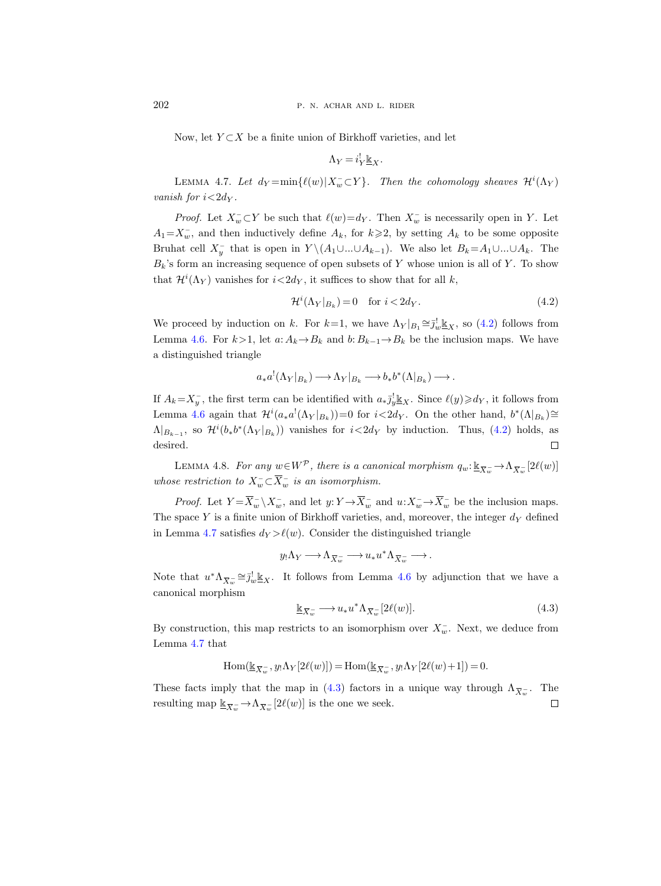Now, let $Y \subset X$ be a finite union of Birkhoff varieties, and let

$$\Lambda_Y = i_Y^! \underline{\Bbbk}_X.$$

Lemma 4.7. *Let $d_Y = \min\{\ell(w) \mid X_w^- \subset Y\}$. Then the cohomology sheaves $\mathcal{H}^i(\Lambda_Y)$ vanish for $i < 2d_Y$.*

*Proof.* Let $X_w^- \subset Y$ be such that $\ell(w) = d_Y$. Then $X_w^-$ is necessarily open in $Y$. Let $A_1 = X_w^-$, and then inductively define $A_k$, for $k \geqslant 2$, by setting $A_k$ to be some opposite Bruhat cell $X_y^-$ that is open in $Y \setminus (A_1 \cup ... \cup A_{k-1})$. We also let $B_k = A_1 \cup ... \cup A_k$. The $B_k$'s form an increasing sequence of open subsets of $Y$ whose union is all of $Y$. To show that $\mathcal{H}^i(\Lambda_Y)$ vanishes for $i < 2d_Y$, it suffices to show that for all $k$,

$$\mathcal{H}^i(\Lambda_Y|_{B_k}) = 0 \quad \text{for } i < 2d_Y. \tag{4.2}$$

We proceed by induction on $k$. For $k=1$, we have $\Lambda_Y|_{B_1} \cong \bar{\jmath}_w^! \underline{\Bbbk}_X$, so (4.2) follows from Lemma 4.6. For $k > 1$, let $a: A_k \to B_k$ and $b: B_{k-1} \to B_k$ be the inclusion maps. We have a distinguished triangle

$$a_* a^! (\Lambda_Y|_{B_k}) \longrightarrow \Lambda_Y|_{B_k} \longrightarrow b_* b^* (\Lambda|_{B_k}) \longrightarrow.$$

If $A_k = X_y^-$, the first term can be identified with $a_* \bar{\jmath}_y^! \underline{\Bbbk}_X$. Since $\ell(y) \geqslant d_Y$, it follows from Lemma 4.6 again that $\mathcal{H}^i(a_* a^! (\Lambda_Y|_{B_k})) = 0$ for $i < 2d_Y$. On the other hand, $b^*(\Lambda|_{B_k}) \cong \Lambda|_{B_{k-1}}$, so $\mathcal{H}^i(b_* b^*(\Lambda_Y|_{B_k}))$ vanishes for $i < 2d_Y$ by induction. Thus, (4.2) holds, as desired. $\square$

Lemma 4.8. *For any $w \in W^{\mathcal{P}}$, there is a canonical morphism $q_w: \underline{\Bbbk}_{\overline{X}_w^-} \to \Lambda_{\overline{X}_w^-}[2\ell(w)]$ whose restriction to $X_w^- \subset \overline{X}_w^-$ is an isomorphism.*

*Proof.* Let $Y = \overline{X}_w^- \setminus X_w^-$, and let $y: Y \to \overline{X}_w^-$ and $u: X_w^- \to \overline{X}_w^-$ be the inclusion maps. The space $Y$ is a finite union of Birkhoff varieties, and, moreover, the integer $d_Y$ defined in Lemma 4.7 satisfies $d_Y > \ell(w)$. Consider the distinguished triangle

$$y_! \Lambda_Y \longrightarrow \Lambda_{\overline{X}_w^-} \longrightarrow u_* u^* \Lambda_{\overline{X}_w^-} \longrightarrow.$$

Note that $u^* \Lambda_{\overline{X}_w^-} \cong \bar{\jmath}_w^! \underline{\Bbbk}_X$. It follows from Lemma 4.6 by adjunction that we have a canonical morphism

$$\underline{\Bbbk}_{\overline{X}_w^-} \longrightarrow u_* u^* \Lambda_{\overline{X}_w^-}[2\ell(w)]. \tag{4.3}$$

By construction, this map restricts to an isomorphism over $X_w^-$. Next, we deduce from Lemma 4.7 that

$$\operatorname{Hom}(\underline{\Bbbk}_{\overline{X}_w^-}, y_! \Lambda_Y[2\ell(w)]) = \operatorname{Hom}(\underline{\Bbbk}_{\overline{X}_w^-}, y_! \Lambda_Y[2\ell(w)+1]) = 0.$$

These facts imply that the map in (4.3) factors in a unique way through $\Lambda_{\overline{X}_w^-}$. The resulting map $\underline{\Bbbk}_{\overline{X}_w^-} \to \Lambda_{\overline{X}_w^-}[2\ell(w)]$ is the one we seek. $\square$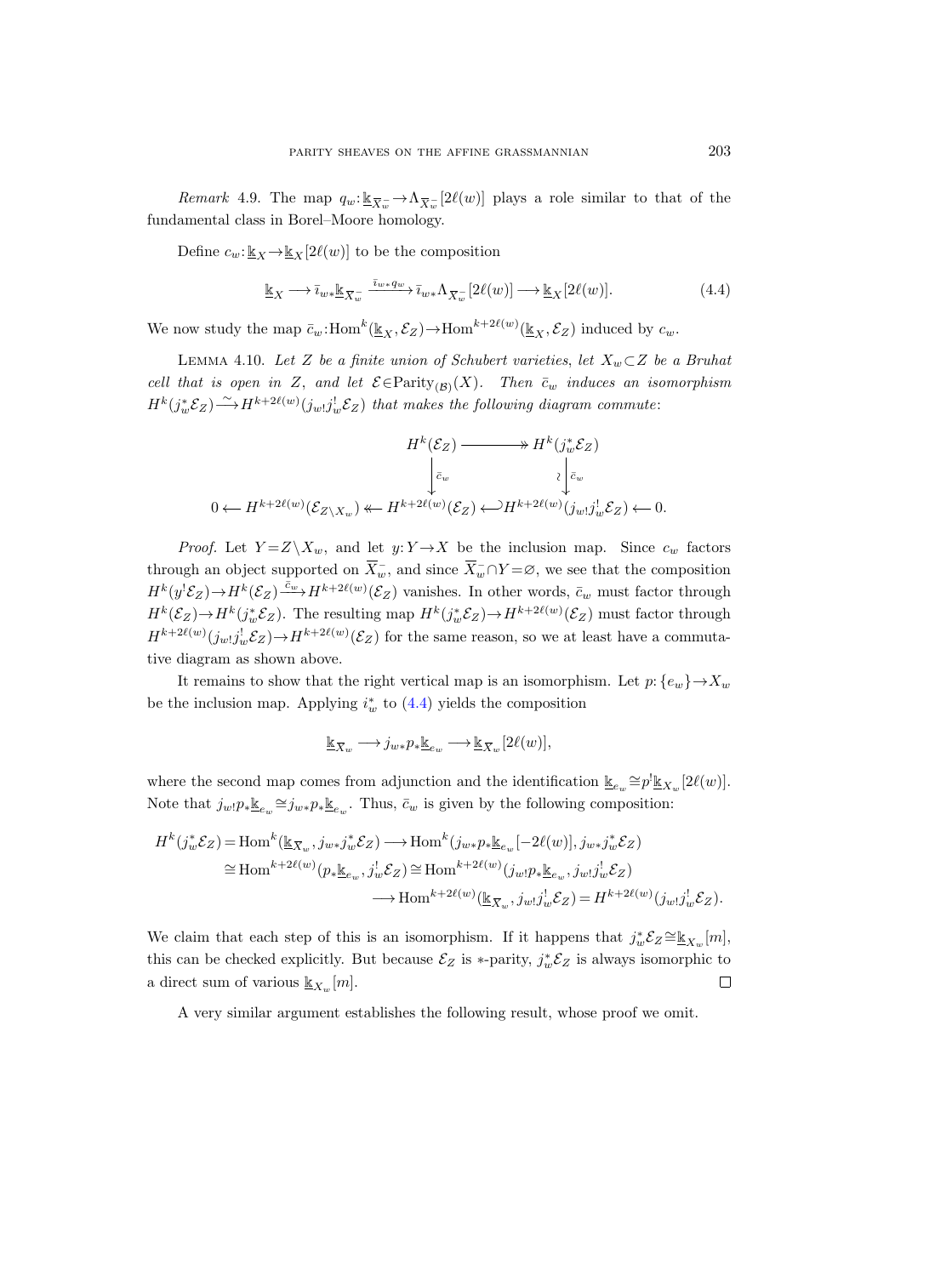*Remark* 4.9. The map $q_w\colon \underline{\Bbbk}_{\overline{X}_w^-} \to \Lambda_{\overline{X}_w^-}[2\ell(w)]$ plays a role similar to that of the fundamental class in Borel–Moore homology.

Define $c_w\colon \underline{\Bbbk}_X \to \underline{\Bbbk}_X[2\ell(w)]$ to be the composition

$$\underline{\Bbbk}_X \longrightarrow \bar{\imath}_{w*}\underline{\Bbbk}_{\overline{X}_w^-} \xrightarrow{\bar{\imath}_{w*}q_w} \bar{\imath}_{w*}\Lambda_{\overline{X}_w^-}[2\ell(w)] \longrightarrow \underline{\Bbbk}_X[2\ell(w)]. \tag{4.4}$$

We now study the map $\bar{c}_w\colon \mathrm{Hom}^k(\underline{\Bbbk}_X, \mathcal{E}_Z) \to \mathrm{Hom}^{k+2\ell(w)}(\underline{\Bbbk}_X, \mathcal{E}_Z)$ induced by $c_w$.

Lemma 4.10. *Let $Z$ be a finite union of Schubert varieties, let $X_w \subset Z$ be a Bruhat cell that is open in $Z$, and let $\mathcal{E} \in \mathrm{Parity}_{(\mathcal{B})}(X)$. Then $\bar{c}_w$ induces an isomorphism $H^k(j_w^*\mathcal{E}_Z) \xrightarrow{\sim} H^{k+2\ell(w)}(j_{w!}j_w^!\mathcal{E}_Z)$ that makes the following diagram commute*:

$$\begin{array}{ccccccc}
 & & H^k(\mathcal{E}_Z) & \twoheadrightarrow & H^k(j_w^*\mathcal{E}_Z) & & \\
 & & \downarrow{\scriptstyle \bar{c}_w} & & \wr\downarrow{\scriptstyle \bar{c}_w} & & \\
0 \longleftarrow H^{k+2\ell(w)}(\mathcal{E}_{Z\setminus X_w}) & \twoheadleftarrow & H^{k+2\ell(w)}(\mathcal{E}_Z) & \hookleftarrow & H^{k+2\ell(w)}(j_{w!}j_w^!\mathcal{E}_Z) & \longleftarrow & 0.
\end{array}$$

*Proof.* Let $Y = Z \setminus X_w$, and let $y\colon Y \to X$ be the inclusion map. Since $c_w$ factors through an object supported on $\overline{X}_w^-$, and since $\overline{X}_w^- \cap Y = \varnothing$, we see that the composition $H^k(y^!\mathcal{E}_Z) \to H^k(\mathcal{E}_Z) \xrightarrow{\bar{c}_w} H^{k+2\ell(w)}(\mathcal{E}_Z)$ vanishes. In other words, $\bar{c}_w$ must factor through $H^k(\mathcal{E}_Z) \to H^k(j_w^*\mathcal{E}_Z)$. The resulting map $H^k(j_w^*\mathcal{E}_Z) \to H^{k+2\ell(w)}(\mathcal{E}_Z)$ must factor through $H^{k+2\ell(w)}(j_{w!}j_w^!\mathcal{E}_Z) \to H^{k+2\ell(w)}(\mathcal{E}_Z)$ for the same reason, so we at least have a commutative diagram as shown above.

It remains to show that the right vertical map is an isomorphism. Let $p\colon \{e_w\} \to X_w$ be the inclusion map. Applying $i_w^*$ to (4.4) yields the composition

$$\underline{\Bbbk}_{X_w} \longrightarrow j_{w*}p_*\underline{\Bbbk}_{e_w} \longrightarrow \underline{\Bbbk}_{X_w}[2\ell(w)],$$

where the second map comes from adjunction and the identification $\underline{\Bbbk}_{e_w} \cong p^!\underline{\Bbbk}_{X_w}[2\ell(w)]$. Note that $j_{w!}p_*\underline{\Bbbk}_{e_w} \cong j_{w*}p_*\underline{\Bbbk}_{e_w}$. Thus, $\bar{c}_w$ is given by the following composition:

$$\begin{aligned}
H^k(j_w^*\mathcal{E}_Z) &= \mathrm{Hom}^k(\underline{\Bbbk}_{X_w}, j_{w*}j_w^*\mathcal{E}_Z) \longrightarrow \mathrm{Hom}^k(j_{w*}p_*\underline{\Bbbk}_{e_w}[-2\ell(w)], j_{w*}j_w^*\mathcal{E}_Z)\\
&\cong \mathrm{Hom}^{k+2\ell(w)}(p_*\underline{\Bbbk}_{e_w}, j_w^!\mathcal{E}_Z) \cong \mathrm{Hom}^{k+2\ell(w)}(j_{w!}p_*\underline{\Bbbk}_{e_w}, j_{w!}j_w^!\mathcal{E}_Z)\\
&\qquad\qquad \longrightarrow \mathrm{Hom}^{k+2\ell(w)}(\underline{\Bbbk}_{X_w}, j_{w!}j_w^!\mathcal{E}_Z) = H^{k+2\ell(w)}(j_{w!}j_w^!\mathcal{E}_Z).
\end{aligned}$$

We claim that each step of this is an isomorphism. If it happens that $j_w^*\mathcal{E}_Z \cong \underline{\Bbbk}_{X_w}[m]$, this can be checked explicitly. But because $\mathcal{E}_Z$ is $*$-parity, $j_w^*\mathcal{E}_Z$ is always isomorphic to a direct sum of various $\underline{\Bbbk}_{X_w}[m]$. □

A very similar argument establishes the following result, whose proof we omit.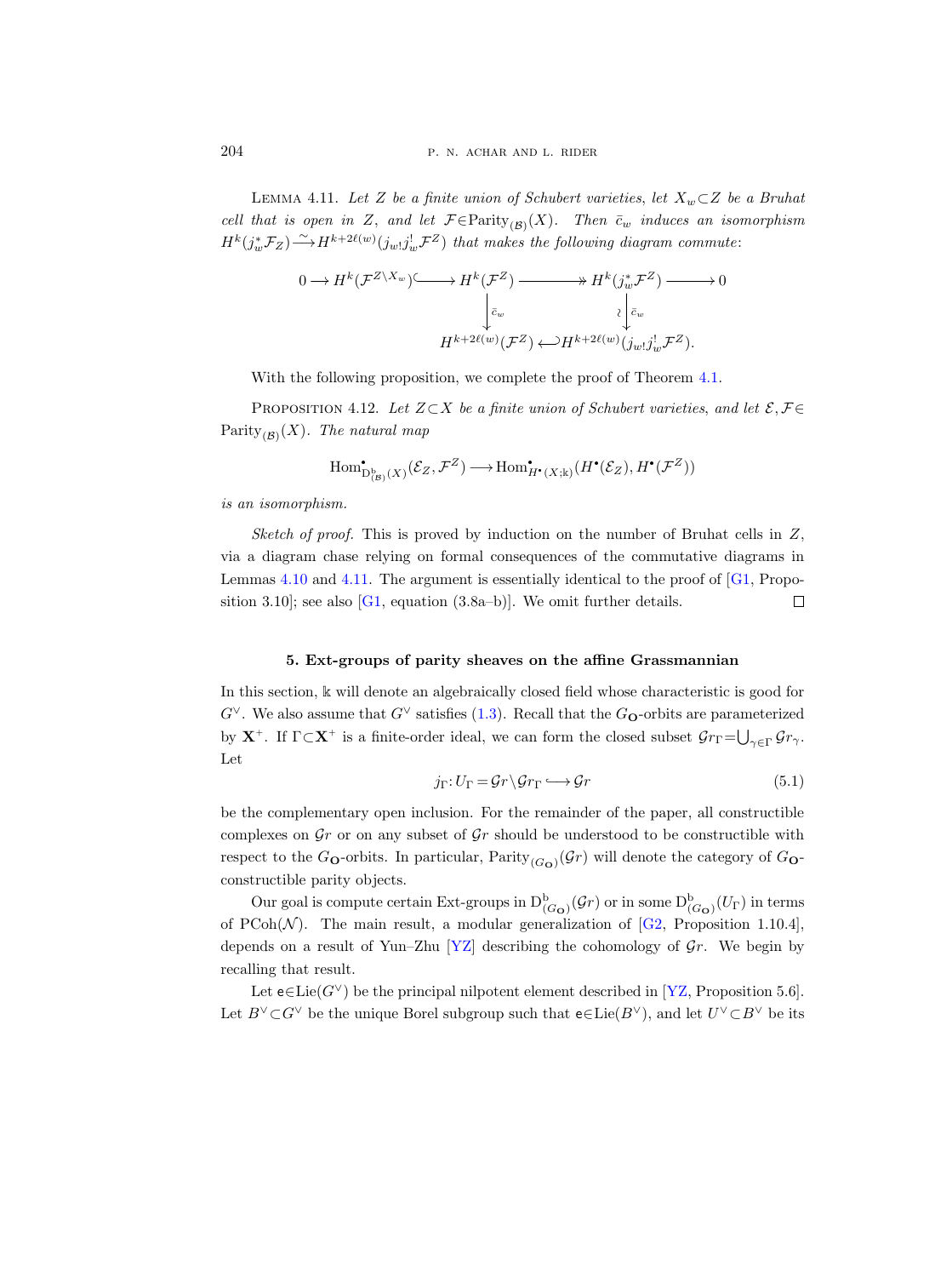**Lemma 4.11.** *Let $Z$ be a finite union of Schubert varieties, let $X_w \subset Z$ be a Bruhat cell that is open in $Z$, and let $\mathcal{F} \in \mathrm{Parity}_{(\mathcal{B})}(X)$. Then $\bar{c}_w$ induces an isomorphism $H^k(j_w^* \mathcal{F}_Z) \xrightarrow{\sim} H^{k+2\ell(w)}(j_{w!} j_w^! \mathcal{F}^Z)$ that makes the following diagram commute*:

$$\begin{array}{ccccccc}
0 \longrightarrow H^k(\mathcal{F}^{Z \setminus X_w}) & \hookrightarrow & H^k(\mathcal{F}^Z) & \twoheadrightarrow & H^k(j_w^* \mathcal{F}^Z) & \longrightarrow & 0 \\
 & & \downarrow \bar{c}_w & & \wr \downarrow \bar{c}_w & & \\
 & & H^{k+2\ell(w)}(\mathcal{F}^Z) & \hookleftarrow & H^{k+2\ell(w)}(j_{w!} j_w^! \mathcal{F}^Z). & &
\end{array}$$

With the following proposition, we complete the proof of Theorem 4.1.

**Proposition 4.12.** *Let $Z \subset X$ be a finite union of Schubert varieties, and let $\mathcal{E}, \mathcal{F} \in \mathrm{Parity}_{(\mathcal{B})}(X)$. The natural map*

$$\mathrm{Hom}^\bullet_{\mathrm{D}^{\mathrm{b}}_{(\mathcal{B})}(X)}(\mathcal{E}_Z, \mathcal{F}^Z) \longrightarrow \mathrm{Hom}^\bullet_{H^\bullet(X;\Bbbk)}(H^\bullet(\mathcal{E}_Z), H^\bullet(\mathcal{F}^Z))$$

*is an isomorphism.*

*Sketch of proof.* This is proved by induction on the number of Bruhat cells in $Z$, via a diagram chase relying on formal consequences of the commutative diagrams in Lemmas 4.10 and 4.11. The argument is essentially identical to the proof of [G1, Proposition 3.10]; see also [G1, equation (3.8a–b)]. We omit further details. □

## 5. Ext-groups of parity sheaves on the affine Grassmannian

In this section, $\Bbbk$ will denote an algebraically closed field whose characteristic is good for $G^\vee$. We also assume that $G^\vee$ satisfies (1.3). Recall that the $G_{\mathbf{O}}$-orbits are parameterized by $\mathbf{X}^+$. If $\Gamma \subset \mathbf{X}^+$ is a finite-order ideal, we can form the closed subset $\mathcal{G}r_\Gamma = \bigcup_{\gamma \in \Gamma} \mathcal{G}r_\gamma$. Let

$$j_\Gamma \colon U_\Gamma = \mathcal{G}r \setminus \mathcal{G}r_\Gamma \hookrightarrow \mathcal{G}r \tag{5.1}$$

be the complementary open inclusion. For the remainder of the paper, all constructible complexes on $\mathcal{G}r$ or on any subset of $\mathcal{G}r$ should be understood to be constructible with respect to the $G_{\mathbf{O}}$-orbits. In particular, $\mathrm{Parity}_{(G_{\mathbf{O}})}(\mathcal{G}r)$ will denote the category of $G_{\mathbf{O}}$-constructible parity objects.

Our goal is compute certain Ext-groups in $\mathrm{D}^{\mathrm{b}}_{(G_{\mathbf{O}})}(\mathcal{G}r)$ or in some $\mathrm{D}^{\mathrm{b}}_{(G_{\mathbf{O}})}(U_\Gamma)$ in terms of $\mathrm{PCoh}(\mathcal{N})$. The main result, a modular generalization of [G2, Proposition 1.10.4], depends on a result of Yun–Zhu [YZ] describing the cohomology of $\mathcal{G}r$. We begin by recalling that result.

Let $\mathsf{e} \in \mathrm{Lie}(G^\vee)$ be the principal nilpotent element described in [YZ, Proposition 5.6]. Let $B^\vee \subset G^\vee$ be the unique Borel subgroup such that $\mathsf{e} \in \mathrm{Lie}(B^\vee)$, and let $U^\vee \subset B^\vee$ be its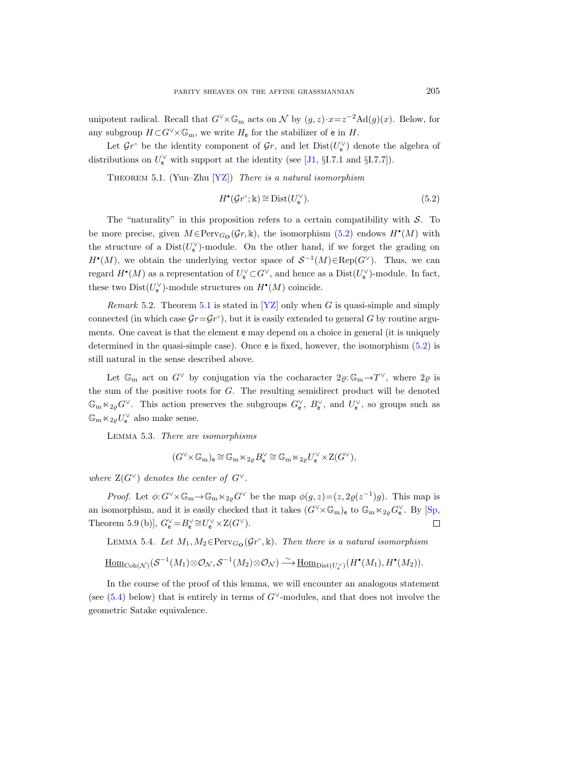unipotent radical. Recall that $G^\vee \times \mathbb{G}_\mathrm{m}$ acts on $\mathcal{N}$ by $(g,z)\cdot x = z^{-2}\mathrm{Ad}(g)(x)$. Below, for any subgroup $H \subset G^\vee \times \mathbb{G}_\mathrm{m}$, we write $H_\mathsf{e}$ for the stabilizer of $\mathsf{e}$ in $H$.

Let $\mathcal{G}r^\circ$ be the identity component of $\mathcal{G}r$, and let $\mathrm{Dist}(U^\vee_\mathsf{e})$ denote the algebra of distributions on $U^\vee_\mathsf{e}$ with support at the identity (see [J1, §I.7.1 and §I.7.7]).

THEOREM 5.1. (Yun–Zhu [YZ]) *There is a natural isomorphism*

$$H^\bullet(\mathcal{G}r^\circ; \Bbbk) \cong \mathrm{Dist}(U^\vee_\mathsf{e}). \tag{5.2}$$

The "naturality" in this proposition refers to a certain compatibility with $\mathcal{S}$. To be more precise, given $M \in \mathrm{Perv}_{G_\mathbf{O}}(\mathcal{G}r, \Bbbk)$, the isomorphism (5.2) endows $H^\bullet(M)$ with the structure of a $\mathrm{Dist}(U^\vee_\mathsf{e})$-module. On the other hand, if we forget the grading on $H^\bullet(M)$, we obtain the underlying vector space of $\mathcal{S}^{-1}(M) \in \mathrm{Rep}(G^\vee)$. Thus, we can regard $H^\bullet(M)$ as a representation of $U^\vee_\mathsf{e} \subset G^\vee$, and hence as a $\mathrm{Dist}(U^\vee_\mathsf{e})$-module. In fact, these two $\mathrm{Dist}(U^\vee_\mathsf{e})$-module structures on $H^\bullet(M)$ coincide.

*Remark* 5.2. Theorem 5.1 is stated in [YZ] only when $G$ is quasi-simple and simply connected (in which case $\mathcal{G}r = \mathcal{G}r^\circ$), but it is easily extended to general $G$ by routine arguments. One caveat is that the element $\mathsf{e}$ may depend on a choice in general (it is uniquely determined in the quasi-simple case). Once $\mathsf{e}$ is fixed, however, the isomorphism (5.2) is still natural in the sense described above.

Let $\mathbb{G}_\mathrm{m}$ act on $G^\vee$ by conjugation via the cocharacter $2\varrho\colon \mathbb{G}_\mathrm{m} \to T^\vee$, where $2\varrho$ is the sum of the positive roots for $G$. The resulting semidirect product will be denoted $\mathbb{G}_\mathrm{m} \ltimes_{2\varrho} G^\vee$. This action preserves the subgroups $G^\vee_\mathsf{e}$, $B^\vee_\mathsf{e}$, and $U^\vee_\mathsf{e}$, so groups such as $\mathbb{G}_\mathrm{m} \ltimes_{2\varrho} U^\vee_\mathsf{e}$ also make sense.

LEMMA 5.3. *There are isomorphisms*

$$(G^\vee \times \mathbb{G}_\mathrm{m})_\mathsf{e} \cong \mathbb{G}_\mathrm{m} \ltimes_{2\varrho} B^\vee_\mathsf{e} \cong \mathbb{G}_\mathrm{m} \ltimes_{2\varrho} U^\vee_\mathsf{e} \times \mathrm{Z}(G^\vee),$$

*where* $\mathrm{Z}(G^\vee)$ *denotes the center of* $G^\vee$.

*Proof.* Let $\phi\colon G^\vee \times \mathbb{G}_\mathrm{m} \to \mathbb{G}_\mathrm{m} \ltimes_{2\varrho} G^\vee$ be the map $\phi(g,z) = (z, 2\varrho(z^{-1})g)$. This map is an isomorphism, and it is easily checked that it takes $(G^\vee \times \mathbb{G}_\mathrm{m})_\mathsf{e}$ to $\mathbb{G}_\mathrm{m} \ltimes_{2\varrho} G^\vee_\mathsf{e}$. By [Sp, Theorem 5.9 (b)], $G^\vee_\mathsf{e} = B^\vee_\mathsf{e} \cong U^\vee_\mathsf{e} \times \mathrm{Z}(G^\vee)$. $\square$

LEMMA 5.4. *Let* $M_1, M_2 \in \mathrm{Perv}_{G_\mathbf{O}}(\mathcal{G}r^\circ, \Bbbk)$. *Then there is a natural isomorphism*

$$\underline{\mathrm{Hom}}_{\mathrm{Coh}(\mathcal{N})}(\mathcal{S}^{-1}(M_1) \otimes \mathcal{O}_\mathcal{N}, \mathcal{S}^{-1}(M_2) \otimes \mathcal{O}_\mathcal{N}) \xrightarrow{\sim} \underline{\mathrm{Hom}}_{\mathrm{Dist}(U^\vee_\mathsf{e})}(H^\bullet(M_1), H^\bullet(M_2)).$$

In the course of the proof of this lemma, we will encounter an analogous statement (see (5.4) below) that is entirely in terms of $G^\vee$-modules, and that does not involve the geometric Satake equivalence.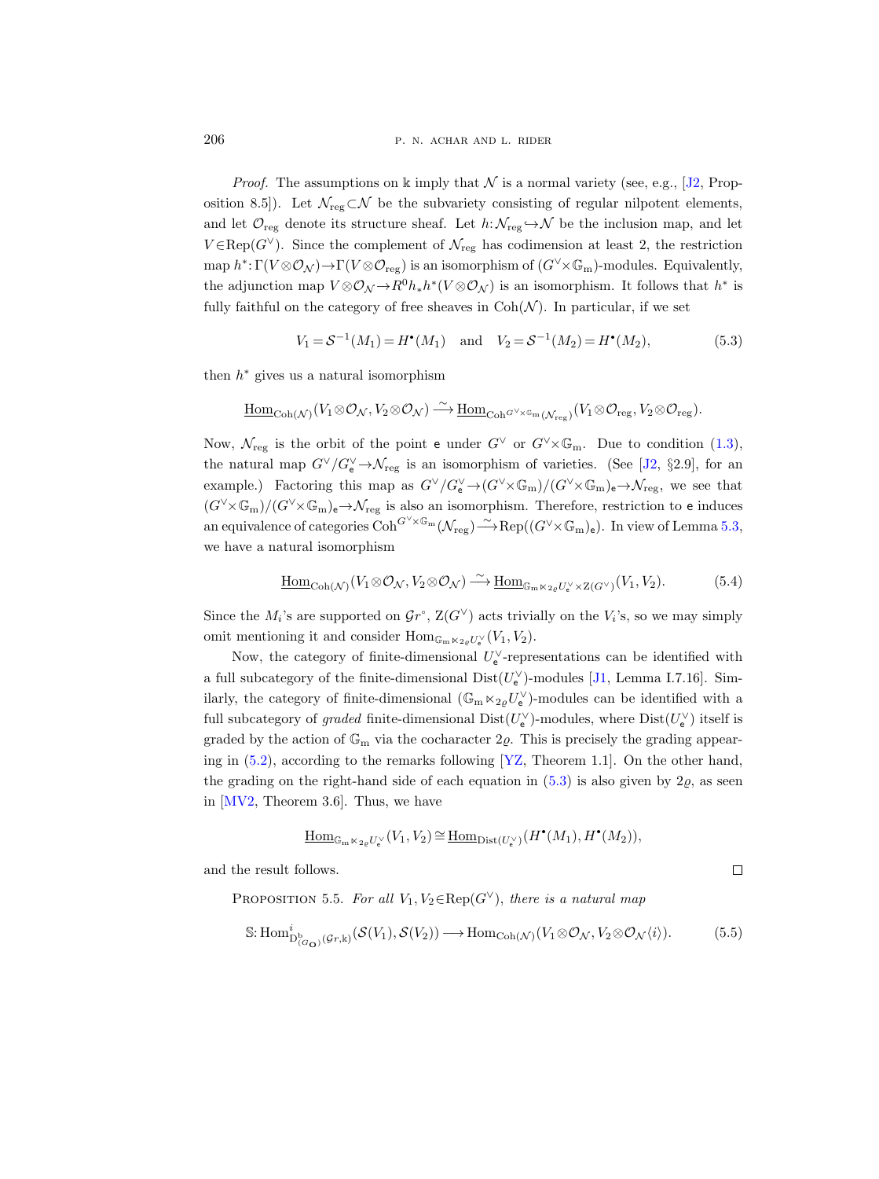*Proof.* The assumptions on $\Bbbk$ imply that $\mathcal{N}$ is a normal variety (see, e.g., [J2, Proposition 8.5]). Let $\mathcal{N}_{\mathrm{reg}} \subset \mathcal{N}$ be the subvariety consisting of regular nilpotent elements, and let $\mathcal{O}_{\mathrm{reg}}$ denote its structure sheaf. Let $h: \mathcal{N}_{\mathrm{reg}} \hookrightarrow \mathcal{N}$ be the inclusion map, and let $V \in \mathrm{Rep}(G^\vee)$. Since the complement of $\mathcal{N}_{\mathrm{reg}}$ has codimension at least 2, the restriction map $h^*: \Gamma(V \otimes \mathcal{O}_{\mathcal{N}}) \to \Gamma(V \otimes \mathcal{O}_{\mathrm{reg}})$ is an isomorphism of $(G^\vee \times \mathbb{G}_{\mathrm{m}})$-modules. Equivalently, the adjunction map $V \otimes \mathcal{O}_{\mathcal{N}} \to R^0 h_* h^*(V \otimes \mathcal{O}_{\mathcal{N}})$ is an isomorphism. It follows that $h^*$ is fully faithful on the category of free sheaves in $\mathrm{Coh}(\mathcal{N})$. In particular, if we set

$$V_1 = \mathcal{S}^{-1}(M_1) = H^\bullet(M_1) \quad \text{and} \quad V_2 = \mathcal{S}^{-1}(M_2) = H^\bullet(M_2), \tag{5.3}$$

then $h^*$ gives us a natural isomorphism

$$\underline{\mathrm{Hom}}_{\mathrm{Coh}(\mathcal{N})}(V_1 \otimes \mathcal{O}_{\mathcal{N}}, V_2 \otimes \mathcal{O}_{\mathcal{N}}) \xrightarrow{\sim} \underline{\mathrm{Hom}}_{\mathrm{Coh}^{G^\vee \times \mathbb{G}_{\mathrm{m}}}(\mathcal{N}_{\mathrm{reg}})}(V_1 \otimes \mathcal{O}_{\mathrm{reg}}, V_2 \otimes \mathcal{O}_{\mathrm{reg}}).$$

Now, $\mathcal{N}_{\mathrm{reg}}$ is the orbit of the point $\mathsf{e}$ under $G^\vee$ or $G^\vee \times \mathbb{G}_{\mathrm{m}}$. Due to condition (1.3), the natural map $G^\vee / G^\vee_{\mathsf{e}} \to \mathcal{N}_{\mathrm{reg}}$ is an isomorphism of varieties. (See [J2, §2.9], for an example.) Factoring this map as $G^\vee / G^\vee_{\mathsf{e}} \to (G^\vee \times \mathbb{G}_{\mathrm{m}})/(G^\vee \times \mathbb{G}_{\mathrm{m}})_{\mathsf{e}} \to \mathcal{N}_{\mathrm{reg}}$, we see that $(G^\vee \times \mathbb{G}_{\mathrm{m}})/(G^\vee \times \mathbb{G}_{\mathrm{m}})_{\mathsf{e}} \to \mathcal{N}_{\mathrm{reg}}$ is also an isomorphism. Therefore, restriction to $\mathsf{e}$ induces an equivalence of categories $\mathrm{Coh}^{G^\vee \times \mathbb{G}_{\mathrm{m}}}(\mathcal{N}_{\mathrm{reg}}) \xrightarrow{\sim} \mathrm{Rep}((G^\vee \times \mathbb{G}_{\mathrm{m}})_{\mathsf{e}})$. In view of Lemma 5.3, we have a natural isomorphism

$$\underline{\mathrm{Hom}}_{\mathrm{Coh}(\mathcal{N})}(V_1 \otimes \mathcal{O}_{\mathcal{N}}, V_2 \otimes \mathcal{O}_{\mathcal{N}}) \xrightarrow{\sim} \underline{\mathrm{Hom}}_{\mathbb{G}_{\mathrm{m}} \ltimes_{2\varrho} U^\vee_{\mathsf{e}} \times \mathrm{Z}(G^\vee)}(V_1, V_2). \tag{5.4}$$

Since the $M_i$'s are supported on $\mathcal{G}r^\circ$, $\mathrm{Z}(G^\vee)$ acts trivially on the $V_i$'s, so we may simply omit mentioning it and consider $\mathrm{Hom}_{\mathbb{G}_{\mathrm{m}} \ltimes_{2\varrho} U^\vee_{\mathsf{e}}}(V_1, V_2)$.

Now, the category of finite-dimensional $U^\vee_{\mathsf{e}}$-representations can be identified with a full subcategory of the finite-dimensional $\mathrm{Dist}(U^\vee_{\mathsf{e}})$-modules [J1, Lemma I.7.16]. Similarly, the category of finite-dimensional $(\mathbb{G}_{\mathrm{m}} \ltimes_{2\varrho} U^\vee_{\mathsf{e}})$-modules can be identified with a full subcategory of *graded* finite-dimensional $\mathrm{Dist}(U^\vee_{\mathsf{e}})$-modules, where $\mathrm{Dist}(U^\vee_{\mathsf{e}})$ itself is graded by the action of $\mathbb{G}_{\mathrm{m}}$ via the cocharacter $2\varrho$. This is precisely the grading appearing in (5.2), according to the remarks following [YZ, Theorem 1.1]. On the other hand, the grading on the right-hand side of each equation in (5.3) is also given by $2\varrho$, as seen in [MV2, Theorem 3.6]. Thus, we have

$$\underline{\mathrm{Hom}}_{\mathbb{G}_{\mathrm{m}} \ltimes_{2\varrho} U^\vee_{\mathsf{e}}}(V_1, V_2) \cong \underline{\mathrm{Hom}}_{\mathrm{Dist}(U^\vee_{\mathsf{e}})}(H^\bullet(M_1), H^\bullet(M_2)),$$

and the result follows. $\square$

Proposition 5.5. *For all $V_1, V_2 \in \mathrm{Rep}(G^\vee)$, there is a natural map*

$$\mathbb{S}: \mathrm{Hom}^i_{\mathrm{D}^{\mathrm{b}}_{(G_{\mathbf{O}})}(\mathcal{G}r, \Bbbk)}(\mathcal{S}(V_1), \mathcal{S}(V_2)) \longrightarrow \mathrm{Hom}_{\mathrm{Coh}(\mathcal{N})}(V_1 \otimes \mathcal{O}_{\mathcal{N}}, V_2 \otimes \mathcal{O}_{\mathcal{N}}\langle i \rangle). \tag{5.5}$$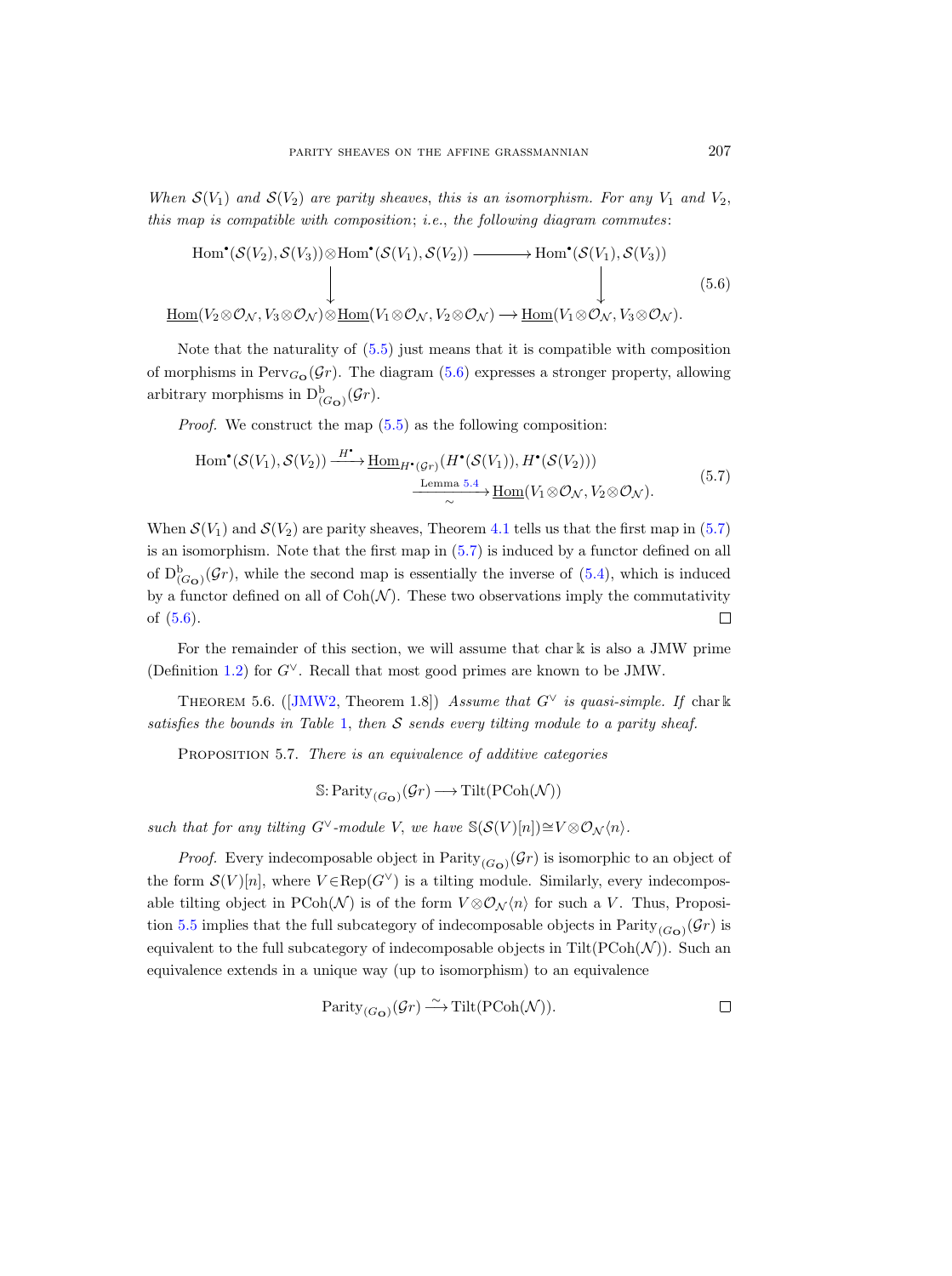*When $\mathcal{S}(V_1)$ and $\mathcal{S}(V_2)$ are parity sheaves, this is an isomorphism. For any $V_1$ and $V_2$, this map is compatible with composition; i.e., the following diagram commutes:*

$$
\begin{array}{ccc}
\mathrm{Hom}^\bullet(\mathcal{S}(V_2), \mathcal{S}(V_3)) \otimes \mathrm{Hom}^\bullet(\mathcal{S}(V_1), \mathcal{S}(V_2)) & \longrightarrow & \mathrm{Hom}^\bullet(\mathcal{S}(V_1), \mathcal{S}(V_3)) \\
\big\downarrow & & \big\downarrow \\
\underline{\mathrm{Hom}}(V_2 \otimes \mathcal{O}_{\mathcal{N}}, V_3 \otimes \mathcal{O}_{\mathcal{N}}) \otimes \underline{\mathrm{Hom}}(V_1 \otimes \mathcal{O}_{\mathcal{N}}, V_2 \otimes \mathcal{O}_{\mathcal{N}}) & \longrightarrow & \underline{\mathrm{Hom}}(V_1 \otimes \mathcal{O}_{\mathcal{N}}, V_3 \otimes \mathcal{O}_{\mathcal{N}}).
\end{array}
\tag{5.6}
$$

Note that the naturality of (5.5) just means that it is compatible with composition of morphisms in $\mathrm{Perv}_{G_{\mathbf{O}}}(\mathcal{G}r)$. The diagram (5.6) expresses a stronger property, allowing arbitrary morphisms in $\mathrm{D}^{\mathrm{b}}_{(G_{\mathbf{O}})}(\mathcal{G}r)$.

*Proof.* We construct the map (5.5) as the following composition:

$$
\begin{aligned}
\mathrm{Hom}^\bullet(\mathcal{S}(V_1), \mathcal{S}(V_2)) \xrightarrow{H^\bullet} & \ \underline{\mathrm{Hom}}_{H^\bullet(\mathcal{G}r)}(H^\bullet(\mathcal{S}(V_1)), H^\bullet(\mathcal{S}(V_2))) \\
& \xrightarrow[\sim]{\text{Lemma 5.4}} \underline{\mathrm{Hom}}(V_1 \otimes \mathcal{O}_{\mathcal{N}}, V_2 \otimes \mathcal{O}_{\mathcal{N}}).
\end{aligned}
\tag{5.7}
$$

When $\mathcal{S}(V_1)$ and $\mathcal{S}(V_2)$ are parity sheaves, Theorem 4.1 tells us that the first map in (5.7) is an isomorphism. Note that the first map in (5.7) is induced by a functor defined on all of $\mathrm{D}^{\mathrm{b}}_{(G_{\mathbf{O}})}(\mathcal{G}r)$, while the second map is essentially the inverse of (5.4), which is induced by a functor defined on all of $\mathrm{Coh}(\mathcal{N})$. These two observations imply the commutativity of (5.6). $\square$

For the remainder of this section, we will assume that $\mathrm{char}\, \Bbbk$ is also a JMW prime (Definition 1.2) for $G^\vee$. Recall that most good primes are known to be JMW.

THEOREM 5.6. ([JMW2, Theorem 1.8]) *Assume that $G^\vee$ is quasi-simple. If $\mathrm{char}\, \Bbbk$ satisfies the bounds in Table 1, then $\mathcal{S}$ sends every tilting module to a parity sheaf.*

PROPOSITION 5.7. *There is an equivalence of additive categories*

$$\mathbb{S} \colon \mathrm{Parity}_{(G_{\mathbf{O}})}(\mathcal{G}r) \longrightarrow \mathrm{Tilt}(\mathrm{PCoh}(\mathcal{N}))$$

*such that for any tilting $G^\vee$-module $V$, we have $\mathbb{S}(\mathcal{S}(V)[n]) \cong V \otimes \mathcal{O}_{\mathcal{N}}\langle n \rangle$.*

*Proof.* Every indecomposable object in $\mathrm{Parity}_{(G_{\mathbf{O}})}(\mathcal{G}r)$ is isomorphic to an object of the form $\mathcal{S}(V)[n]$, where $V \in \mathrm{Rep}(G^\vee)$ is a tilting module. Similarly, every indecomposable tilting object in $\mathrm{PCoh}(\mathcal{N})$ is of the form $V \otimes \mathcal{O}_{\mathcal{N}}\langle n \rangle$ for such a $V$. Thus, Proposition 5.5 implies that the full subcategory of indecomposable objects in $\mathrm{Parity}_{(G_{\mathbf{O}})}(\mathcal{G}r)$ is equivalent to the full subcategory of indecomposable objects in $\mathrm{Tilt}(\mathrm{PCoh}(\mathcal{N}))$. Such an equivalence extends in a unique way (up to isomorphism) to an equivalence

$$\mathrm{Parity}_{(G_{\mathbf{O}})}(\mathcal{G}r) \xrightarrow{\sim} \mathrm{Tilt}(\mathrm{PCoh}(\mathcal{N})). \qquad \square$$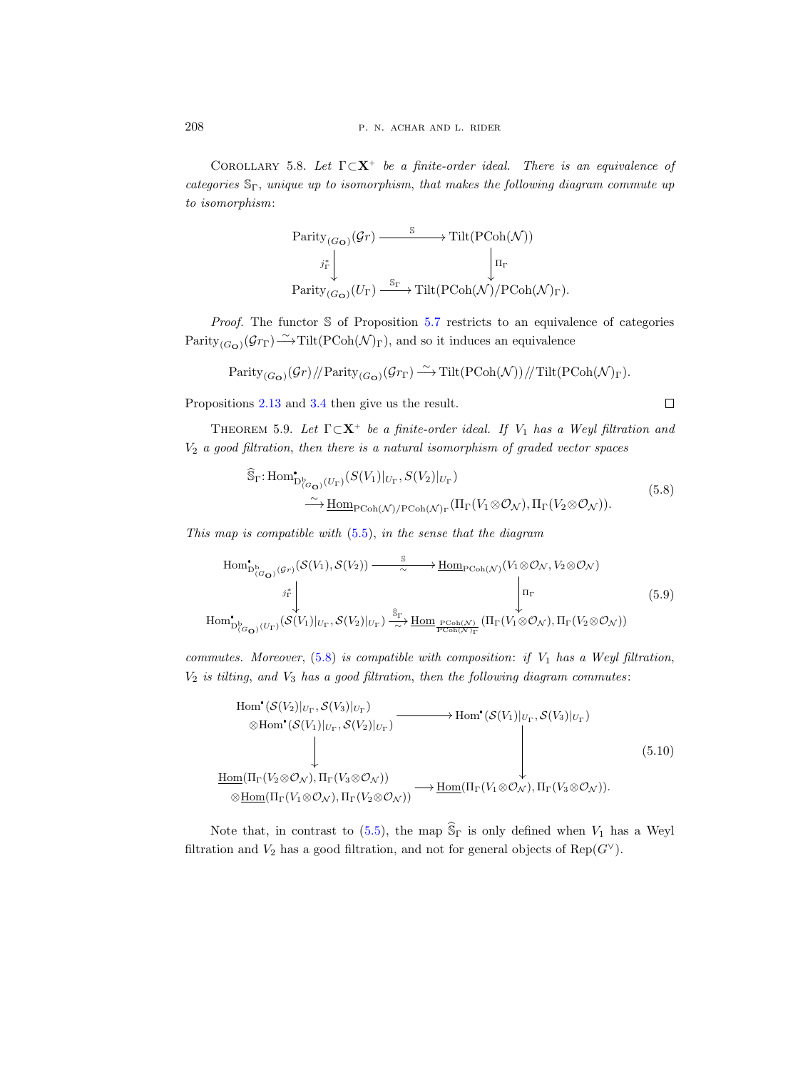Corollary 5.8. *Let $\Gamma \subset \mathbf{X}^+$ be a finite-order ideal. There is an equivalence of categories $\mathbb{S}_\Gamma$, unique up to isomorphism, that makes the following diagram commute up to isomorphism*:

$$\begin{array}{ccc}
\mathrm{Parity}_{(G_{\mathbf{O}})}(\mathcal{G}r) & \xrightarrow{\ \mathbb{S}\ } & \mathrm{Tilt}(\mathrm{PCoh}(\mathcal{N})) \\
{\scriptstyle j_\Gamma^*}\downarrow & & \downarrow{\scriptstyle \Pi_\Gamma} \\
\mathrm{Parity}_{(G_{\mathbf{O}})}(U_\Gamma) & \xrightarrow{\ \mathbb{S}_\Gamma\ } & \mathrm{Tilt}(\mathrm{PCoh}(\mathcal{N})/\mathrm{PCoh}(\mathcal{N})_\Gamma).
\end{array}$$

*Proof.* The functor $\mathbb{S}$ of Proposition 5.7 restricts to an equivalence of categories $\mathrm{Parity}_{(G_{\mathbf{O}})}(\mathcal{G}r_\Gamma) \xrightarrow{\sim} \mathrm{Tilt}(\mathrm{PCoh}(\mathcal{N})_\Gamma)$, and so it induces an equivalence

$$\mathrm{Parity}_{(G_{\mathbf{O}})}(\mathcal{G}r) /\!/ \mathrm{Parity}_{(G_{\mathbf{O}})}(\mathcal{G}r_\Gamma) \xrightarrow{\sim} \mathrm{Tilt}(\mathrm{PCoh}(\mathcal{N})) /\!/ \mathrm{Tilt}(\mathrm{PCoh}(\mathcal{N})_\Gamma).$$

Propositions 2.13 and 3.4 then give us the result. $\square$

Theorem 5.9. *Let $\Gamma \subset \mathbf{X}^+$ be a finite-order ideal. If $V_1$ has a Weyl filtration and $V_2$ a good filtration, then there is a natural isomorphism of graded vector spaces*

$$\begin{aligned}
\widehat{\mathbb{S}}_\Gamma \colon & \mathrm{Hom}^\bullet_{\mathrm{D}^{\mathrm{b}}_{(G_{\mathbf{O}})}(U_\Gamma)}(\mathcal{S}(V_1)|_{U_\Gamma}, \mathcal{S}(V_2)|_{U_\Gamma}) \\
& \xrightarrow{\sim} \underline{\mathrm{Hom}}_{\mathrm{PCoh}(\mathcal{N})/\mathrm{PCoh}(\mathcal{N})_\Gamma}(\Pi_\Gamma(V_1 \otimes \mathcal{O}_{\mathcal{N}}), \Pi_\Gamma(V_2 \otimes \mathcal{O}_{\mathcal{N}})).
\end{aligned} \tag{5.8}$$

*This map is compatible with* (5.5), *in the sense that the diagram*

$$\begin{array}{ccc}
\mathrm{Hom}^\bullet_{\mathrm{D}^{\mathrm{b}}_{(G_{\mathbf{O}})}(\mathcal{G}r)}(\mathcal{S}(V_1), \mathcal{S}(V_2)) & \xrightarrow[\sim]{\ \mathbb{S}\ } & \underline{\mathrm{Hom}}_{\mathrm{PCoh}(\mathcal{N})}(V_1 \otimes \mathcal{O}_{\mathcal{N}}, V_2 \otimes \mathcal{O}_{\mathcal{N}}) \\
{\scriptstyle j_\Gamma^*}\downarrow & & \downarrow{\scriptstyle \Pi_\Gamma} \\
\mathrm{Hom}^\bullet_{\mathrm{D}^{\mathrm{b}}_{(G_{\mathbf{O}})}(U_\Gamma)}(\mathcal{S}(V_1)|_{U_\Gamma}, \mathcal{S}(V_2)|_{U_\Gamma}) & \xrightarrow[\sim]{\ \widehat{\mathbb{S}}_\Gamma\ } & \underline{\mathrm{Hom}}_{\frac{\mathrm{PCoh}(\mathcal{N})}{\mathrm{PCoh}(\mathcal{N})_\Gamma}}(\Pi_\Gamma(V_1 \otimes \mathcal{O}_{\mathcal{N}}), \Pi_\Gamma(V_2 \otimes \mathcal{O}_{\mathcal{N}}))
\end{array} \tag{5.9}$$

*commutes. Moreover,* (5.8) *is compatible with composition: if $V_1$ has a Weyl filtration, $V_2$ is tilting, and $V_3$ has a good filtration, then the following diagram commutes*:

$$\begin{array}{ccc}
\begin{array}{c}\mathrm{Hom}^\bullet(\mathcal{S}(V_2)|_{U_\Gamma}, \mathcal{S}(V_3)|_{U_\Gamma}) \\ \otimes \mathrm{Hom}^\bullet(\mathcal{S}(V_1)|_{U_\Gamma}, \mathcal{S}(V_2)|_{U_\Gamma})\end{array} & \longrightarrow & \mathrm{Hom}^\bullet(\mathcal{S}(V_1)|_{U_\Gamma}, \mathcal{S}(V_3)|_{U_\Gamma}) \\
\downarrow & & \downarrow \\
\begin{array}{c}\underline{\mathrm{Hom}}(\Pi_\Gamma(V_2 \otimes \mathcal{O}_{\mathcal{N}}), \Pi_\Gamma(V_3 \otimes \mathcal{O}_{\mathcal{N}})) \\ \otimes \underline{\mathrm{Hom}}(\Pi_\Gamma(V_1 \otimes \mathcal{O}_{\mathcal{N}}), \Pi_\Gamma(V_2 \otimes \mathcal{O}_{\mathcal{N}}))\end{array} & \longrightarrow & \underline{\mathrm{Hom}}(\Pi_\Gamma(V_1 \otimes \mathcal{O}_{\mathcal{N}}), \Pi_\Gamma(V_3 \otimes \mathcal{O}_{\mathcal{N}})).
\end{array} \tag{5.10}$$

Note that, in contrast to (5.5), the map $\widehat{\mathbb{S}}_\Gamma$ is only defined when $V_1$ has a Weyl filtration and $V_2$ has a good filtration, and not for general objects of $\mathrm{Rep}(G^\vee)$.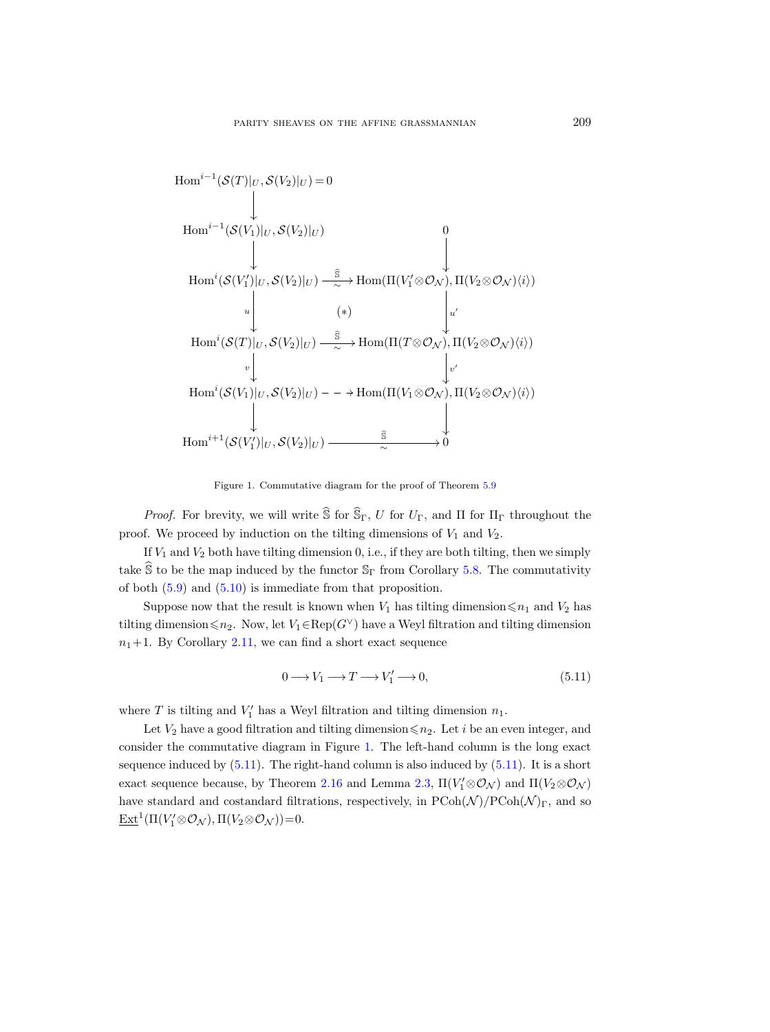$$
\begin{array}{ccc}
\operatorname{Hom}^{i-1}(\mathcal{S}(T)|_U, \mathcal{S}(V_2)|_U) = 0 & & \\
\downarrow & & \\
\operatorname{Hom}^{i-1}(\mathcal{S}(V_1)|_U, \mathcal{S}(V_2)|_U) & & 0 \\
\downarrow & & \downarrow \\
\operatorname{Hom}^{i}(\mathcal{S}(V_1')|_U, \mathcal{S}(V_2)|_U) & \xrightarrow[\sim]{\widehat{\mathbb{S}}} & \operatorname{Hom}(\Pi(V_1' \otimes \mathcal{O}_{\mathcal{N}}), \Pi(V_2 \otimes \mathcal{O}_{\mathcal{N}})\langle i \rangle) \\
{\scriptstyle u}\downarrow & (*) & \downarrow{\scriptstyle u'} \\
\operatorname{Hom}^{i}(\mathcal{S}(T)|_U, \mathcal{S}(V_2)|_U) & \xrightarrow[\sim]{\widehat{\mathbb{S}}} & \operatorname{Hom}(\Pi(T \otimes \mathcal{O}_{\mathcal{N}}), \Pi(V_2 \otimes \mathcal{O}_{\mathcal{N}})\langle i \rangle) \\
{\scriptstyle v}\downarrow & & \downarrow{\scriptstyle v'} \\
\operatorname{Hom}^{i}(\mathcal{S}(V_1)|_U, \mathcal{S}(V_2)|_U) & \dashrightarrow & \operatorname{Hom}(\Pi(V_1 \otimes \mathcal{O}_{\mathcal{N}}), \Pi(V_2 \otimes \mathcal{O}_{\mathcal{N}})\langle i \rangle) \\
\downarrow & & \downarrow \\
\operatorname{Hom}^{i+1}(\mathcal{S}(V_1')|_U, \mathcal{S}(V_2)|_U) & \xrightarrow[\sim]{\widehat{\mathbb{S}}} & 0
\end{array}
$$

Figure 1. Commutative diagram for the proof of Theorem 5.9

*Proof.* For brevity, we will write $\widehat{\mathbb{S}}$ for $\widehat{\mathbb{S}}_\Gamma$, $U$ for $U_\Gamma$, and $\Pi$ for $\Pi_\Gamma$ throughout the proof. We proceed by induction on the tilting dimensions of $V_1$ and $V_2$.

If $V_1$ and $V_2$ both have tilting dimension 0, i.e., if they are both tilting, then we simply take $\widehat{\mathbb{S}}$ to be the map induced by the functor $\mathbb{S}_\Gamma$ from Corollary 5.8. The commutativity of both (5.9) and (5.10) is immediate from that proposition.

Suppose now that the result is known when $V_1$ has tilting dimension $\leqslant n_1$ and $V_2$ has tilting dimension $\leqslant n_2$. Now, let $V_1 \in \operatorname{Rep}(G^\vee)$ have a Weyl filtration and tilting dimension $n_1+1$. By Corollary 2.11, we can find a short exact sequence

$$
0 \longrightarrow V_1 \longrightarrow T \longrightarrow V_1' \longrightarrow 0, \tag{5.11}
$$

where $T$ is tilting and $V_1'$ has a Weyl filtration and tilting dimension $n_1$.

Let $V_2$ have a good filtration and tilting dimension $\leqslant n_2$. Let $i$ be an even integer, and consider the commutative diagram in Figure 1. The left-hand column is the long exact sequence induced by (5.11). The right-hand column is also induced by (5.11). It is a short exact sequence because, by Theorem 2.16 and Lemma 2.3, $\Pi(V_1' \otimes \mathcal{O}_{\mathcal{N}})$ and $\Pi(V_2 \otimes \mathcal{O}_{\mathcal{N}})$ have standard and costandard filtrations, respectively, in $\operatorname{PCoh}(\mathcal{N})/\operatorname{PCoh}(\mathcal{N})_\Gamma$, and so $\underline{\operatorname{Ext}}^1(\Pi(V_1' \otimes \mathcal{O}_{\mathcal{N}}), \Pi(V_2 \otimes \mathcal{O}_{\mathcal{N}})) = 0$.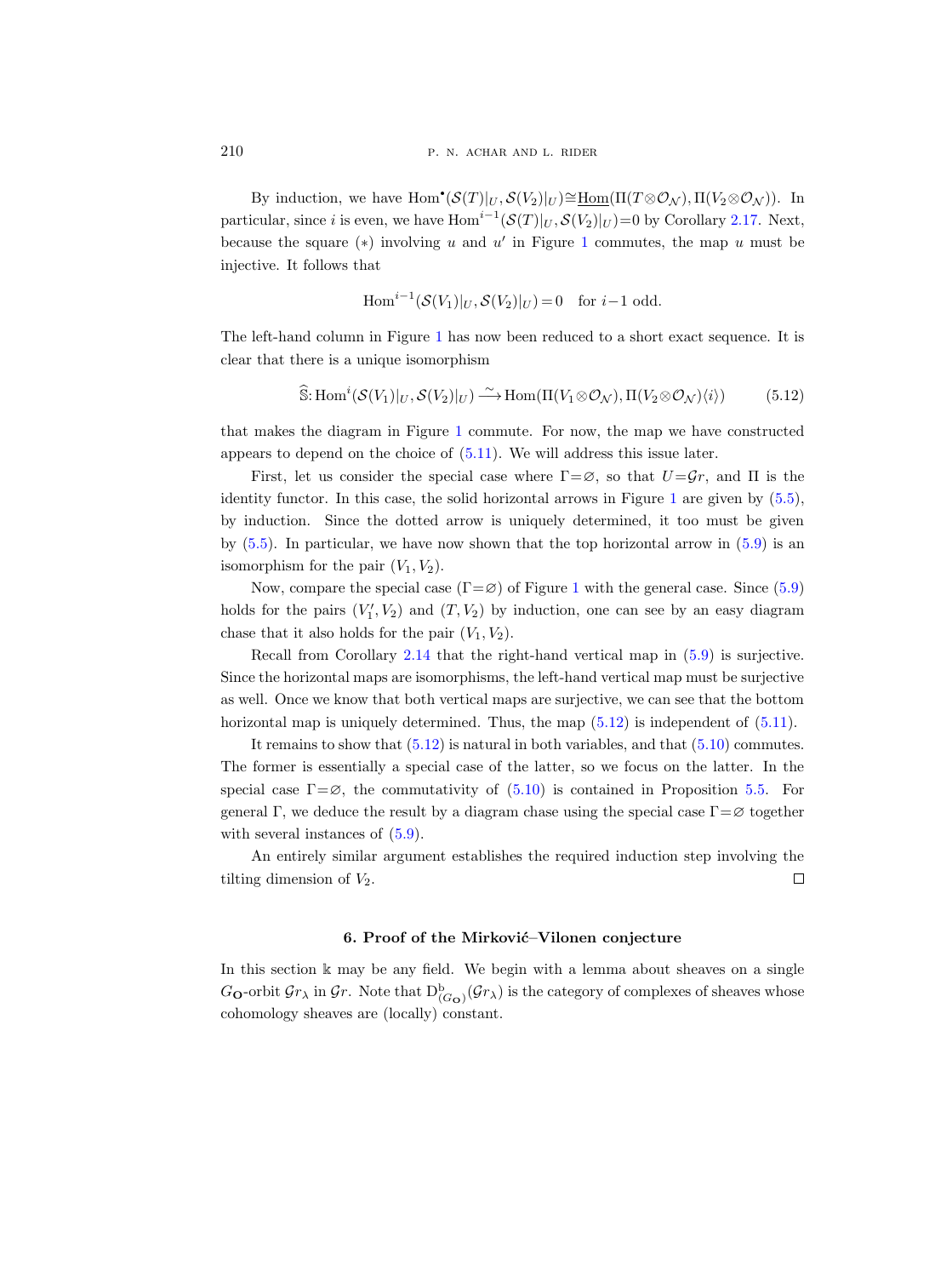By induction, we have $\mathrm{Hom}^\bullet(\mathcal{S}(T)|_U, \mathcal{S}(V_2)|_U) \cong \underline{\mathrm{Hom}}(\Pi(T \otimes \mathcal{O}_{\mathcal{N}}), \Pi(V_2 \otimes \mathcal{O}_{\mathcal{N}}))$. In particular, since $i$ is even, we have $\mathrm{Hom}^{i-1}(\mathcal{S}(T)|_U, \mathcal{S}(V_2)|_U) = 0$ by Corollary 2.17. Next, because the square $(*)$ involving $u$ and $u'$ in Figure 1 commutes, the map $u$ must be injective. It follows that

$$\mathrm{Hom}^{i-1}(\mathcal{S}(V_1)|_U, \mathcal{S}(V_2)|_U) = 0 \quad \text{for } i-1 \text{ odd.}$$

The left-hand column in Figure 1 has now been reduced to a short exact sequence. It is clear that there is a unique isomorphism

$$\widehat{\mathbb{S}} \colon \mathrm{Hom}^i(\mathcal{S}(V_1)|_U, \mathcal{S}(V_2)|_U) \xrightarrow{\sim} \mathrm{Hom}(\Pi(V_1 \otimes \mathcal{O}_{\mathcal{N}}), \Pi(V_2 \otimes \mathcal{O}_{\mathcal{N}}) \langle i \rangle) \tag{5.12}$$

that makes the diagram in Figure 1 commute. For now, the map we have constructed appears to depend on the choice of (5.11). We will address this issue later.

First, let us consider the special case where $\Gamma = \varnothing$, so that $U = \mathcal{G}r$, and $\Pi$ is the identity functor. In this case, the solid horizontal arrows in Figure 1 are given by (5.5), by induction. Since the dotted arrow is uniquely determined, it too must be given by (5.5). In particular, we have now shown that the top horizontal arrow in (5.9) is an isomorphism for the pair $(V_1, V_2)$.

Now, compare the special case ($\Gamma = \varnothing$) of Figure 1 with the general case. Since (5.9) holds for the pairs $(V_1', V_2)$ and $(T, V_2)$ by induction, one can see by an easy diagram chase that it also holds for the pair $(V_1, V_2)$.

Recall from Corollary 2.14 that the right-hand vertical map in (5.9) is surjective. Since the horizontal maps are isomorphisms, the left-hand vertical map must be surjective as well. Once we know that both vertical maps are surjective, we can see that the bottom horizontal map is uniquely determined. Thus, the map (5.12) is independent of (5.11).

It remains to show that (5.12) is natural in both variables, and that (5.10) commutes. The former is essentially a special case of the latter, so we focus on the latter. In the special case $\Gamma = \varnothing$, the commutativity of (5.10) is contained in Proposition 5.5. For general $\Gamma$, we deduce the result by a diagram chase using the special case $\Gamma = \varnothing$ together with several instances of (5.9).

An entirely similar argument establishes the required induction step involving the tilting dimension of $V_2$. □

## 6. Proof of the Mirković–Vilonen conjecture

In this section $\Bbbk$ may be any field. We begin with a lemma about sheaves on a single $G_{\mathbf{O}}$-orbit $\mathcal{G}r_\lambda$ in $\mathcal{G}r$. Note that $\mathrm{D}^{\mathrm{b}}_{(G_{\mathbf{O}})}(\mathcal{G}r_\lambda)$ is the category of complexes of sheaves whose cohomology sheaves are (locally) constant.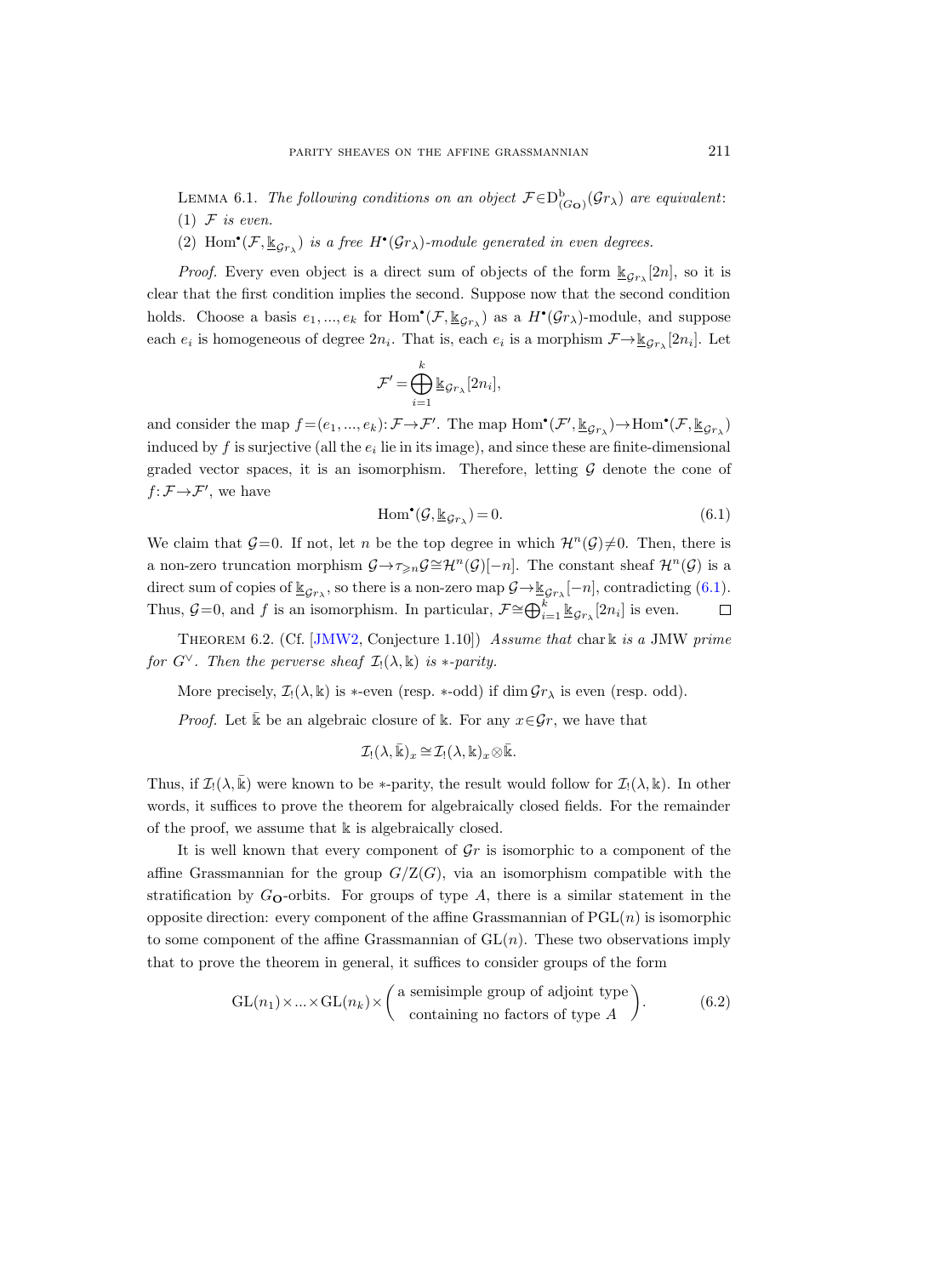Lemma 6.1. *The following conditions on an object* $\mathcal{F} \in \mathrm{D}^{\mathrm{b}}_{(G_{\mathbf{O}})}(\mathcal{G}r_\lambda)$ *are equivalent*:

(1) $\mathcal{F}$ *is even.*

(2) $\mathrm{Hom}^\bullet(\mathcal{F}, \underline{\Bbbk}_{\mathcal{G}r_\lambda})$ *is a free* $H^\bullet(\mathcal{G}r_\lambda)$*-module generated in even degrees.*

*Proof.* Every even object is a direct sum of objects of the form $\underline{\Bbbk}_{\mathcal{G}r_\lambda}[2n]$, so it is clear that the first condition implies the second. Suppose now that the second condition holds. Choose a basis $e_1, ..., e_k$ for $\mathrm{Hom}^\bullet(\mathcal{F}, \underline{\Bbbk}_{\mathcal{G}r_\lambda})$ as a $H^\bullet(\mathcal{G}r_\lambda)$-module, and suppose each $e_i$ is homogeneous of degree $2n_i$. That is, each $e_i$ is a morphism $\mathcal{F} \to \underline{\Bbbk}_{\mathcal{G}r_\lambda}[2n_i]$. Let

$$\mathcal{F}' = \bigoplus_{i=1}^{k} \underline{\Bbbk}_{\mathcal{G}r_\lambda}[2n_i],$$

and consider the map $f = (e_1, ..., e_k)\colon \mathcal{F} \to \mathcal{F}'$. The map $\mathrm{Hom}^\bullet(\mathcal{F}', \underline{\Bbbk}_{\mathcal{G}r_\lambda}) \to \mathrm{Hom}^\bullet(\mathcal{F}, \underline{\Bbbk}_{\mathcal{G}r_\lambda})$ induced by $f$ is surjective (all the $e_i$ lie in its image), and since these are finite-dimensional graded vector spaces, it is an isomorphism. Therefore, letting $\mathcal{G}$ denote the cone of $f\colon \mathcal{F} \to \mathcal{F}'$, we have

$$\mathrm{Hom}^\bullet(\mathcal{G}, \underline{\Bbbk}_{\mathcal{G}r_\lambda}) = 0. \tag{6.1}$$

We claim that $\mathcal{G} = 0$. If not, let $n$ be the top degree in which $\mathcal{H}^n(\mathcal{G}) \neq 0$. Then, there is a non-zero truncation morphism $\mathcal{G} \to \tau_{\geqslant n}\mathcal{G} \cong \mathcal{H}^n(\mathcal{G})[-n]$. The constant sheaf $\mathcal{H}^n(\mathcal{G})$ is a direct sum of copies of $\underline{\Bbbk}_{\mathcal{G}r_\lambda}$, so there is a non-zero map $\mathcal{G} \to \underline{\Bbbk}_{\mathcal{G}r_\lambda}[-n]$, contradicting (6.1). Thus, $\mathcal{G} = 0$, and $f$ is an isomorphism. In particular, $\mathcal{F} \cong \bigoplus_{i=1}^{k} \underline{\Bbbk}_{\mathcal{G}r_\lambda}[2n_i]$ is even. $\square$

Theorem 6.2. (Cf. [JMW2, Conjecture 1.10]) *Assume that* $\operatorname{char} \Bbbk$ *is a* JMW *prime for* $G^\vee$. *Then the perverse sheaf* $\mathcal{I}_!(\lambda, \Bbbk)$ *is* $*$*-parity.*

More precisely, $\mathcal{I}_!(\lambda, \Bbbk)$ is $*$-even (resp. $*$-odd) if $\dim \mathcal{G}r_\lambda$ is even (resp. odd).

*Proof.* Let $\bar{\Bbbk}$ be an algebraic closure of $\Bbbk$. For any $x \in \mathcal{G}r$, we have that

$$\mathcal{I}_!(\lambda, \bar{\Bbbk})_x \cong \mathcal{I}_!(\lambda, \Bbbk)_x \otimes \bar{\Bbbk}.$$

Thus, if $\mathcal{I}_!(\lambda, \bar{\Bbbk})$ were known to be $*$-parity, the result would follow for $\mathcal{I}_!(\lambda, \Bbbk)$. In other words, it suffices to prove the theorem for algebraically closed fields. For the remainder of the proof, we assume that $\Bbbk$ is algebraically closed.

It is well known that every component of $\mathcal{G}r$ is isomorphic to a component of the affine Grassmannian for the group $G/\mathrm{Z}(G)$, via an isomorphism compatible with the stratification by $G_{\mathbf{O}}$-orbits. For groups of type $A$, there is a similar statement in the opposite direction: every component of the affine Grassmannian of $\mathrm{PGL}(n)$ is isomorphic to some component of the affine Grassmannian of $\mathrm{GL}(n)$. These two observations imply that to prove the theorem in general, it suffices to consider groups of the form

$$\mathrm{GL}(n_1) \times ... \times \mathrm{GL}(n_k) \times \left( \begin{array}{c} \text{a semisimple group of adjoint type} \\ \text{containing no factors of type } A \end{array} \right). \tag{6.2}$$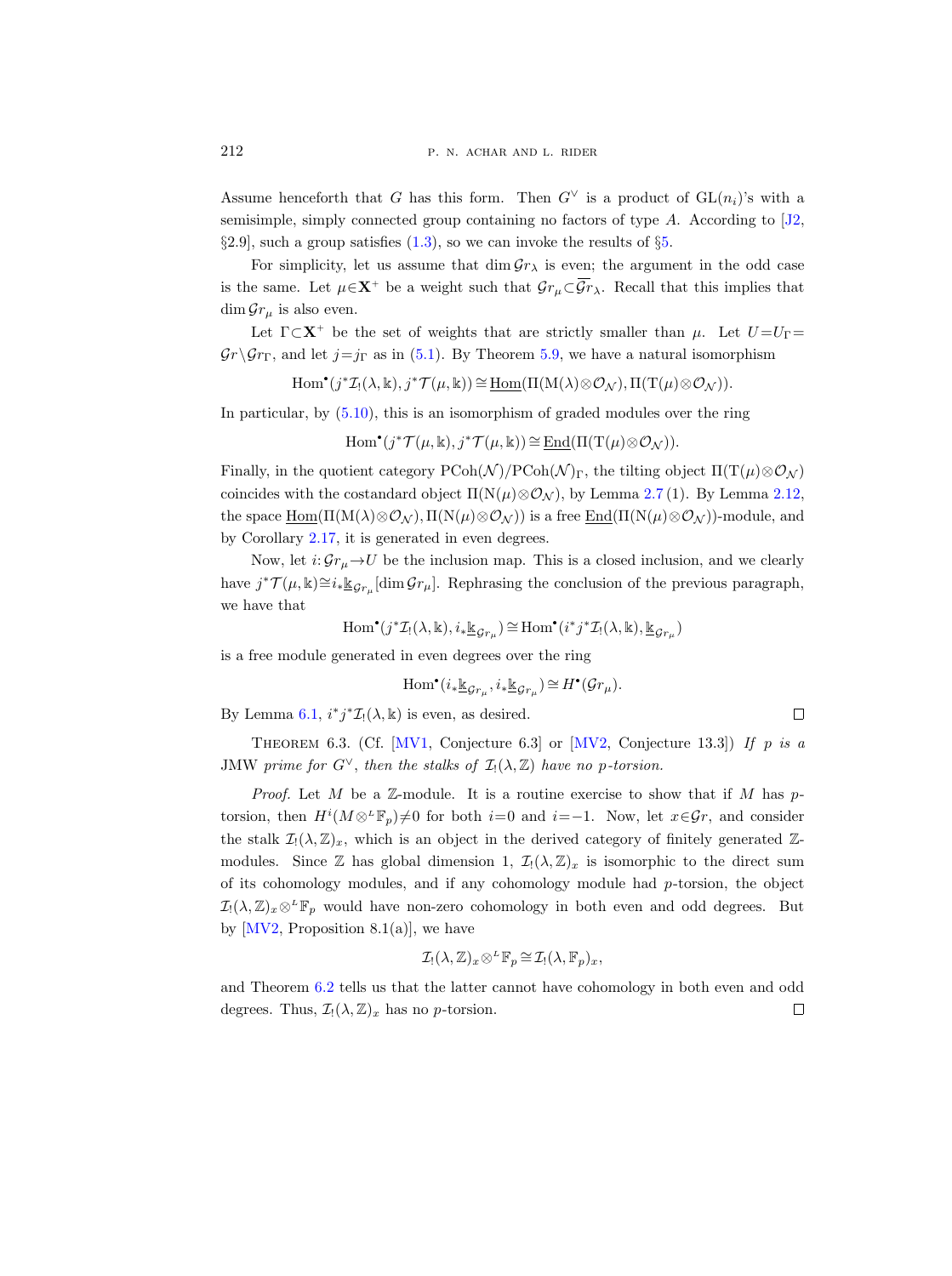Assume henceforth that $G$ has this form. Then $G^\vee$ is a product of $\mathrm{GL}(n_i)$'s with a semisimple, simply connected group containing no factors of type $A$. According to [J2, §2.9], such a group satisfies (1.3), so we can invoke the results of §5.

For simplicity, let us assume that $\dim \mathcal{G}r_\lambda$ is even; the argument in the odd case is the same. Let $\mu \in \mathbf{X}^+$ be a weight such that $\mathcal{G}r_\mu \subset \overline{\mathcal{G}r}_\lambda$. Recall that this implies that $\dim \mathcal{G}r_\mu$ is also even.

Let $\Gamma \subset \mathbf{X}^+$ be the set of weights that are strictly smaller than $\mu$. Let $U = U_\Gamma = \mathcal{G}r \setminus \mathcal{G}r_\Gamma$, and let $j = j_\Gamma$ as in (5.1). By Theorem 5.9, we have a natural isomorphism

$$\mathrm{Hom}^\bullet(j^*\mathcal{I}_!(\lambda, \Bbbk), j^*\mathcal{T}(\mu, \Bbbk)) \cong \underline{\mathrm{Hom}}(\Pi(\mathrm{M}(\lambda) \otimes \mathcal{O}_\mathcal{N}), \Pi(\mathrm{T}(\mu) \otimes \mathcal{O}_\mathcal{N})).$$

In particular, by (5.10), this is an isomorphism of graded modules over the ring

$$\mathrm{Hom}^\bullet(j^*\mathcal{T}(\mu, \Bbbk), j^*\mathcal{T}(\mu, \Bbbk)) \cong \underline{\mathrm{End}}(\Pi(\mathrm{T}(\mu) \otimes \mathcal{O}_\mathcal{N})).$$

Finally, in the quotient category $\mathrm{PCoh}(\mathcal{N})/\mathrm{PCoh}(\mathcal{N})_\Gamma$, the tilting object $\Pi(\mathrm{T}(\mu) \otimes \mathcal{O}_\mathcal{N})$ coincides with the costandard object $\Pi(\mathrm{N}(\mu) \otimes \mathcal{O}_\mathcal{N})$, by Lemma 2.7 (1). By Lemma 2.12, the space $\underline{\mathrm{Hom}}(\Pi(\mathrm{M}(\lambda) \otimes \mathcal{O}_\mathcal{N}), \Pi(\mathrm{N}(\mu) \otimes \mathcal{O}_\mathcal{N}))$ is a free $\underline{\mathrm{End}}(\Pi(\mathrm{N}(\mu) \otimes \mathcal{O}_\mathcal{N}))$-module, and by Corollary 2.17, it is generated in even degrees.

Now, let $i: \mathcal{G}r_\mu \to U$ be the inclusion map. This is a closed inclusion, and we clearly have $j^*\mathcal{T}(\mu, \Bbbk) \cong i_*\underline{\Bbbk}_{\mathcal{G}r_\mu}[\dim \mathcal{G}r_\mu]$. Rephrasing the conclusion of the previous paragraph, we have that

$$\mathrm{Hom}^\bullet(j^*\mathcal{I}_!(\lambda, \Bbbk), i_*\underline{\Bbbk}_{\mathcal{G}r_\mu}) \cong \mathrm{Hom}^\bullet(i^*j^*\mathcal{I}_!(\lambda, \Bbbk), \underline{\Bbbk}_{\mathcal{G}r_\mu})$$

is a free module generated in even degrees over the ring

$$\mathrm{Hom}^\bullet(i_*\underline{\Bbbk}_{\mathcal{G}r_\mu}, i_*\underline{\Bbbk}_{\mathcal{G}r_\mu}) \cong H^\bullet(\mathcal{G}r_\mu).$$

By Lemma 6.1, $i^*j^*\mathcal{I}_!(\lambda, \Bbbk)$ is even, as desired. ∎

Theorem 6.3. (Cf. [MV1, Conjecture 6.3] or [MV2, Conjecture 13.3]) *If $p$ is a* JMW *prime for $G^\vee$, then the stalks of $\mathcal{I}_!(\lambda, \mathbb{Z})$ have no $p$-torsion.*

*Proof.* Let $M$ be a $\mathbb{Z}$-module. It is a routine exercise to show that if $M$ has $p$-torsion, then $H^i(M \otimes^L \mathbb{F}_p) \neq 0$ for both $i=0$ and $i=-1$. Now, let $x \in \mathcal{G}r$, and consider the stalk $\mathcal{I}_!(\lambda, \mathbb{Z})_x$, which is an object in the derived category of finitely generated $\mathbb{Z}$-modules. Since $\mathbb{Z}$ has global dimension 1, $\mathcal{I}_!(\lambda, \mathbb{Z})_x$ is isomorphic to the direct sum of its cohomology modules, and if any cohomology module had $p$-torsion, the object $\mathcal{I}_!(\lambda, \mathbb{Z})_x \otimes^L \mathbb{F}_p$ would have non-zero cohomology in both even and odd degrees. But by [MV2, Proposition 8.1(a)], we have

$$\mathcal{I}_!(\lambda, \mathbb{Z})_x \otimes^L \mathbb{F}_p \cong \mathcal{I}_!(\lambda, \mathbb{F}_p)_x,$$

and Theorem 6.2 tells us that the latter cannot have cohomology in both even and odd degrees. Thus, $\mathcal{I}_!(\lambda, \mathbb{Z})_x$ has no $p$-torsion. ∎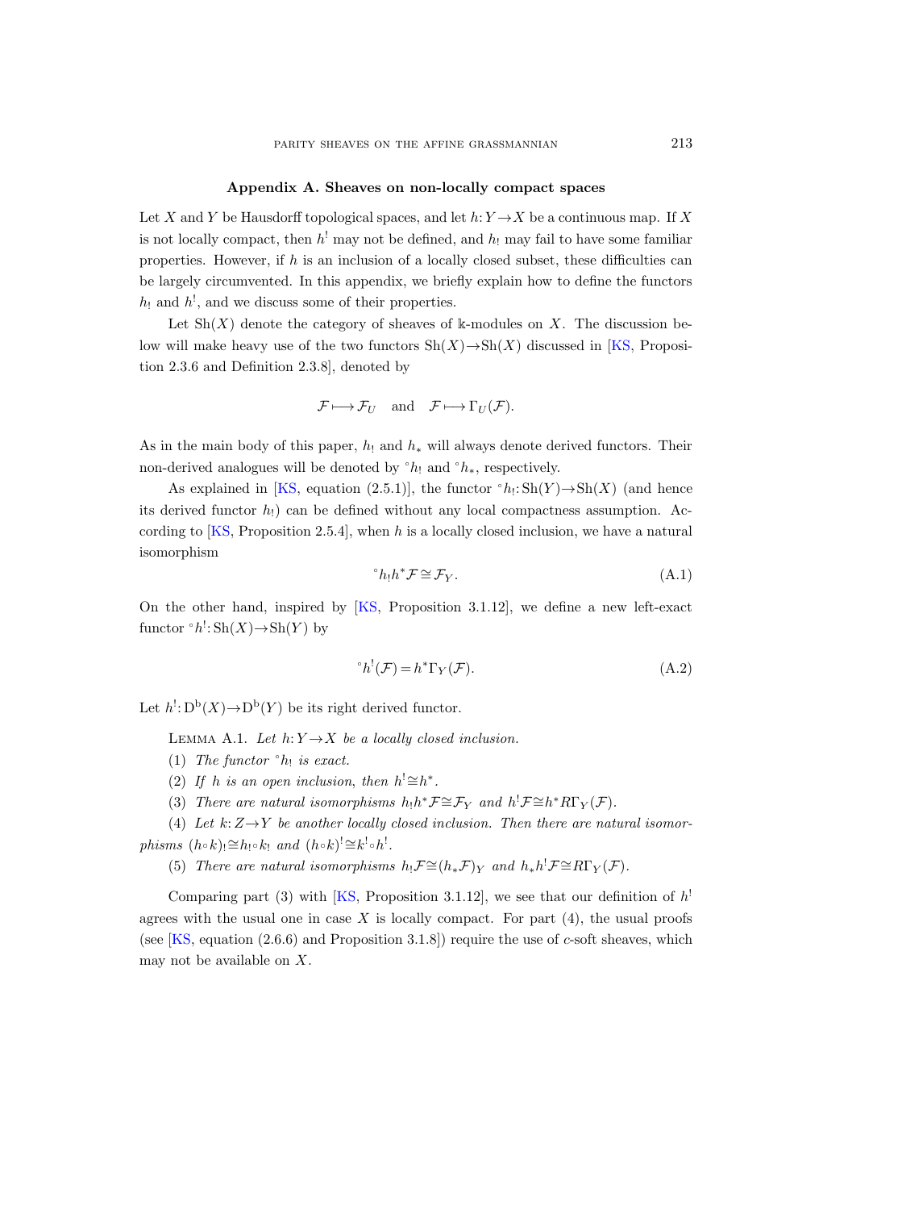## Appendix A. Sheaves on non-locally compact spaces

Let $X$ and $Y$ be Hausdorff topological spaces, and let $h: Y \to X$ be a continuous map. If $X$ is not locally compact, then $h^!$ may not be defined, and $h_!$ may fail to have some familiar properties. However, if $h$ is an inclusion of a locally closed subset, these difficulties can be largely circumvented. In this appendix, we briefly explain how to define the functors $h_!$ and $h^!$, and we discuss some of their properties.

Let $\mathrm{Sh}(X)$ denote the category of sheaves of $\Bbbk$-modules on $X$. The discussion below will make heavy use of the two functors $\mathrm{Sh}(X) \to \mathrm{Sh}(X)$ discussed in [KS, Proposition 2.3.6 and Definition 2.3.8], denoted by

$$\mathcal{F} \longmapsto \mathcal{F}_U \quad \text{and} \quad \mathcal{F} \longmapsto \Gamma_U(\mathcal{F}).$$

As in the main body of this paper, $h_!$ and $h_*$ will always denote derived functors. Their non-derived analogues will be denoted by ${}^\circ h_!$ and ${}^\circ h_*$, respectively.

As explained in [KS, equation (2.5.1)], the functor ${}^\circ h_!: \mathrm{Sh}(Y) \to \mathrm{Sh}(X)$ (and hence its derived functor $h_!$) can be defined without any local compactness assumption. According to [KS, Proposition 2.5.4], when $h$ is a locally closed inclusion, we have a natural isomorphism

$$ {}^\circ h_! h^* \mathcal{F} \cong \mathcal{F}_Y. \tag{A.1}$$

On the other hand, inspired by [KS, Proposition 3.1.12], we define a new left-exact functor ${}^\circ h^!: \mathrm{Sh}(X) \to \mathrm{Sh}(Y)$ by

$$ {}^\circ h^!(\mathcal{F}) = h^* \Gamma_Y(\mathcal{F}). \tag{A.2}$$

Let $h^!: \mathrm{D^b}(X) \to \mathrm{D^b}(Y)$ be its right derived functor.

Lemma A.1. *Let $h: Y \to X$ be a locally closed inclusion.*

(1) *The functor ${}^\circ h_!$ is exact.*

(2) *If $h$ is an open inclusion, then $h^! \cong h^*$.*

(3) *There are natural isomorphisms $h_! h^* \mathcal{F} \cong \mathcal{F}_Y$ and $h^! \mathcal{F} \cong h^* R\Gamma_Y(\mathcal{F})$.*

(4) *Let $k: Z \to Y$ be another locally closed inclusion. Then there are natural isomorphisms $(h \circ k)_! \cong h_! \circ k_!$ and $(h \circ k)^! \cong k^! \circ h^!$.*

(5) *There are natural isomorphisms $h_! \mathcal{F} \cong (h_* \mathcal{F})_Y$ and $h_* h^! \mathcal{F} \cong R\Gamma_Y(\mathcal{F})$.*

Comparing part (3) with [KS, Proposition 3.1.12], we see that our definition of $h^!$ agrees with the usual one in case $X$ is locally compact. For part (4), the usual proofs (see [KS, equation (2.6.6) and Proposition 3.1.8]) require the use of $c$-soft sheaves, which may not be available on $X$.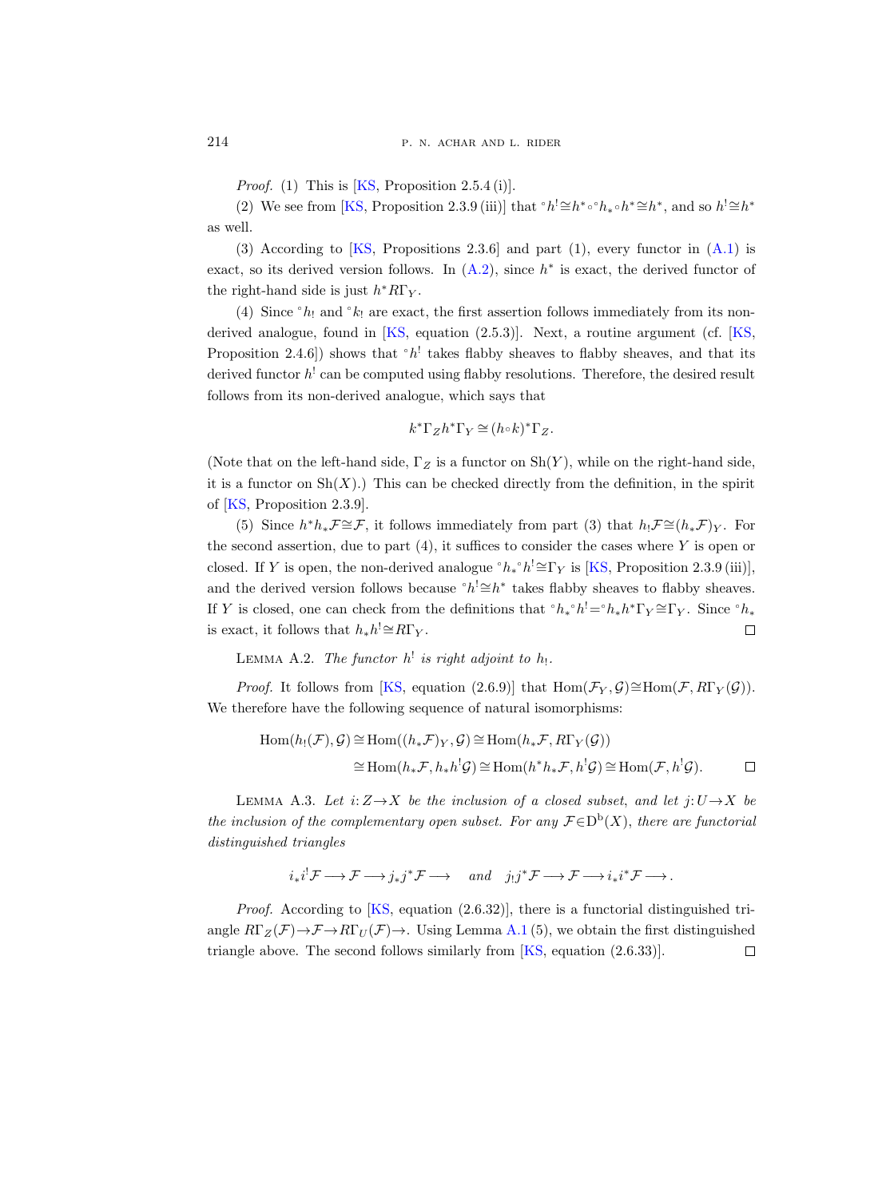*Proof.* (1) This is [KS, Proposition 2.5.4 (i)].

(2) We see from [KS, Proposition 2.3.9 (iii)] that ${}^\circ h^! \cong h^* \circ {}^\circ h_* \circ h^* \cong h^*$, and so $h^! \cong h^*$ as well.

(3) According to [KS, Propositions 2.3.6] and part (1), every functor in (A.1) is exact, so its derived version follows. In (A.2), since $h^*$ is exact, the derived functor of the right-hand side is just $h^* R\Gamma_Y$.

(4) Since ${}^\circ h_!$ and ${}^\circ k_!$ are exact, the first assertion follows immediately from its non-derived analogue, found in [KS, equation (2.5.3)]. Next, a routine argument (cf. [KS, Proposition 2.4.6]) shows that ${}^\circ h^!$ takes flabby sheaves to flabby sheaves, and that its derived functor $h^!$ can be computed using flabby resolutions. Therefore, the desired result follows from its non-derived analogue, which says that

$$k^* \Gamma_Z h^* \Gamma_Y \cong (h \circ k)^* \Gamma_Z.$$

(Note that on the left-hand side, $\Gamma_Z$ is a functor on $\mathrm{Sh}(Y)$, while on the right-hand side, it is a functor on $\mathrm{Sh}(X)$.) This can be checked directly from the definition, in the spirit of [KS, Proposition 2.3.9].

(5) Since $h^* h_* \mathcal{F} \cong \mathcal{F}$, it follows immediately from part (3) that $h_! \mathcal{F} \cong (h_* \mathcal{F})_Y$. For the second assertion, due to part (4), it suffices to consider the cases where $Y$ is open or closed. If $Y$ is open, the non-derived analogue ${}^\circ h_* {}^\circ h^! \cong \Gamma_Y$ is [KS, Proposition 2.3.9 (iii)], and the derived version follows because ${}^\circ h^! \cong h^*$ takes flabby sheaves to flabby sheaves. If $Y$ is closed, one can check from the definitions that ${}^\circ h_* {}^\circ h^! = {}^\circ h_* h^* \Gamma_Y \cong \Gamma_Y$. Since ${}^\circ h_*$ is exact, it follows that $h_* h^! \cong R\Gamma_Y$. $\square$

Lemma A.2. *The functor $h^!$ is right adjoint to $h_!$.*

*Proof.* It follows from [KS, equation (2.6.9)] that $\mathrm{Hom}(\mathcal{F}_Y, \mathcal{G}) \cong \mathrm{Hom}(\mathcal{F}, R\Gamma_Y(\mathcal{G}))$. We therefore have the following sequence of natural isomorphisms:

$$\begin{aligned}\mathrm{Hom}(h_!(\mathcal{F}), \mathcal{G}) &\cong \mathrm{Hom}((h_* \mathcal{F})_Y, \mathcal{G}) \cong \mathrm{Hom}(h_* \mathcal{F}, R\Gamma_Y(\mathcal{G})) \\ &\cong \mathrm{Hom}(h_* \mathcal{F}, h_* h^! \mathcal{G}) \cong \mathrm{Hom}(h^* h_* \mathcal{F}, h^! \mathcal{G}) \cong \mathrm{Hom}(\mathcal{F}, h^! \mathcal{G}).\end{aligned}$$

$\square$

Lemma A.3. *Let $i: Z \to X$ be the inclusion of a closed subset, and let $j: U \to X$ be the inclusion of the complementary open subset. For any $\mathcal{F} \in \mathrm{D^b}(X)$, there are functorial distinguished triangles*

$$i_* i^! \mathcal{F} \longrightarrow \mathcal{F} \longrightarrow j_* j^* \mathcal{F} \longrightarrow \quad \textit{and} \quad j_! j^* \mathcal{F} \longrightarrow \mathcal{F} \longrightarrow i_* i^* \mathcal{F} \longrightarrow.$$

*Proof.* According to [KS, equation (2.6.32)], there is a functorial distinguished triangle $R\Gamma_Z(\mathcal{F}) \to \mathcal{F} \to R\Gamma_U(\mathcal{F}) \to$. Using Lemma A.1 (5), we obtain the first distinguished triangle above. The second follows similarly from [KS, equation (2.6.33)]. $\square$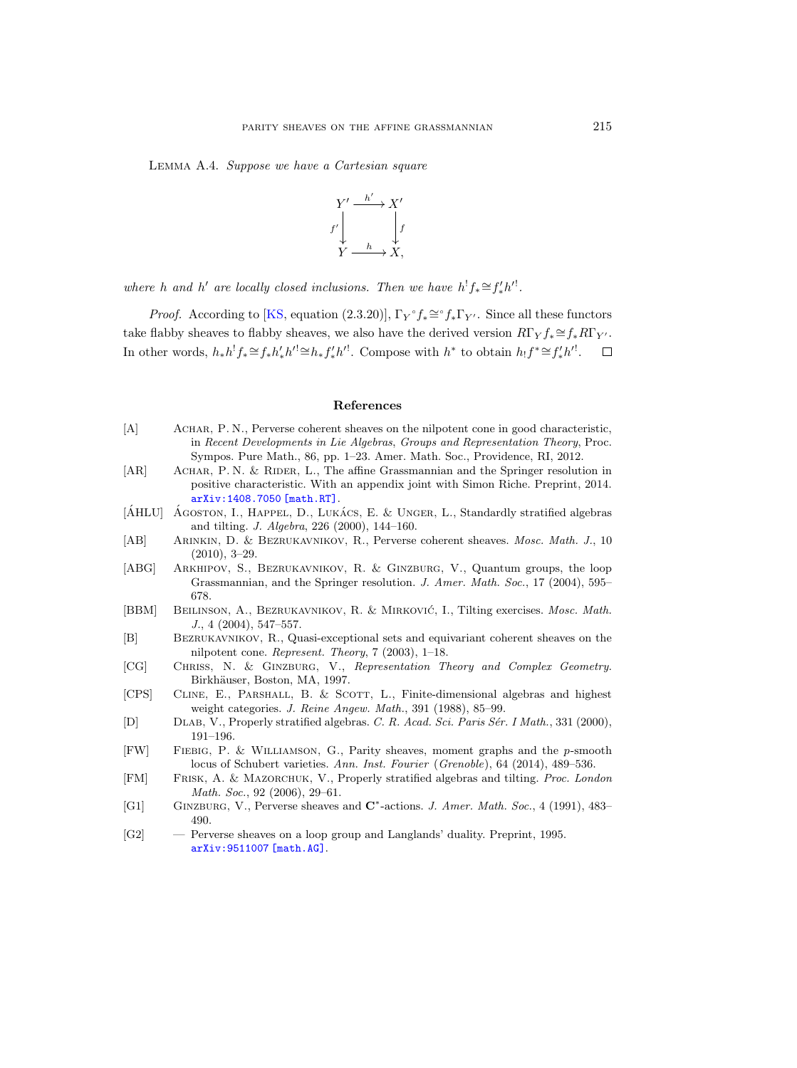LEMMA A.4. *Suppose we have a Cartesian square*

$$\begin{array}{ccc} Y' & \xrightarrow{h'} & X' \\ {\scriptstyle f'}\downarrow & & \downarrow{\scriptstyle f} \\ Y & \xrightarrow{h} & X, \end{array}$$

*where $h$ and $h'$ are locally closed inclusions. Then we have $h^! f_* \cong f'_* h'^!$.*

*Proof.* According to [KS, equation (2.3.20)], $\Gamma_{Y}{}^{\circ} f_* \cong {}^{\circ} f_* \Gamma_{Y'}$. Since all these functors take flabby sheaves to flabby sheaves, we also have the derived version $R\Gamma_Y f_* \cong f_* R\Gamma_{Y'}$. In other words, $h_* h^! f_* \cong f_* h'_* h'^! \cong h_* f'_* h'^!$. Compose with $h^*$ to obtain $h_! f^* \cong f'_* h'^!$. □

## References

[A] Achar, P. N., Perverse coherent sheaves on the nilpotent cone in good characteristic, in *Recent Developments in Lie Algebras, Groups and Representation Theory*, Proc. Sympos. Pure Math., 86, pp. 1–23. Amer. Math. Soc., Providence, RI, 2012.

[AR] Achar, P. N. & Rider, L., The affine Grassmannian and the Springer resolution in positive characteristic. With an appendix joint with Simon Riche. Preprint, 2014. arXiv:1408.7050 [math.RT].

[ÁHLU] Ágoston, I., Happel, D., Lukács, E. & Unger, L., Standardly stratified algebras and tilting. *J. Algebra*, 226 (2000), 144–160.

[AB] Arinkin, D. & Bezrukavnikov, R., Perverse coherent sheaves. *Mosc. Math. J.*, 10 (2010), 3–29.

[ABG] Arkhipov, S., Bezrukavnikov, R. & Ginzburg, V., Quantum groups, the loop Grassmannian, and the Springer resolution. *J. Amer. Math. Soc.*, 17 (2004), 595–678.

[BBM] Beilinson, A., Bezrukavnikov, R. & Mirković, I., Tilting exercises. *Mosc. Math. J.*, 4 (2004), 547–557.

[B] Bezrukavnikov, R., Quasi-exceptional sets and equivariant coherent sheaves on the nilpotent cone. *Represent. Theory*, 7 (2003), 1–18.

[CG] Chriss, N. & Ginzburg, V., *Representation Theory and Complex Geometry*. Birkhäuser, Boston, MA, 1997.

[CPS] Cline, E., Parshall, B. & Scott, L., Finite-dimensional algebras and highest weight categories. *J. Reine Angew. Math.*, 391 (1988), 85–99.

[D] Dlab, V., Properly stratified algebras. *C. R. Acad. Sci. Paris Sér. I Math.*, 331 (2000), 191–196.

[FW] Fiebig, P. & Williamson, G., Parity sheaves, moment graphs and the $p$-smooth locus of Schubert varieties. *Ann. Inst. Fourier (Grenoble)*, 64 (2014), 489–536.

[FM] Frisk, A. & Mazorchuk, V., Properly stratified algebras and tilting. *Proc. London Math. Soc.*, 92 (2006), 29–61.

[G1] Ginzburg, V., Perverse sheaves and $\mathbf{C}^*$-actions. *J. Amer. Math. Soc.*, 4 (1991), 483–490.

[G2] — Perverse sheaves on a loop group and Langlands' duality. Preprint, 1995. arXiv:9511007 [math.AG].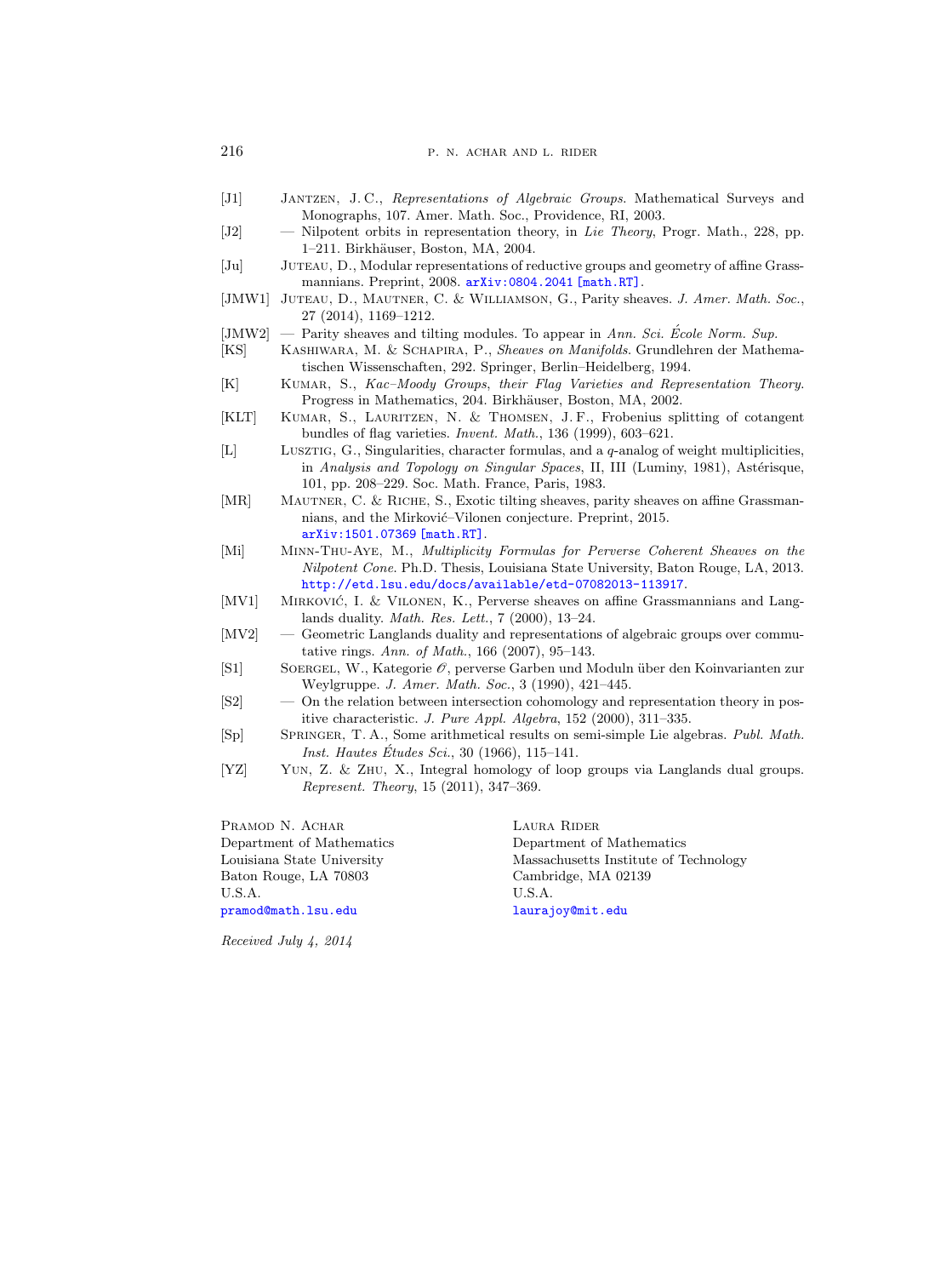[J1] Jantzen, J. C., *Representations of Algebraic Groups*. Mathematical Surveys and Monographs, 107. Amer. Math. Soc., Providence, RI, 2003.

[J2] — Nilpotent orbits in representation theory, in *Lie Theory*, Progr. Math., 228, pp. 1–211. Birkhäuser, Boston, MA, 2004.

[Ju] Juteau, D., Modular representations of reductive groups and geometry of affine Grassmannians. Preprint, 2008. arXiv:0804.2041 [math.RT].

[JMW1] Juteau, D., Mautner, C. & Williamson, G., Parity sheaves. *J. Amer. Math. Soc.*, 27 (2014), 1169–1212.

[JMW2] — Parity sheaves and tilting modules. To appear in *Ann. Sci. École Norm. Sup.*

[KS] Kashiwara, M. & Schapira, P., *Sheaves on Manifolds*. Grundlehren der Mathematischen Wissenschaften, 292. Springer, Berlin–Heidelberg, 1994.

[K] Kumar, S., *Kac–Moody Groups, their Flag Varieties and Representation Theory*. Progress in Mathematics, 204. Birkhäuser, Boston, MA, 2002.

[KLT] Kumar, S., Lauritzen, N. & Thomsen, J. F., Frobenius splitting of cotangent bundles of flag varieties. *Invent. Math.*, 136 (1999), 603–621.

[L] Lusztig, G., Singularities, character formulas, and a $q$-analog of weight multiplicities, in *Analysis and Topology on Singular Spaces*, II, III (Luminy, 1981), Astérisque, 101, pp. 208–229. Soc. Math. France, Paris, 1983.

[MR] Mautner, C. & Riche, S., Exotic tilting sheaves, parity sheaves on affine Grassmannians, and the Mirković–Vilonen conjecture. Preprint, 2015. arXiv:1501.07369 [math.RT].

[Mi] Minn-Thu-Aye, M., *Multiplicity Formulas for Perverse Coherent Sheaves on the Nilpotent Cone*. Ph.D. Thesis, Louisiana State University, Baton Rouge, LA, 2013. http://etd.lsu.edu/docs/available/etd-07082013-113917.

[MV1] Mirković, I. & Vilonen, K., Perverse sheaves on affine Grassmannians and Langlands duality. *Math. Res. Lett.*, 7 (2000), 13–24.

[MV2] — Geometric Langlands duality and representations of algebraic groups over commutative rings. *Ann. of Math.*, 166 (2007), 95–143.

[S1] Soergel, W., Kategorie $\mathscr{O}$, perverse Garben und Moduln über den Koinvarianten zur Weylgruppe. *J. Amer. Math. Soc.*, 3 (1990), 421–445.

[S2] — On the relation between intersection cohomology and representation theory in positive characteristic. *J. Pure Appl. Algebra*, 152 (2000), 311–335.

[Sp] Springer, T. A., Some arithmetical results on semi-simple Lie algebras. *Publ. Math. Inst. Hautes Études Sci.*, 30 (1966), 115–141.

[YZ] Yun, Z. & Zhu, X., Integral homology of loop groups via Langlands dual groups. *Represent. Theory*, 15 (2011), 347–369.

Pramod N. Achar
Department of Mathematics
Louisiana State University
Baton Rouge, LA 70803
U.S.A.
pramod@math.lsu.edu

Laura Rider
Department of Mathematics
Massachusetts Institute of Technology
Cambridge, MA 02139
U.S.A.
laurajoy@mit.edu

*Received July 4, 2014*